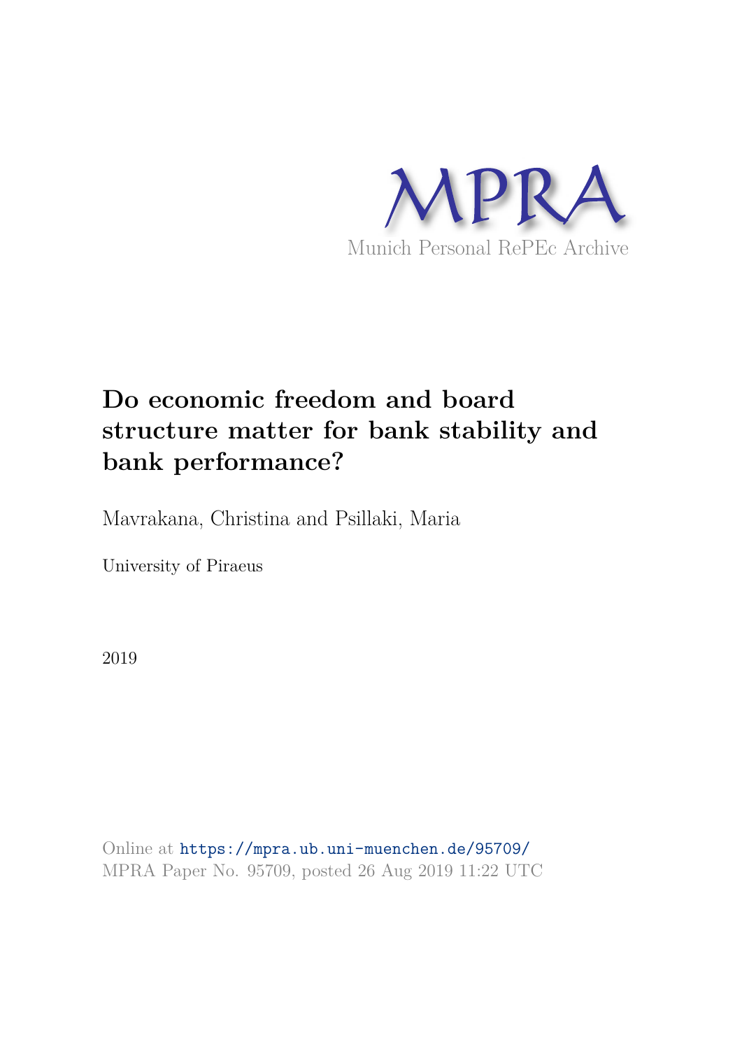MPRA

Munich Personal RePEc Archive

# Do economic freedom and board structure matter for bank stability and bank performance?

Mavrakana, Christina and Psillaki, Maria

University of Piraeus

2019

Online at https://mpra.ub.uni-muenchen.de/95709/
MPRA Paper No. 95709, posted 26 Aug 2019 11:22 UTC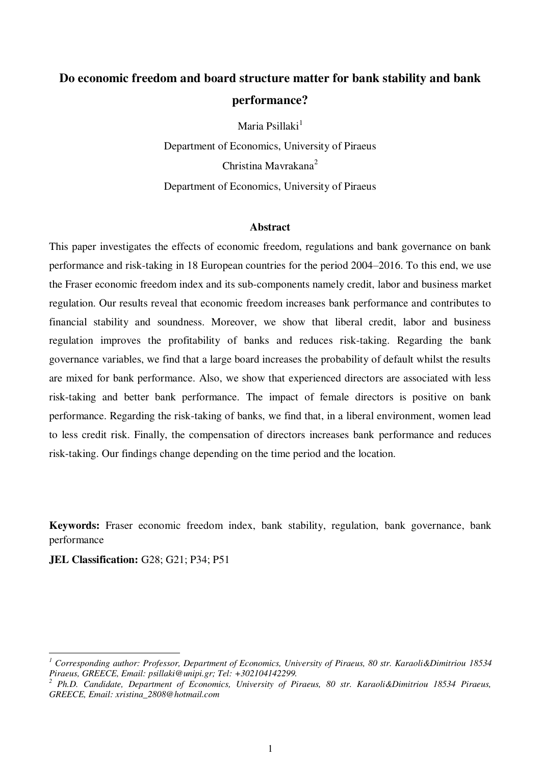# Do economic freedom and board structure matter for bank stability and bank performance?

Maria Psillaki[1]

Department of Economics, University of Piraeus

Christina Mavrakana[2]

Department of Economics, University of Piraeus

## Abstract

This paper investigates the effects of economic freedom, regulations and bank governance on bank performance and risk-taking in 18 European countries for the period 2004–2016. To this end, we use the Fraser economic freedom index and its sub-components namely credit, labor and business market regulation. Our results reveal that economic freedom increases bank performance and contributes to financial stability and soundness. Moreover, we show that liberal credit, labor and business regulation improves the profitability of banks and reduces risk-taking. Regarding the bank governance variables, we find that a large board increases the probability of default whilst the results are mixed for bank performance. Also, we show that experienced directors are associated with less risk-taking and better bank performance. The impact of female directors is positive on bank performance. Regarding the risk-taking of banks, we find that, in a liberal environment, women lead to less credit risk. Finally, the compensation of directors increases bank performance and reduces risk-taking. Our findings change depending on the time period and the location.

**Keywords:** Fraser economic freedom index, bank stability, regulation, bank governance, bank performance

**JEL Classification:** G28; G21; P34; P51

---

[1] *Corresponding author: Professor, Department of Economics, University of Piraeus, 80 str. Karaoli&Dimitriou 18534 Piraeus, GREECE, Email: psillaki@unipi.gr; Tel: +302104142299.*

[2] *Ph.D. Candidate, Department of Economics, University of Piraeus, 80 str. Karaoli&Dimitriou 18534 Piraeus, GREECE, Email: xristina_2808@hotmail.com*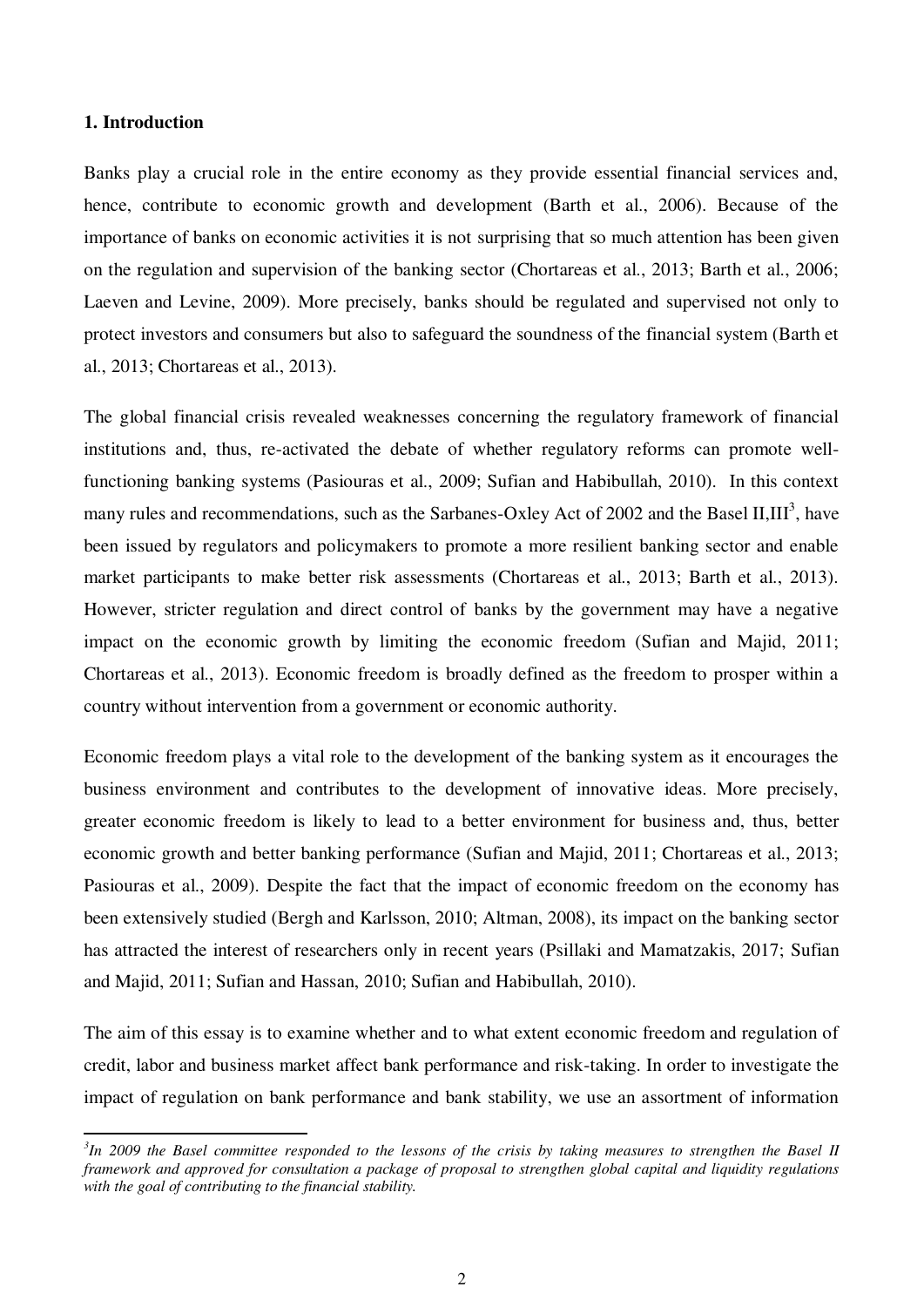## 1. Introduction

Banks play a crucial role in the entire economy as they provide essential financial services and, hence, contribute to economic growth and development (Barth et al., 2006). Because of the importance of banks on economic activities it is not surprising that so much attention has been given on the regulation and supervision of the banking sector (Chortareas et al., 2013; Barth et al., 2006; Laeven and Levine, 2009). More precisely, banks should be regulated and supervised not only to protect investors and consumers but also to safeguard the soundness of the financial system (Barth et al., 2013; Chortareas et al., 2013).

The global financial crisis revealed weaknesses concerning the regulatory framework of financial institutions and, thus, re-activated the debate of whether regulatory reforms can promote well-functioning banking systems (Pasiouras et al., 2009; Sufian and Habibullah, 2010). In this context many rules and recommendations, such as the Sarbanes-Oxley Act of 2002 and the Basel II,III[3], have been issued by regulators and policymakers to promote a more resilient banking sector and enable market participants to make better risk assessments (Chortareas et al., 2013; Barth et al., 2013). However, stricter regulation and direct control of banks by the government may have a negative impact on the economic growth by limiting the economic freedom (Sufian and Majid, 2011; Chortareas et al., 2013). Economic freedom is broadly defined as the freedom to prosper within a country without intervention from a government or economic authority.

Economic freedom plays a vital role to the development of the banking system as it encourages the business environment and contributes to the development of innovative ideas. More precisely, greater economic freedom is likely to lead to a better environment for business and, thus, better economic growth and better banking performance (Sufian and Majid, 2011; Chortareas et al., 2013; Pasiouras et al., 2009). Despite the fact that the impact of economic freedom on the economy has been extensively studied (Bergh and Karlsson, 2010; Altman, 2008), its impact on the banking sector has attracted the interest of researchers only in recent years (Psillaki and Mamatzakis, 2017; Sufian and Majid, 2011; Sufian and Hassan, 2010; Sufian and Habibullah, 2010).

The aim of this essay is to examine whether and to what extent economic freedom and regulation of credit, labor and business market affect bank performance and risk-taking. In order to investigate the impact of regulation on bank performance and bank stability, we use an assortment of information

---

*[3]In 2009 the Basel committee responded to the lessons of the crisis by taking measures to strengthen the Basel II framework and approved for consultation a package of proposal to strengthen global capital and liquidity regulations with the goal of contributing to the financial stability.*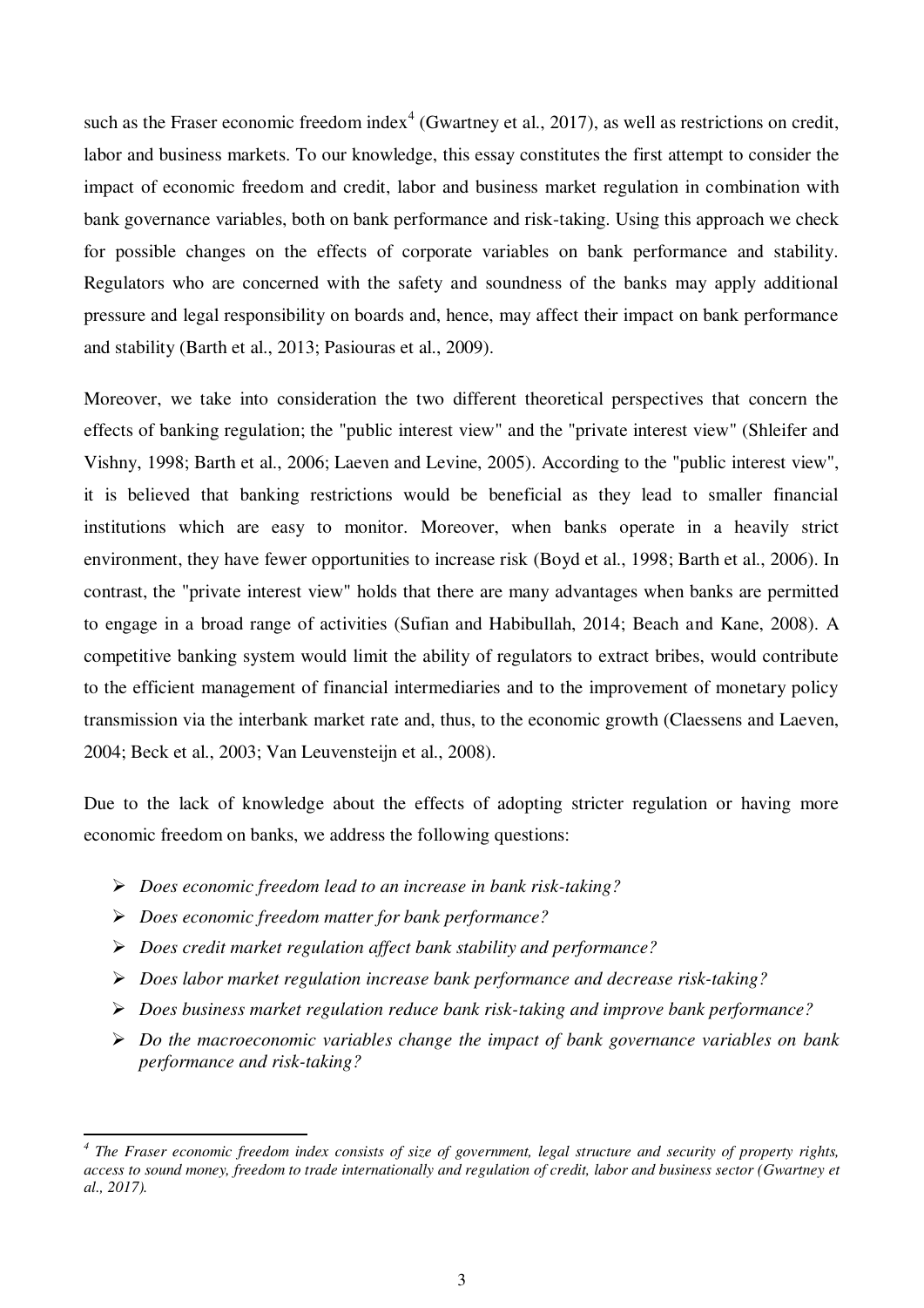such as the Fraser economic freedom index[4] (Gwartney et al., 2017), as well as restrictions on credit, labor and business markets. To our knowledge, this essay constitutes the first attempt to consider the impact of economic freedom and credit, labor and business market regulation in combination with bank governance variables, both on bank performance and risk-taking. Using this approach we check for possible changes on the effects of corporate variables on bank performance and stability. Regulators who are concerned with the safety and soundness of the banks may apply additional pressure and legal responsibility on boards and, hence, may affect their impact on bank performance and stability (Barth et al., 2013; Pasiouras et al., 2009).

Moreover, we take into consideration the two different theoretical perspectives that concern the effects of banking regulation; the "public interest view" and the "private interest view" (Shleifer and Vishny, 1998; Barth et al., 2006; Laeven and Levine, 2005). According to the "public interest view", it is believed that banking restrictions would be beneficial as they lead to smaller financial institutions which are easy to monitor. Moreover, when banks operate in a heavily strict environment, they have fewer opportunities to increase risk (Boyd et al., 1998; Barth et al., 2006). In contrast, the "private interest view" holds that there are many advantages when banks are permitted to engage in a broad range of activities (Sufian and Habibullah, 2014; Beach and Kane, 2008). A competitive banking system would limit the ability of regulators to extract bribes, would contribute to the efficient management of financial intermediaries and to the improvement of monetary policy transmission via the interbank market rate and, thus, to the economic growth (Claessens and Laeven, 2004; Beck et al., 2003; Van Leuvensteijn et al., 2008).

Due to the lack of knowledge about the effects of adopting stricter regulation or having more economic freedom on banks, we address the following questions:

- *Does economic freedom lead to an increase in bank risk-taking?*
- *Does economic freedom matter for bank performance?*
- *Does credit market regulation affect bank stability and performance?*
- *Does labor market regulation increase bank performance and decrease risk-taking?*
- *Does business market regulation reduce bank risk-taking and improve bank performance?*
- *Do the macroeconomic variables change the impact of bank governance variables on bank performance and risk-taking?*

---

[4] *The Fraser economic freedom index consists of size of government, legal structure and security of property rights, access to sound money, freedom to trade internationally and regulation of credit, labor and business sector (Gwartney et al., 2017).*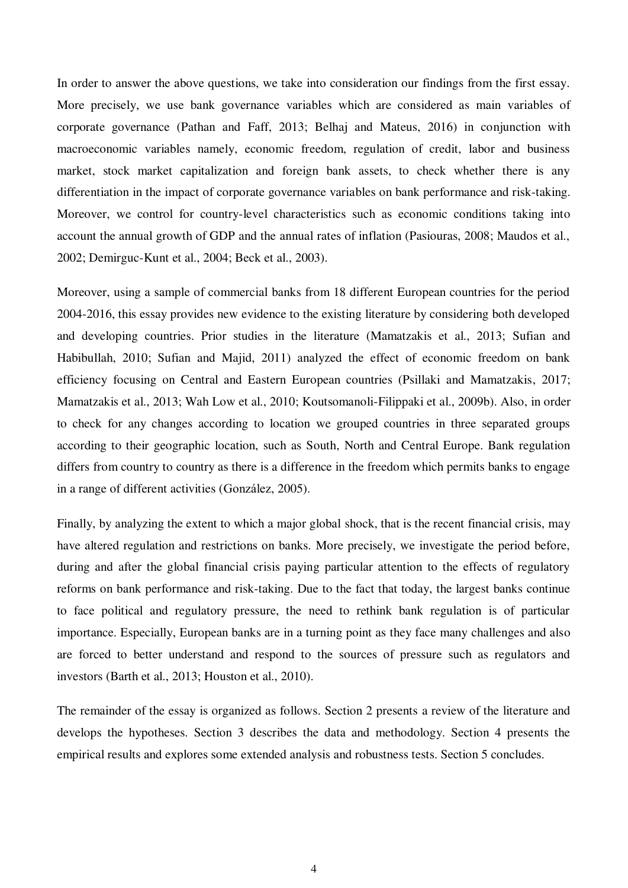In order to answer the above questions, we take into consideration our findings from the first essay. More precisely, we use bank governance variables which are considered as main variables of corporate governance (Pathan and Faff, 2013; Belhaj and Mateus, 2016) in conjunction with macroeconomic variables namely, economic freedom, regulation of credit, labor and business market, stock market capitalization and foreign bank assets, to check whether there is any differentiation in the impact of corporate governance variables on bank performance and risk-taking. Moreover, we control for country-level characteristics such as economic conditions taking into account the annual growth of GDP and the annual rates of inflation (Pasiouras, 2008; Maudos et al., 2002; Demirguc-Kunt et al., 2004; Beck et al., 2003).

Moreover, using a sample of commercial banks from 18 different European countries for the period 2004-2016, this essay provides new evidence to the existing literature by considering both developed and developing countries. Prior studies in the literature (Mamatzakis et al., 2013; Sufian and Habibullah, 2010; Sufian and Majid, 2011) analyzed the effect of economic freedom on bank efficiency focusing on Central and Eastern European countries (Psillaki and Mamatzakis, 2017; Mamatzakis et al., 2013; Wah Low et al., 2010; Koutsomanoli-Filippaki et al., 2009b). Also, in order to check for any changes according to location we grouped countries in three separated groups according to their geographic location, such as South, North and Central Europe. Bank regulation differs from country to country as there is a difference in the freedom which permits banks to engage in a range of different activities (González, 2005).

Finally, by analyzing the extent to which a major global shock, that is the recent financial crisis, may have altered regulation and restrictions on banks. More precisely, we investigate the period before, during and after the global financial crisis paying particular attention to the effects of regulatory reforms on bank performance and risk-taking. Due to the fact that today, the largest banks continue to face political and regulatory pressure, the need to rethink bank regulation is of particular importance. Especially, European banks are in a turning point as they face many challenges and also are forced to better understand and respond to the sources of pressure such as regulators and investors (Barth et al., 2013; Houston et al., 2010).

The remainder of the essay is organized as follows. Section 2 presents a review of the literature and develops the hypotheses. Section 3 describes the data and methodology. Section 4 presents the empirical results and explores some extended analysis and robustness tests. Section 5 concludes.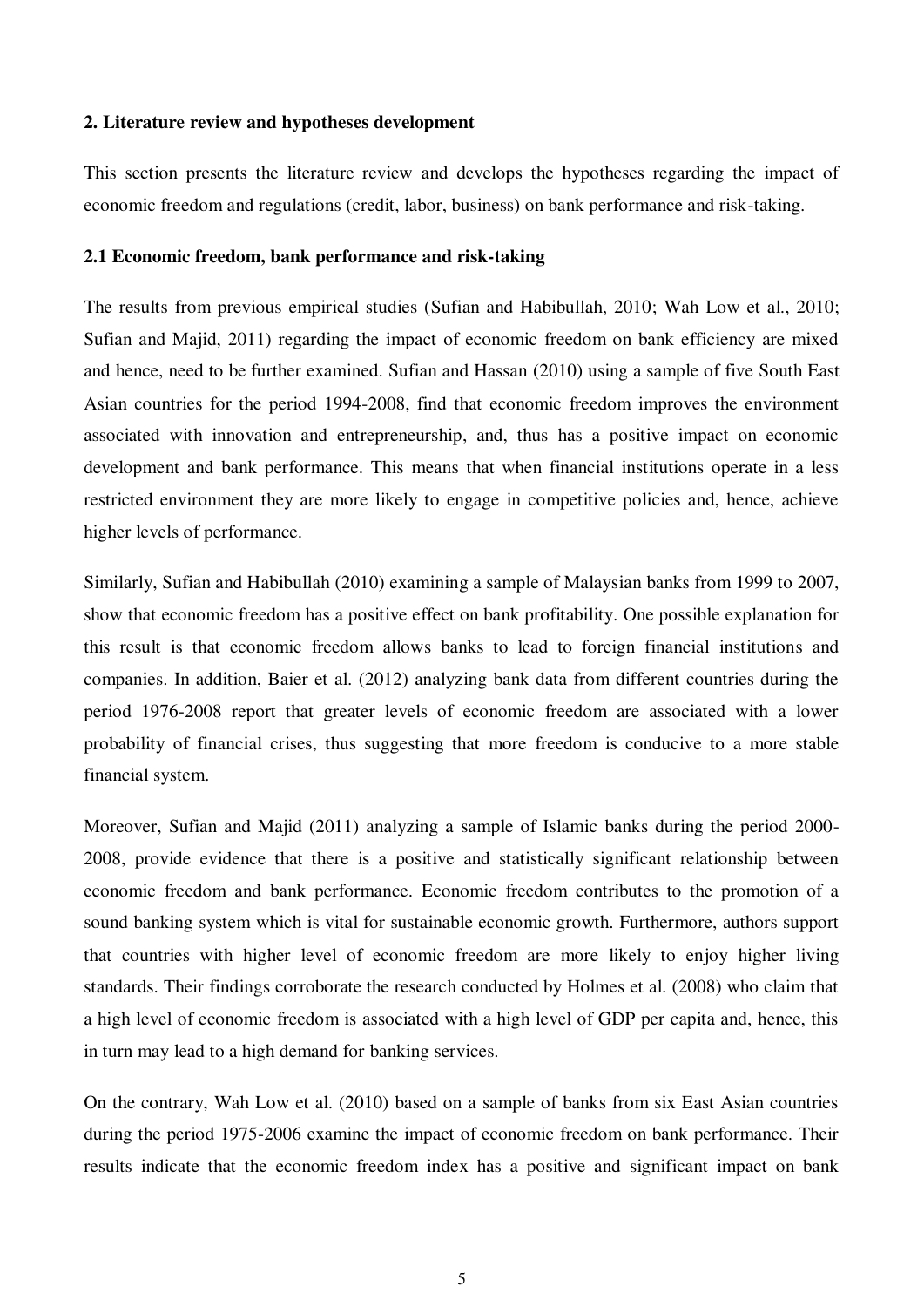## 2. Literature review and hypotheses development

This section presents the literature review and develops the hypotheses regarding the impact of economic freedom and regulations (credit, labor, business) on bank performance and risk-taking.

### 2.1 Economic freedom, bank performance and risk-taking

The results from previous empirical studies (Sufian and Habibullah, 2010; Wah Low et al., 2010; Sufian and Majid, 2011) regarding the impact of economic freedom on bank efficiency are mixed and hence, need to be further examined. Sufian and Hassan (2010) using a sample of five South East Asian countries for the period 1994-2008, find that economic freedom improves the environment associated with innovation and entrepreneurship, and, thus has a positive impact on economic development and bank performance. This means that when financial institutions operate in a less restricted environment they are more likely to engage in competitive policies and, hence, achieve higher levels of performance.

Similarly, Sufian and Habibullah (2010) examining a sample of Malaysian banks from 1999 to 2007, show that economic freedom has a positive effect on bank profitability. One possible explanation for this result is that economic freedom allows banks to lead to foreign financial institutions and companies. In addition, Baier et al. (2012) analyzing bank data from different countries during the period 1976-2008 report that greater levels of economic freedom are associated with a lower probability of financial crises, thus suggesting that more freedom is conducive to a more stable financial system.

Moreover, Sufian and Majid (2011) analyzing a sample of Islamic banks during the period 2000-2008, provide evidence that there is a positive and statistically significant relationship between economic freedom and bank performance. Economic freedom contributes to the promotion of a sound banking system which is vital for sustainable economic growth. Furthermore, authors support that countries with higher level of economic freedom are more likely to enjoy higher living standards. Their findings corroborate the research conducted by Holmes et al. (2008) who claim that a high level of economic freedom is associated with a high level of GDP per capita and, hence, this in turn may lead to a high demand for banking services.

On the contrary, Wah Low et al. (2010) based on a sample of banks from six East Asian countries during the period 1975-2006 examine the impact of economic freedom on bank performance. Their results indicate that the economic freedom index has a positive and significant impact on bank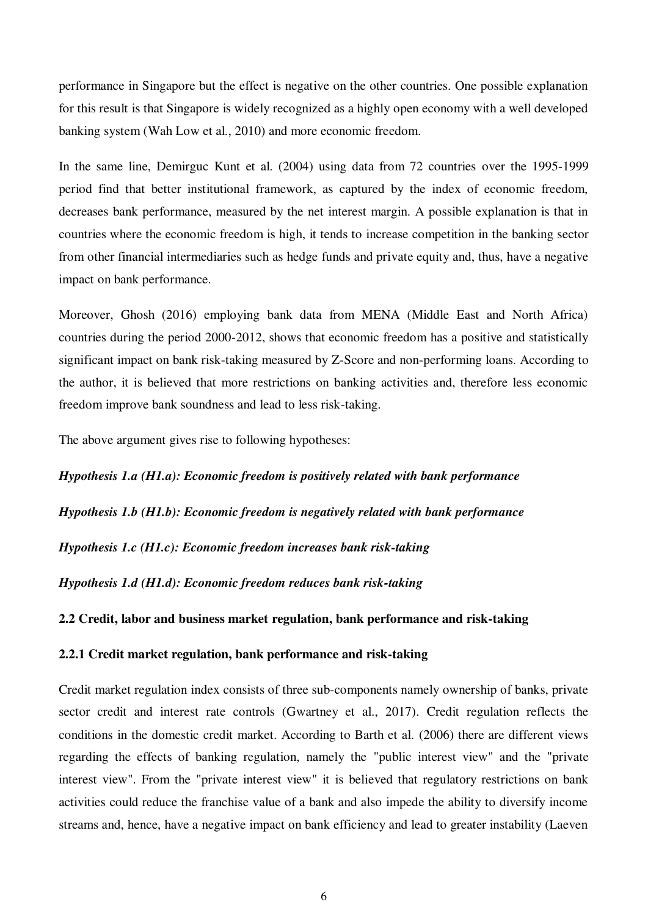performance in Singapore but the effect is negative on the other countries. One possible explanation for this result is that Singapore is widely recognized as a highly open economy with a well developed banking system (Wah Low et al., 2010) and more economic freedom.

In the same line, Demirguc Kunt et al. (2004) using data from 72 countries over the 1995-1999 period find that better institutional framework, as captured by the index of economic freedom, decreases bank performance, measured by the net interest margin. A possible explanation is that in countries where the economic freedom is high, it tends to increase competition in the banking sector from other financial intermediaries such as hedge funds and private equity and, thus, have a negative impact on bank performance.

Moreover, Ghosh (2016) employing bank data from MENA (Middle East and North Africa) countries during the period 2000-2012, shows that economic freedom has a positive and statistically significant impact on bank risk-taking measured by Z-Score and non-performing loans. According to the author, it is believed that more restrictions on banking activities and, therefore less economic freedom improve bank soundness and lead to less risk-taking.

The above argument gives rise to following hypotheses:

***Hypothesis 1.a (H1.a): Economic freedom is positively related with bank performance***

***Hypothesis 1.b (H1.b): Economic freedom is negatively related with bank performance***

***Hypothesis 1.c (H1.c): Economic freedom increases bank risk-taking***

***Hypothesis 1.d (H1.d): Economic freedom reduces bank risk-taking***

## 2.2 Credit, labor and business market regulation, bank performance and risk-taking

### 2.2.1 Credit market regulation, bank performance and risk-taking

Credit market regulation index consists of three sub-components namely ownership of banks, private sector credit and interest rate controls (Gwartney et al., 2017). Credit regulation reflects the conditions in the domestic credit market. According to Barth et al. (2006) there are different views regarding the effects of banking regulation, namely the "public interest view" and the "private interest view". From the "private interest view" it is believed that regulatory restrictions on bank activities could reduce the franchise value of a bank and also impede the ability to diversify income streams and, hence, have a negative impact on bank efficiency and lead to greater instability (Laeven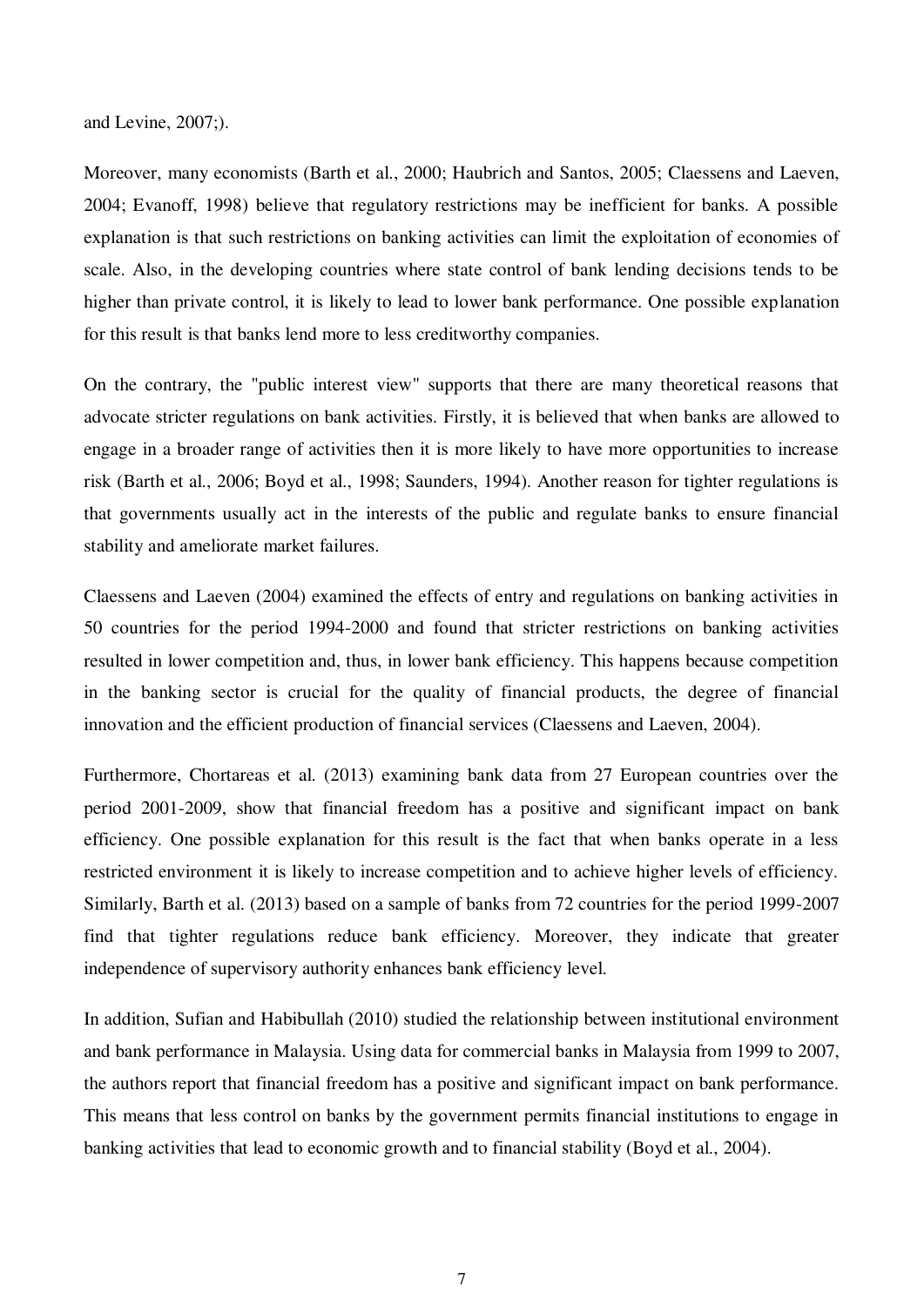and Levine, 2007;).

Moreover, many economists (Barth et al., 2000; Haubrich and Santos, 2005; Claessens and Laeven, 2004; Evanoff, 1998) believe that regulatory restrictions may be inefficient for banks. A possible explanation is that such restrictions on banking activities can limit the exploitation of economies of scale. Also, in the developing countries where state control of bank lending decisions tends to be higher than private control, it is likely to lead to lower bank performance. One possible explanation for this result is that banks lend more to less creditworthy companies.

On the contrary, the "public interest view" supports that there are many theoretical reasons that advocate stricter regulations on bank activities. Firstly, it is believed that when banks are allowed to engage in a broader range of activities then it is more likely to have more opportunities to increase risk (Barth et al., 2006; Boyd et al., 1998; Saunders, 1994). Another reason for tighter regulations is that governments usually act in the interests of the public and regulate banks to ensure financial stability and ameliorate market failures.

Claessens and Laeven (2004) examined the effects of entry and regulations on banking activities in 50 countries for the period 1994-2000 and found that stricter restrictions on banking activities resulted in lower competition and, thus, in lower bank efficiency. This happens because competition in the banking sector is crucial for the quality of financial products, the degree of financial innovation and the efficient production of financial services (Claessens and Laeven, 2004).

Furthermore, Chortareas et al. (2013) examining bank data from 27 European countries over the period 2001-2009, show that financial freedom has a positive and significant impact on bank efficiency. One possible explanation for this result is the fact that when banks operate in a less restricted environment it is likely to increase competition and to achieve higher levels of efficiency. Similarly, Barth et al. (2013) based on a sample of banks from 72 countries for the period 1999-2007 find that tighter regulations reduce bank efficiency. Moreover, they indicate that greater independence of supervisory authority enhances bank efficiency level.

In addition, Sufian and Habibullah (2010) studied the relationship between institutional environment and bank performance in Malaysia. Using data for commercial banks in Malaysia from 1999 to 2007, the authors report that financial freedom has a positive and significant impact on bank performance. This means that less control on banks by the government permits financial institutions to engage in banking activities that lead to economic growth and to financial stability (Boyd et al., 2004).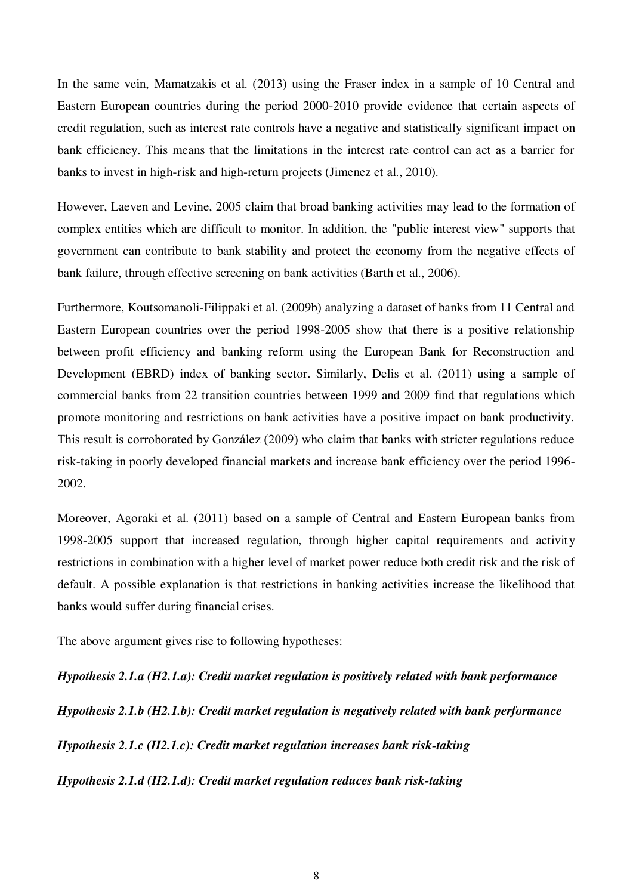In the same vein, Mamatzakis et al. (2013) using the Fraser index in a sample of 10 Central and Eastern European countries during the period 2000-2010 provide evidence that certain aspects of credit regulation, such as interest rate controls have a negative and statistically significant impact on bank efficiency. This means that the limitations in the interest rate control can act as a barrier for banks to invest in high-risk and high-return projects (Jimenez et al., 2010).

However, Laeven and Levine, 2005 claim that broad banking activities may lead to the formation of complex entities which are difficult to monitor. In addition, the "public interest view" supports that government can contribute to bank stability and protect the economy from the negative effects of bank failure, through effective screening on bank activities (Barth et al., 2006).

Furthermore, Koutsomanoli-Filippaki et al. (2009b) analyzing a dataset of banks from 11 Central and Eastern European countries over the period 1998-2005 show that there is a positive relationship between profit efficiency and banking reform using the European Bank for Reconstruction and Development (EBRD) index of banking sector. Similarly, Delis et al. (2011) using a sample of commercial banks from 22 transition countries between 1999 and 2009 find that regulations which promote monitoring and restrictions on bank activities have a positive impact on bank productivity. This result is corroborated by González (2009) who claim that banks with stricter regulations reduce risk-taking in poorly developed financial markets and increase bank efficiency over the period 1996-2002.

Moreover, Agoraki et al. (2011) based on a sample of Central and Eastern European banks from 1998-2005 support that increased regulation, through higher capital requirements and activity restrictions in combination with a higher level of market power reduce both credit risk and the risk of default. A possible explanation is that restrictions in banking activities increase the likelihood that banks would suffer during financial crises.

The above argument gives rise to following hypotheses:

***Hypothesis 2.1.a (H2.1.a): Credit market regulation is positively related with bank performance***

***Hypothesis 2.1.b (H2.1.b): Credit market regulation is negatively related with bank performance***

***Hypothesis 2.1.c (H2.1.c): Credit market regulation increases bank risk-taking***

***Hypothesis 2.1.d (H2.1.d): Credit market regulation reduces bank risk-taking***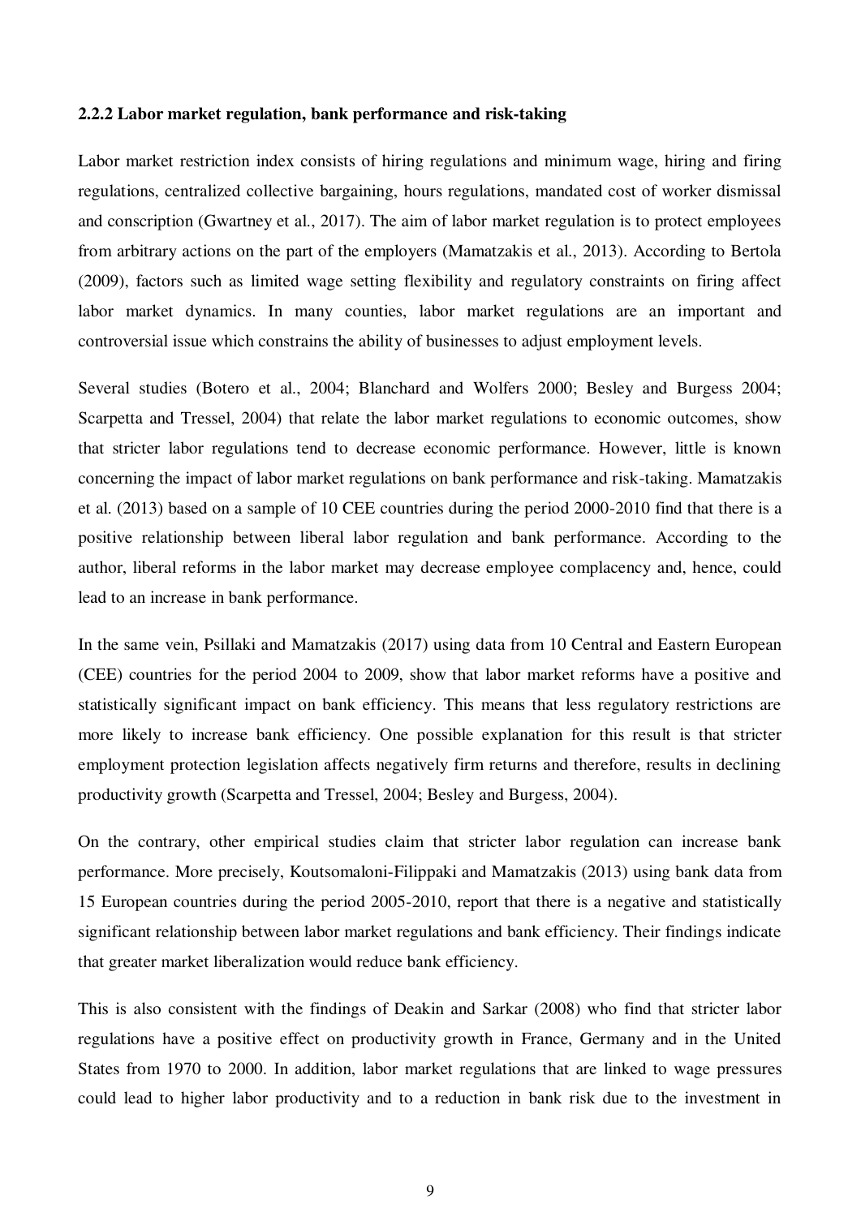### 2.2.2 Labor market regulation, bank performance and risk-taking

Labor market restriction index consists of hiring regulations and minimum wage, hiring and firing regulations, centralized collective bargaining, hours regulations, mandated cost of worker dismissal and conscription (Gwartney et al., 2017). The aim of labor market regulation is to protect employees from arbitrary actions on the part of the employers (Mamatzakis et al., 2013). According to Bertola (2009), factors such as limited wage setting flexibility and regulatory constraints on firing affect labor market dynamics. In many counties, labor market regulations are an important and controversial issue which constrains the ability of businesses to adjust employment levels.

Several studies (Botero et al., 2004; Blanchard and Wolfers 2000; Besley and Burgess 2004; Scarpetta and Tressel, 2004) that relate the labor market regulations to economic outcomes, show that stricter labor regulations tend to decrease economic performance. However, little is known concerning the impact of labor market regulations on bank performance and risk-taking. Mamatzakis et al. (2013) based on a sample of 10 CEE countries during the period 2000-2010 find that there is a positive relationship between liberal labor regulation and bank performance. According to the author, liberal reforms in the labor market may decrease employee complacency and, hence, could lead to an increase in bank performance.

In the same vein, Psillaki and Mamatzakis (2017) using data from 10 Central and Eastern European (CEE) countries for the period 2004 to 2009, show that labor market reforms have a positive and statistically significant impact on bank efficiency. This means that less regulatory restrictions are more likely to increase bank efficiency. One possible explanation for this result is that stricter employment protection legislation affects negatively firm returns and therefore, results in declining productivity growth (Scarpetta and Tressel, 2004; Besley and Burgess, 2004).

On the contrary, other empirical studies claim that stricter labor regulation can increase bank performance. More precisely, Koutsomaloni-Filippaki and Mamatzakis (2013) using bank data from 15 European countries during the period 2005-2010, report that there is a negative and statistically significant relationship between labor market regulations and bank efficiency. Their findings indicate that greater market liberalization would reduce bank efficiency.

This is also consistent with the findings of Deakin and Sarkar (2008) who find that stricter labor regulations have a positive effect on productivity growth in France, Germany and in the United States from 1970 to 2000. In addition, labor market regulations that are linked to wage pressures could lead to higher labor productivity and to a reduction in bank risk due to the investment in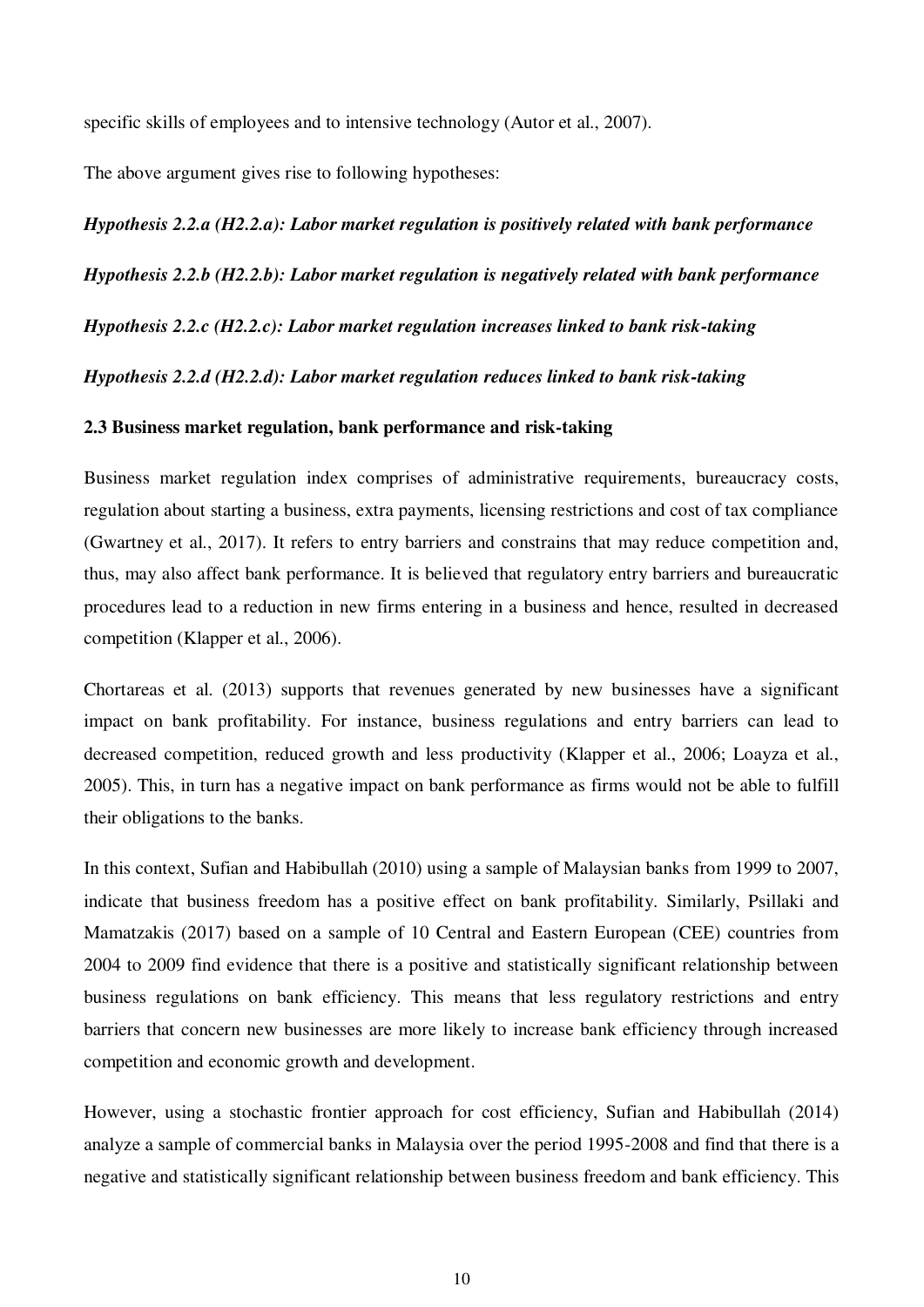specific skills of employees and to intensive technology (Autor et al., 2007).

The above argument gives rise to following hypotheses:

***Hypothesis 2.2.a (H2.2.a): Labor market regulation is positively related with bank performance***

***Hypothesis 2.2.b (H2.2.b): Labor market regulation is negatively related with bank performance***

***Hypothesis 2.2.c (H2.2.c): Labor market regulation increases linked to bank risk-taking***

***Hypothesis 2.2.d (H2.2.d): Labor market regulation reduces linked to bank risk-taking***

### 2.3 Business market regulation, bank performance and risk-taking

Business market regulation index comprises of administrative requirements, bureaucracy costs, regulation about starting a business, extra payments, licensing restrictions and cost of tax compliance (Gwartney et al., 2017). It refers to entry barriers and constrains that may reduce competition and, thus, may also affect bank performance. It is believed that regulatory entry barriers and bureaucratic procedures lead to a reduction in new firms entering in a business and hence, resulted in decreased competition (Klapper et al., 2006).

Chortareas et al. (2013) supports that revenues generated by new businesses have a significant impact on bank profitability. For instance, business regulations and entry barriers can lead to decreased competition, reduced growth and less productivity (Klapper et al., 2006; Loayza et al., 2005). This, in turn has a negative impact on bank performance as firms would not be able to fulfill their obligations to the banks.

In this context, Sufian and Habibullah (2010) using a sample of Malaysian banks from 1999 to 2007, indicate that business freedom has a positive effect on bank profitability. Similarly, Psillaki and Mamatzakis (2017) based on a sample of 10 Central and Eastern European (CEE) countries from 2004 to 2009 find evidence that there is a positive and statistically significant relationship between business regulations on bank efficiency. This means that less regulatory restrictions and entry barriers that concern new businesses are more likely to increase bank efficiency through increased competition and economic growth and development.

However, using a stochastic frontier approach for cost efficiency, Sufian and Habibullah (2014) analyze a sample of commercial banks in Malaysia over the period 1995-2008 and find that there is a negative and statistically significant relationship between business freedom and bank efficiency. This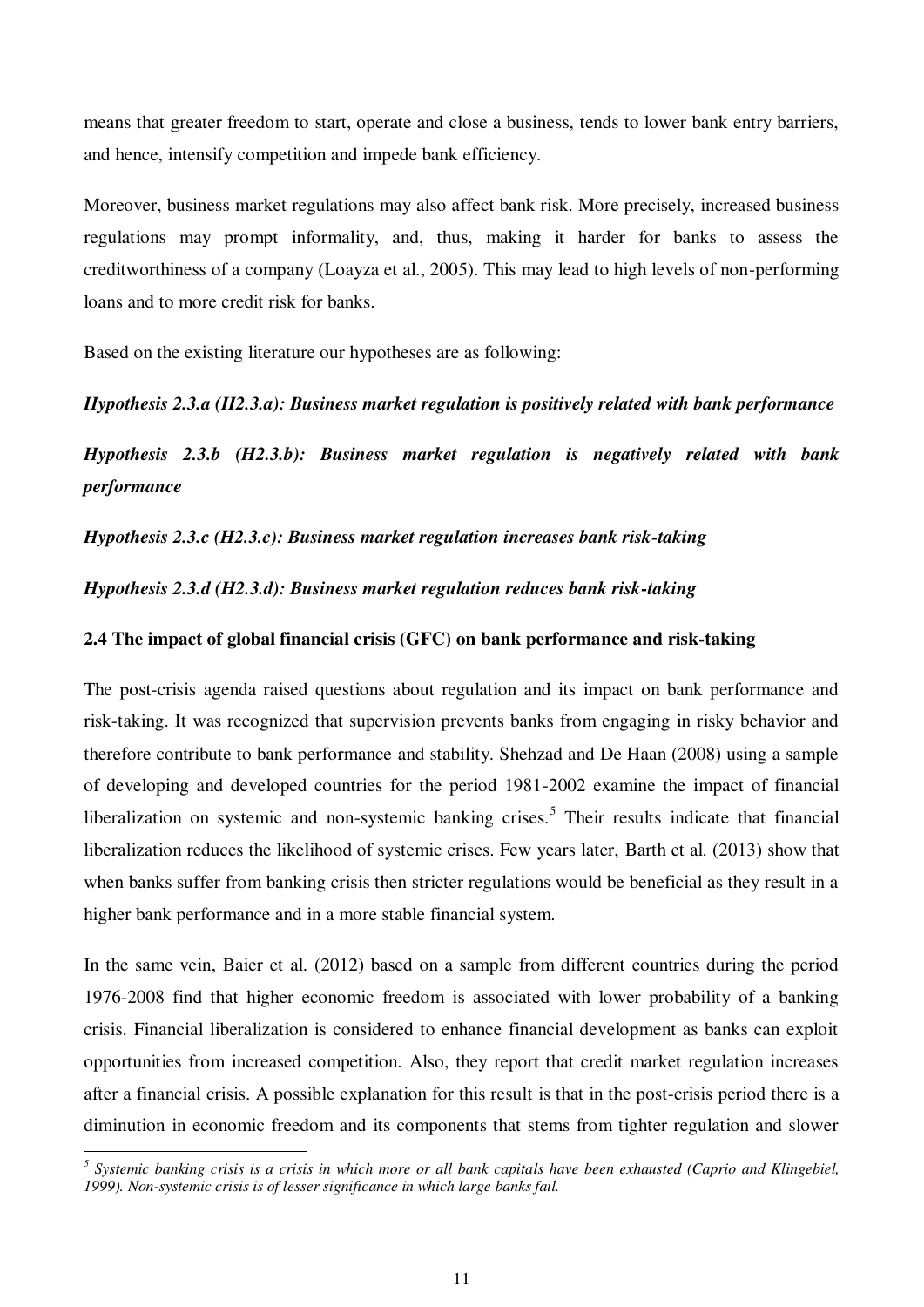means that greater freedom to start, operate and close a business, tends to lower bank entry barriers, and hence, intensify competition and impede bank efficiency.

Moreover, business market regulations may also affect bank risk. More precisely, increased business regulations may prompt informality, and, thus, making it harder for banks to assess the creditworthiness of a company (Loayza et al., 2005). This may lead to high levels of non-performing loans and to more credit risk for banks.

Based on the existing literature our hypotheses are as following:

***Hypothesis 2.3.a (H2.3.a): Business market regulation is positively related with bank performance***

***Hypothesis 2.3.b (H2.3.b): Business market regulation is negatively related with bank performance***

***Hypothesis 2.3.c (H2.3.c): Business market regulation increases bank risk-taking***

***Hypothesis 2.3.d (H2.3.d): Business market regulation reduces bank risk-taking***

### 2.4 The impact of global financial crisis (GFC) on bank performance and risk-taking

The post-crisis agenda raised questions about regulation and its impact on bank performance and risk-taking. It was recognized that supervision prevents banks from engaging in risky behavior and therefore contribute to bank performance and stability. Shehzad and De Haan (2008) using a sample of developing and developed countries for the period 1981-2002 examine the impact of financial liberalization on systemic and non-systemic banking crises.[5] Their results indicate that financial liberalization reduces the likelihood of systemic crises. Few years later, Barth et al. (2013) show that when banks suffer from banking crisis then stricter regulations would be beneficial as they result in a higher bank performance and in a more stable financial system.

In the same vein, Baier et al. (2012) based on a sample from different countries during the period 1976-2008 find that higher economic freedom is associated with lower probability of a banking crisis. Financial liberalization is considered to enhance financial development as banks can exploit opportunities from increased competition. Also, they report that credit market regulation increases after a financial crisis. A possible explanation for this result is that in the post-crisis period there is a diminution in economic freedom and its components that stems from tighter regulation and slower

[5] *Systemic banking crisis is a crisis in which more or all bank capitals have been exhausted (Caprio and Klingebiel, 1999). Non-systemic crisis is of lesser significance in which large banks fail.*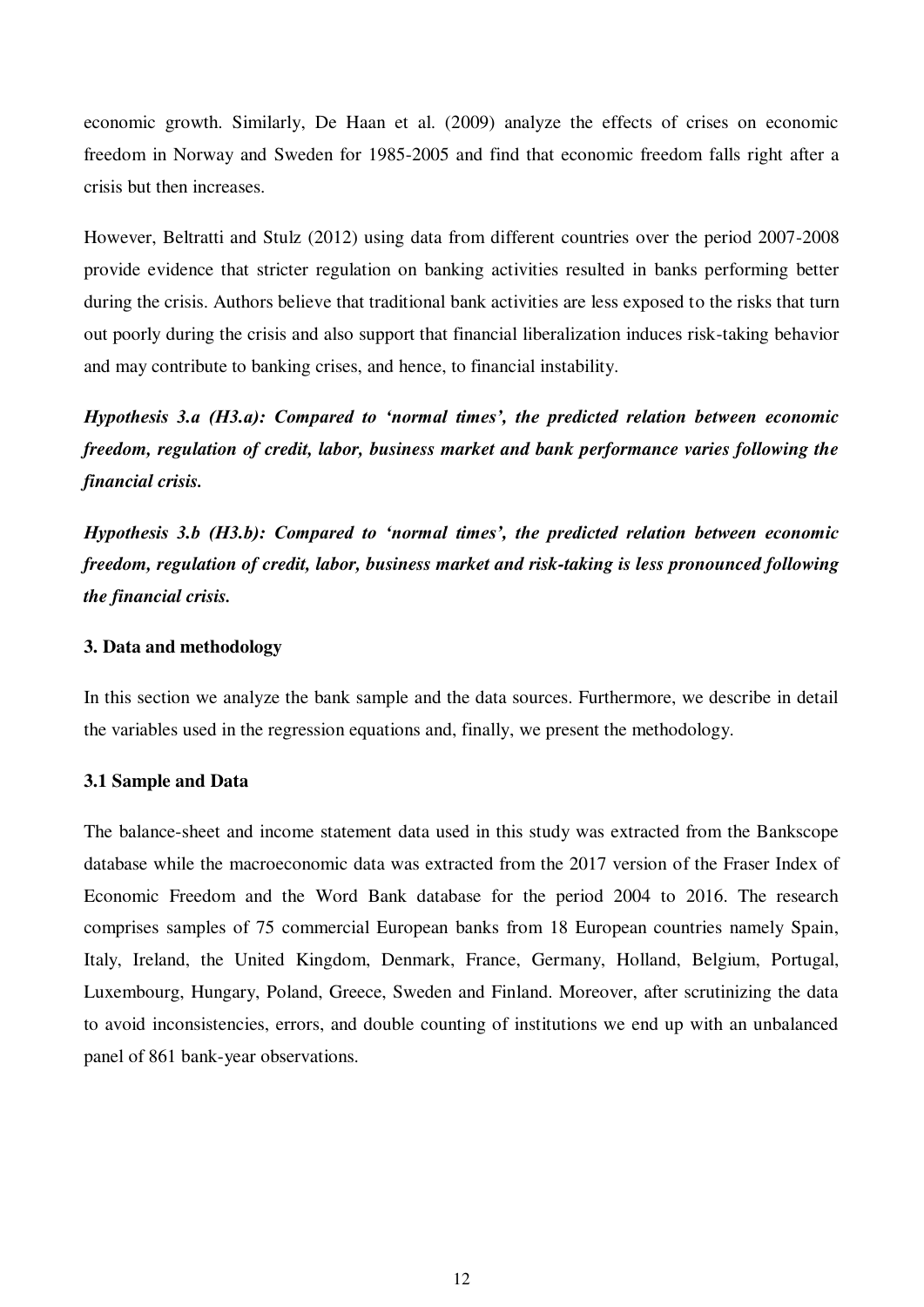economic growth. Similarly, De Haan et al. (2009) analyze the effects of crises on economic freedom in Norway and Sweden for 1985-2005 and find that economic freedom falls right after a crisis but then increases.

However, Beltratti and Stulz (2012) using data from different countries over the period 2007-2008 provide evidence that stricter regulation on banking activities resulted in banks performing better during the crisis. Authors believe that traditional bank activities are less exposed to the risks that turn out poorly during the crisis and also support that financial liberalization induces risk-taking behavior and may contribute to banking crises, and hence, to financial instability.

***Hypothesis 3.a (H3.a): Compared to 'normal times', the predicted relation between economic freedom, regulation of credit, labor, business market and bank performance varies following the financial crisis.***

***Hypothesis 3.b (H3.b): Compared to 'normal times', the predicted relation between economic freedom, regulation of credit, labor, business market and risk-taking is less pronounced following the financial crisis.***

## 3. Data and methodology

In this section we analyze the bank sample and the data sources. Furthermore, we describe in detail the variables used in the regression equations and, finally, we present the methodology.

### 3.1 Sample and Data

The balance-sheet and income statement data used in this study was extracted from the Bankscope database while the macroeconomic data was extracted from the 2017 version of the Fraser Index of Economic Freedom and the Word Bank database for the period 2004 to 2016. The research comprises samples of 75 commercial European banks from 18 European countries namely Spain, Italy, Ireland, the United Kingdom, Denmark, France, Germany, Holland, Belgium, Portugal, Luxembourg, Hungary, Poland, Greece, Sweden and Finland. Moreover, after scrutinizing the data to avoid inconsistencies, errors, and double counting of institutions we end up with an unbalanced panel of 861 bank-year observations.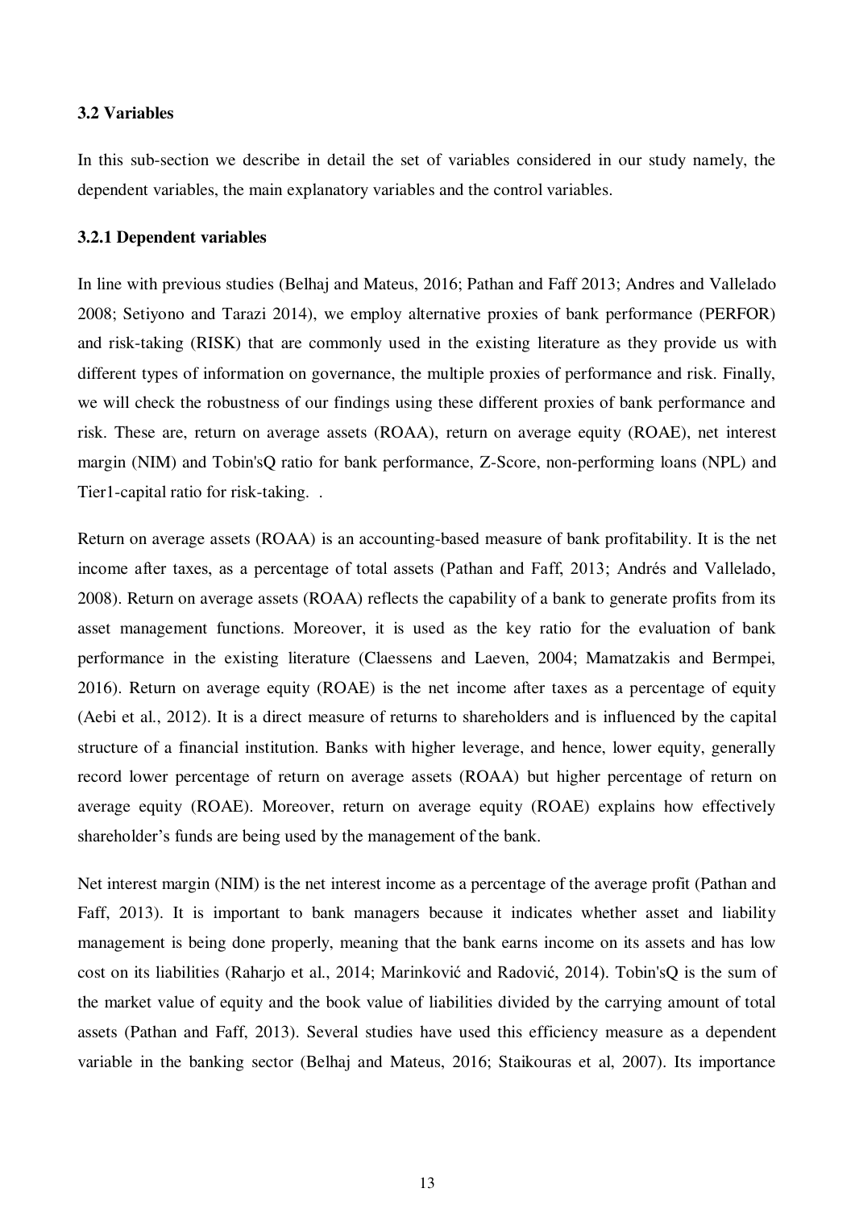### 3.2 Variables

In this sub-section we describe in detail the set of variables considered in our study namely, the dependent variables, the main explanatory variables and the control variables.

#### 3.2.1 Dependent variables

In line with previous studies (Belhaj and Mateus, 2016; Pathan and Faff 2013; Andres and Vallelado 2008; Setiyono and Tarazi 2014), we employ alternative proxies of bank performance (PERFOR) and risk-taking (RISK) that are commonly used in the existing literature as they provide us with different types of information on governance, the multiple proxies of performance and risk. Finally, we will check the robustness of our findings using these different proxies of bank performance and risk. These are, return on average assets (ROAA), return on average equity (ROAE), net interest margin (NIM) and Tobin'sQ ratio for bank performance, Z-Score, non-performing loans (NPL) and Tier1-capital ratio for risk-taking. .

Return on average assets (ROAA) is an accounting-based measure of bank profitability. It is the net income after taxes, as a percentage of total assets (Pathan and Faff, 2013; Andrés and Vallelado, 2008). Return on average assets (ROAA) reflects the capability of a bank to generate profits from its asset management functions. Moreover, it is used as the key ratio for the evaluation of bank performance in the existing literature (Claessens and Laeven, 2004; Mamatzakis and Bermpei, 2016). Return on average equity (ROAE) is the net income after taxes as a percentage of equity (Aebi et al., 2012). It is a direct measure of returns to shareholders and is influenced by the capital structure of a financial institution. Banks with higher leverage, and hence, lower equity, generally record lower percentage of return on average assets (ROAA) but higher percentage of return on average equity (ROAE). Moreover, return on average equity (ROAE) explains how effectively shareholder's funds are being used by the management of the bank.

Net interest margin (NIM) is the net interest income as a percentage of the average profit (Pathan and Faff, 2013). It is important to bank managers because it indicates whether asset and liability management is being done properly, meaning that the bank earns income on its assets and has low cost on its liabilities (Raharjo et al., 2014; Marinković and Radović, 2014). Tobin'sQ is the sum of the market value of equity and the book value of liabilities divided by the carrying amount of total assets (Pathan and Faff, 2013). Several studies have used this efficiency measure as a dependent variable in the banking sector (Belhaj and Mateus, 2016; Staikouras et al, 2007). Its importance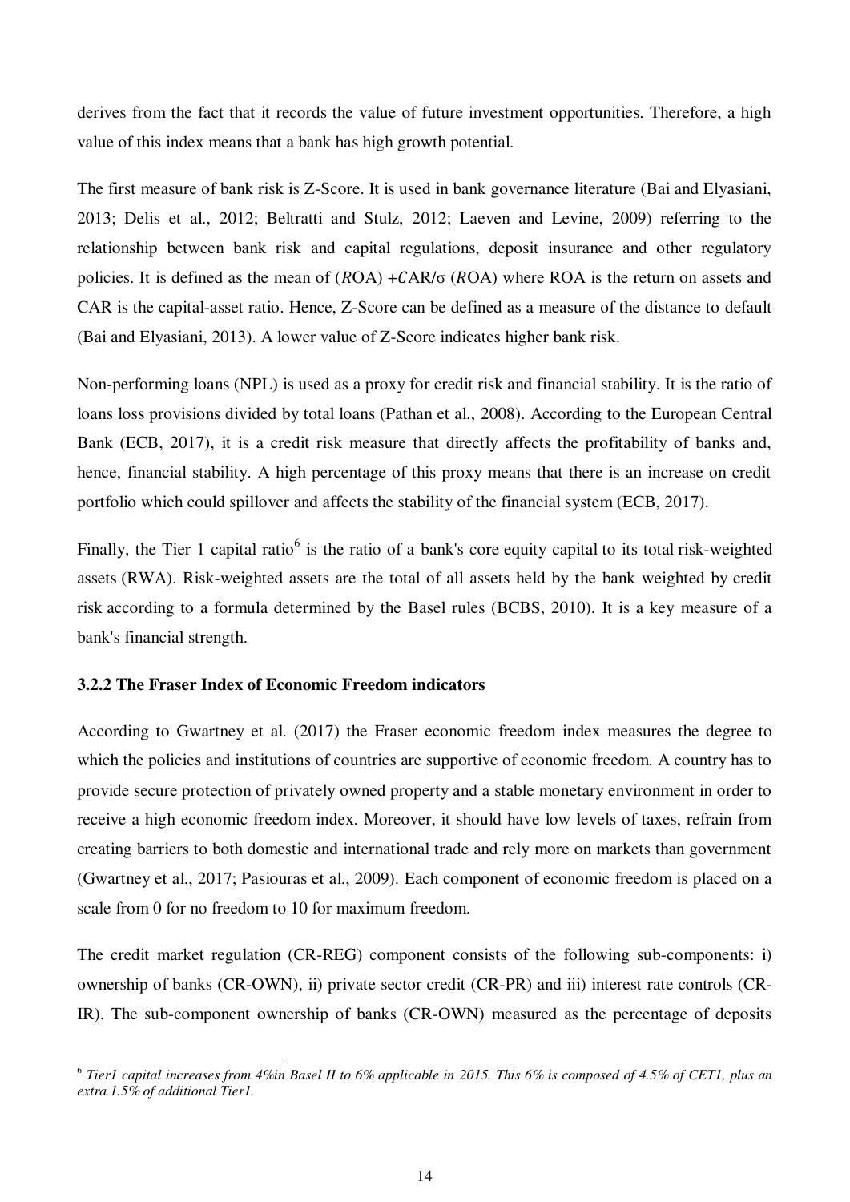derives from the fact that it records the value of future investment opportunities. Therefore, a high value of this index means that a bank has high growth potential.

The first measure of bank risk is Z-Score. It is used in bank governance literature (Bai and Elyasiani, 2013; Delis et al., 2012; Beltratti and Stulz, 2012; Laeven and Levine, 2009) referring to the relationship between bank risk and capital regulations, deposit insurance and other regulatory policies. It is defined as the mean of $(ROA) + CAR/\sigma\ (ROA)$ where ROA is the return on assets and CAR is the capital-asset ratio. Hence, Z-Score can be defined as a measure of the distance to default (Bai and Elyasiani, 2013). A lower value of Z-Score indicates higher bank risk.

Non-performing loans (NPL) is used as a proxy for credit risk and financial stability. It is the ratio of loans loss provisions divided by total loans (Pathan et al., 2008). According to the European Central Bank (ECB, 2017), it is a credit risk measure that directly affects the profitability of banks and, hence, financial stability. A high percentage of this proxy means that there is an increase on credit portfolio which could spillover and affects the stability of the financial system (ECB, 2017).

Finally, the Tier 1 capital ratio[6] is the ratio of a bank's core equity capital to its total risk-weighted assets (RWA). Risk-weighted assets are the total of all assets held by the bank weighted by credit risk according to a formula determined by the Basel rules (BCBS, 2010). It is a key measure of a bank's financial strength.

### 3.2.2 The Fraser Index of Economic Freedom indicators

According to Gwartney et al. (2017) the Fraser economic freedom index measures the degree to which the policies and institutions of countries are supportive of economic freedom. A country has to provide secure protection of privately owned property and a stable monetary environment in order to receive a high economic freedom index. Moreover, it should have low levels of taxes, refrain from creating barriers to both domestic and international trade and rely more on markets than government (Gwartney et al., 2017; Pasiouras et al., 2009). Each component of economic freedom is placed on a scale from 0 for no freedom to 10 for maximum freedom.

The credit market regulation (CR-REG) component consists of the following sub-components: i) ownership of banks (CR-OWN), ii) private sector credit (CR-PR) and iii) interest rate controls (CR-IR). The sub-component ownership of banks (CR-OWN) measured as the percentage of deposits

---

[6] *Tier1 capital increases from 4%in Basel II to 6% applicable in 2015. This 6% is composed of 4.5% of CET1, plus an extra 1.5% of additional Tier1.*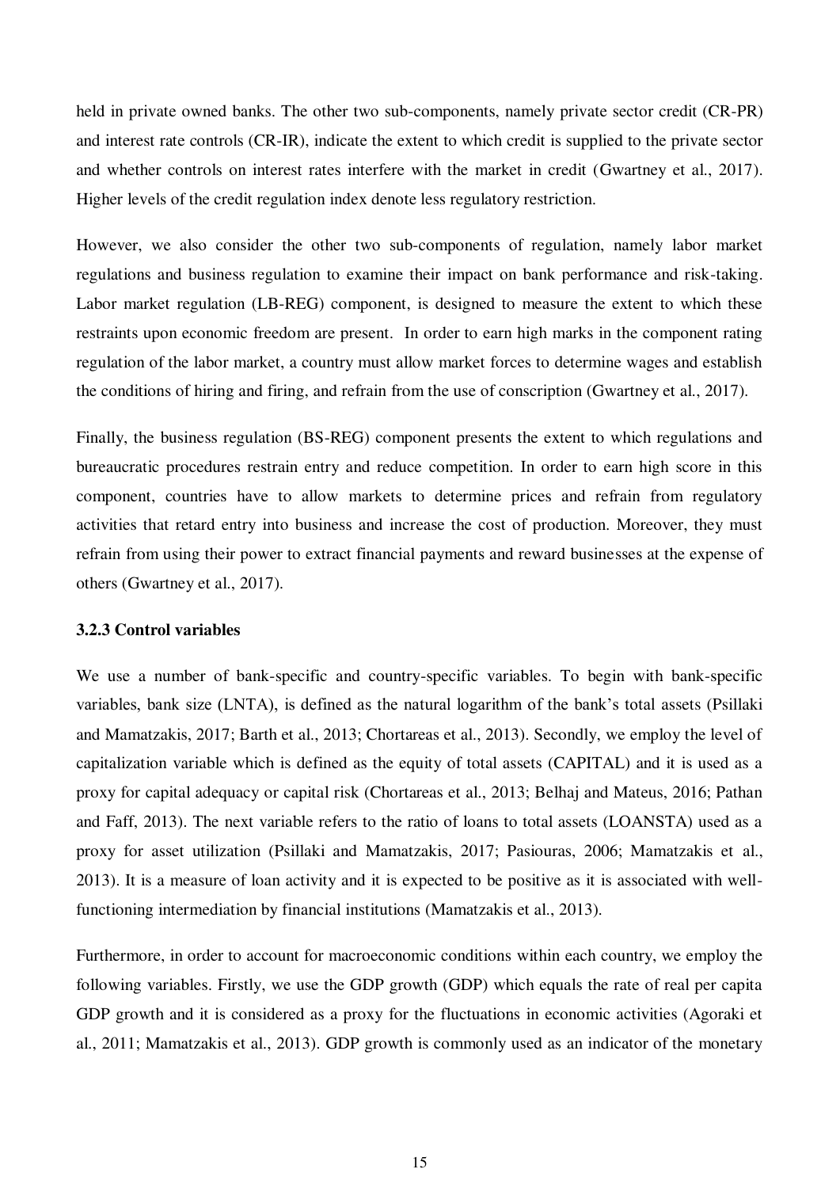held in private owned banks. The other two sub-components, namely private sector credit (CR-PR) and interest rate controls (CR-IR), indicate the extent to which credit is supplied to the private sector and whether controls on interest rates interfere with the market in credit (Gwartney et al., 2017). Higher levels of the credit regulation index denote less regulatory restriction.

However, we also consider the other two sub-components of regulation, namely labor market regulations and business regulation to examine their impact on bank performance and risk-taking. Labor market regulation (LB-REG) component, is designed to measure the extent to which these restraints upon economic freedom are present. In order to earn high marks in the component rating regulation of the labor market, a country must allow market forces to determine wages and establish the conditions of hiring and firing, and refrain from the use of conscription (Gwartney et al., 2017).

Finally, the business regulation (BS-REG) component presents the extent to which regulations and bureaucratic procedures restrain entry and reduce competition. In order to earn high score in this component, countries have to allow markets to determine prices and refrain from regulatory activities that retard entry into business and increase the cost of production. Moreover, they must refrain from using their power to extract financial payments and reward businesses at the expense of others (Gwartney et al., 2017).

### 3.2.3 Control variables

We use a number of bank-specific and country-specific variables. To begin with bank-specific variables, bank size (LNTA), is defined as the natural logarithm of the bank's total assets (Psillaki and Mamatzakis, 2017; Barth et al., 2013; Chortareas et al., 2013). Secondly, we employ the level of capitalization variable which is defined as the equity of total assets (CAPITAL) and it is used as a proxy for capital adequacy or capital risk (Chortareas et al., 2013; Belhaj and Mateus, 2016; Pathan and Faff, 2013). The next variable refers to the ratio of loans to total assets (LOANSTA) used as a proxy for asset utilization (Psillaki and Mamatzakis, 2017; Pasiouras, 2006; Mamatzakis et al., 2013). It is a measure of loan activity and it is expected to be positive as it is associated with well-functioning intermediation by financial institutions (Mamatzakis et al., 2013).

Furthermore, in order to account for macroeconomic conditions within each country, we employ the following variables. Firstly, we use the GDP growth (GDP) which equals the rate of real per capita GDP growth and it is considered as a proxy for the fluctuations in economic activities (Agoraki et al., 2011; Mamatzakis et al., 2013). GDP growth is commonly used as an indicator of the monetary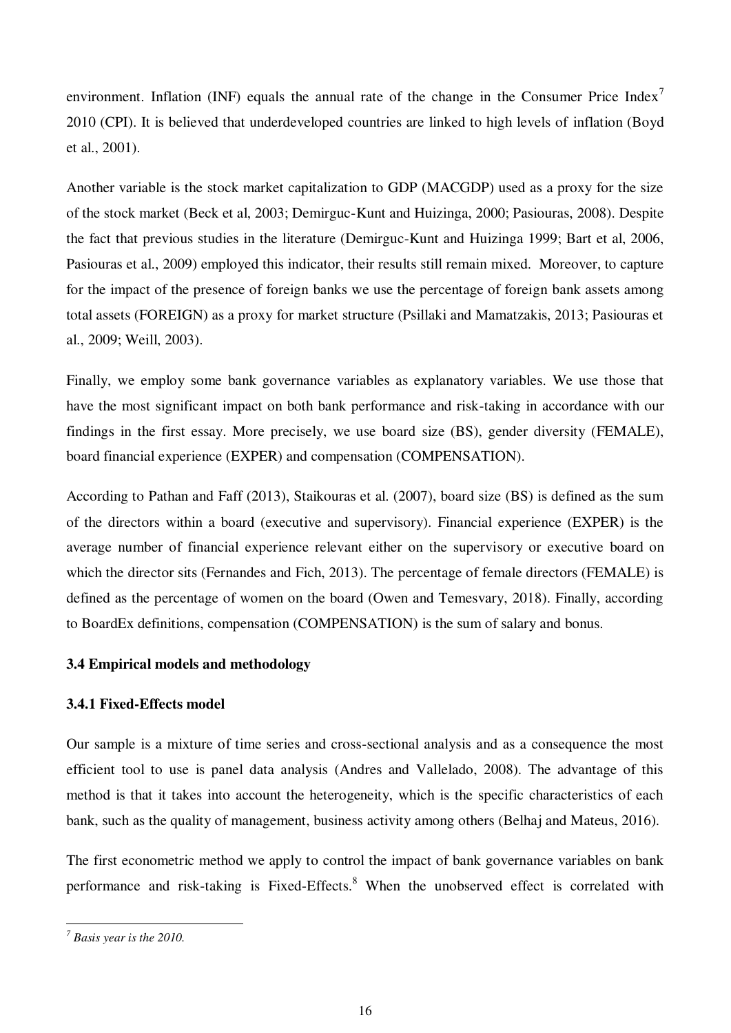environment. Inflation (INF) equals the annual rate of the change in the Consumer Price Index[7] 2010 (CPI). It is believed that underdeveloped countries are linked to high levels of inflation (Boyd et al., 2001).

Another variable is the stock market capitalization to GDP (MACGDP) used as a proxy for the size of the stock market (Beck et al, 2003; Demirguc-Kunt and Huizinga, 2000; Pasiouras, 2008). Despite the fact that previous studies in the literature (Demirguc-Kunt and Huizinga 1999; Bart et al, 2006, Pasiouras et al., 2009) employed this indicator, their results still remain mixed. Moreover, to capture for the impact of the presence of foreign banks we use the percentage of foreign bank assets among total assets (FOREIGN) as a proxy for market structure (Psillaki and Mamatzakis, 2013; Pasiouras et al., 2009; Weill, 2003).

Finally, we employ some bank governance variables as explanatory variables. We use those that have the most significant impact on both bank performance and risk-taking in accordance with our findings in the first essay. More precisely, we use board size (BS), gender diversity (FEMALE), board financial experience (EXPER) and compensation (COMPENSATION).

According to Pathan and Faff (2013), Staikouras et al. (2007), board size (BS) is defined as the sum of the directors within a board (executive and supervisory). Financial experience (EXPER) is the average number of financial experience relevant either on the supervisory or executive board on which the director sits (Fernandes and Fich, 2013). The percentage of female directors (FEMALE) is defined as the percentage of women on the board (Owen and Temesvary, 2018). Finally, according to BoardEx definitions, compensation (COMPENSATION) is the sum of salary and bonus.

### 3.4 Empirical models and methodology

#### 3.4.1 Fixed-Effects model

Our sample is a mixture of time series and cross-sectional analysis and as a consequence the most efficient tool to use is panel data analysis (Andres and Vallelado, 2008). The advantage of this method is that it takes into account the heterogeneity, which is the specific characteristics of each bank, such as the quality of management, business activity among others (Belhaj and Mateus, 2016).

The first econometric method we apply to control the impact of bank governance variables on bank performance and risk-taking is Fixed-Effects.[8] When the unobserved effect is correlated with

---

[7] *Basis year is the 2010.*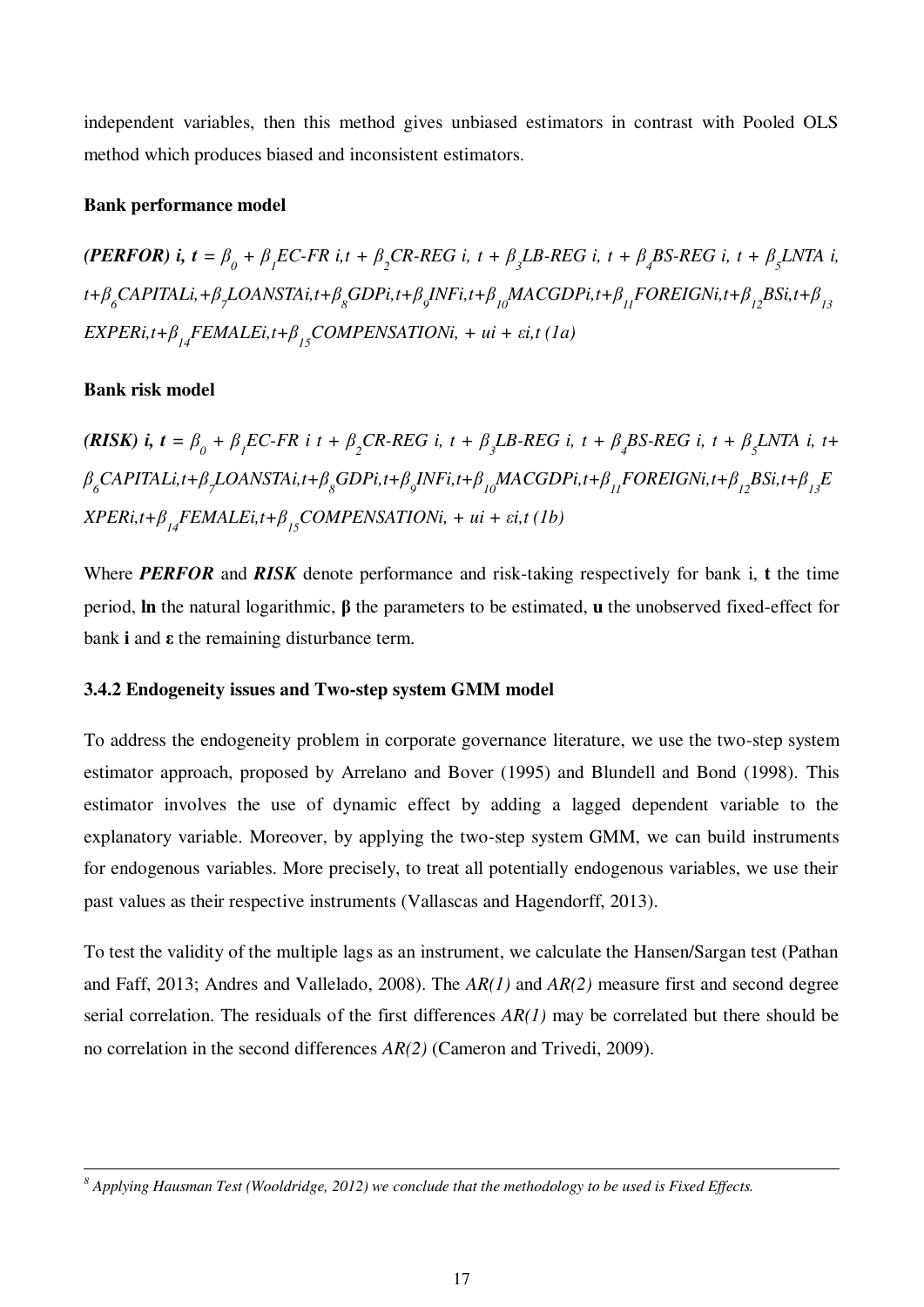independent variables, then this method gives unbiased estimators in contrast with Pooled OLS method which produces biased and inconsistent estimators.

**Bank performance model**

$$(PERFOR)_{i,t} = \beta_0 + \beta_1 EC\text{-}FR_{i,t} + \beta_2 CR\text{-}REG_{i,t} + \beta_3 LB\text{-}REG_{i,t} + \beta_4 BS\text{-}REG_{i,t} + \beta_5 LNTA_{i,t} + \beta_6 CAPITAL_{i,} + \beta_7 LOANSTA_{i,t} + \beta_8 GDP_{i,t} + \beta_9 INF_{i,t} + \beta_{10} MACGDP_{i,t} + \beta_{11} FOREIGN_{i,t} + \beta_{12} BS_{i,t} + \beta_{13} EXPER_{i,t} + \beta_{14} FEMALE_{i,t} + \beta_{15} COMPENSATION_{i,} + u_i + \varepsilon_{i,t} \quad (1a)$$

**Bank risk model**

$$(RISK)_{i,t} = \beta_0 + \beta_1 EC\text{-}FR_{i\,t} + \beta_2 CR\text{-}REG_{i,t} + \beta_3 LB\text{-}REG_{i,t} + \beta_4 BS\text{-}REG_{i,t} + \beta_5 LNTA_{i,t} + \beta_6 CAPITAL_{i,t} + \beta_7 LOANSTA_{i,t} + \beta_8 GDP_{i,t} + \beta_9 INF_{i,t} + \beta_{10} MACGDP_{i,t} + \beta_{11} FOREIGN_{i,t} + \beta_{12} BS_{i,t} + \beta_{13} EXPER_{i,t} + \beta_{14} FEMALE_{i,t} + \beta_{15} COMPENSATION_{i,} + u_i + \varepsilon_{i,t} \quad (1b)$$

Where ***PERFOR*** and ***RISK*** denote performance and risk-taking respectively for bank i, **t** the time period, **ln** the natural logarithmic, **β** the parameters to be estimated, **u** the unobserved fixed-effect for bank **i** and **ε** the remaining disturbance term.

### 3.4.2 Endogeneity issues and Two-step system GMM model

To address the endogeneity problem in corporate governance literature, we use the two-step system estimator approach, proposed by Arrelano and Bover (1995) and Blundell and Bond (1998). This estimator involves the use of dynamic effect by adding a lagged dependent variable to the explanatory variable. Moreover, by applying the two-step system GMM, we can build instruments for endogenous variables. More precisely, to treat all potentially endogenous variables, we use their past values as their respective instruments (Vallascas and Hagendorff, 2013).

To test the validity of the multiple lags as an instrument, we calculate the Hansen/Sargan test (Pathan and Faff, 2013; Andres and Vallelado, 2008). The *AR(1)* and *AR(2)* measure first and second degree serial correlation. The residuals of the first differences *AR(1)* may be correlated but there should be no correlation in the second differences *AR(2)* (Cameron and Trivedi, 2009).

[8] *Applying Hausman Test (Wooldridge, 2012) we conclude that the methodology to be used is Fixed Effects.*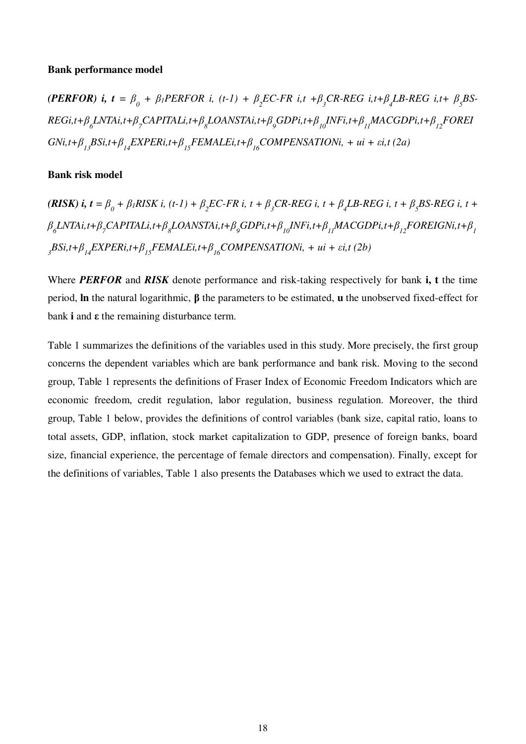**Bank performance model**

$$(\textbf{PERFOR})_{i,t} = \beta_0 + \beta_1 PERFOR_{i,(t-1)} + \beta_2 EC\text{-}FR_{i,t} + \beta_3 CR\text{-}REG_{i,t} + \beta_4 LB\text{-}REG_{i,t} + \beta_5 BS\text{-}REG_{i,t} + \beta_6 LNTA_{i,t} + \beta_7 CAPITAL_{i,t} + \beta_8 LOANSTA_{i,t} + \beta_9 GDP_{i,t} + \beta_{10} INF_{i,t} + \beta_{11} MACGDP_{i,t} + \beta_{12} FOREIGN_{i,t} + \beta_{13} BS_{i,t} + \beta_{14} EXPER_{i,t} + \beta_{15} FEMALE_{i,t} + \beta_{16} COMPENSATION_{i,} + u_i + \varepsilon_{i,t} \quad (2a)$$

**Bank risk model**

$$(\textbf{RISK})_{i,t} = \beta_0 + \beta_1 RISK_{i,(t-1)} + \beta_2 EC\text{-}FR_{i,t} + \beta_3 CR\text{-}REG_{i,t} + \beta_4 LB\text{-}REG_{i,t} + \beta_5 BS\text{-}REG_{i,t} + \beta_6 LNTA_{i,t} + \beta_7 CAPITAL_{i,t} + \beta_8 LOANSTA_{i,t} + \beta_9 GDP_{i,t} + \beta_{10} INF_{i,t} + \beta_{11} MACGDP_{i,t} + \beta_{12} FOREIGN_{i,t} + \beta_{13} BS_{i,t} + \beta_{14} EXPER_{i,t} + \beta_{15} FEMALE_{i,t} + \beta_{16} COMPENSATION_{i,} + u_i + \varepsilon_{i,t} \quad (2b)$$

Where ***PERFOR*** and ***RISK*** denote performance and risk-taking respectively for bank **i, t** the time period, **ln** the natural logarithmic, **β** the parameters to be estimated, **u** the unobserved fixed-effect for bank **i** and **ε** the remaining disturbance term.

Table 1 summarizes the definitions of the variables used in this study. More precisely, the first group concerns the dependent variables which are bank performance and bank risk. Moving to the second group, Table 1 represents the definitions of Fraser Index of Economic Freedom Indicators which are economic freedom, credit regulation, labor regulation, business regulation. Moreover, the third group, Table 1 below, provides the definitions of control variables (bank size, capital ratio, loans to total assets, GDP, inflation, stock market capitalization to GDP, presence of foreign banks, board size, financial experience, the percentage of female directors and compensation). Finally, except for the definitions of variables, Table 1 also presents the Databases which we used to extract the data.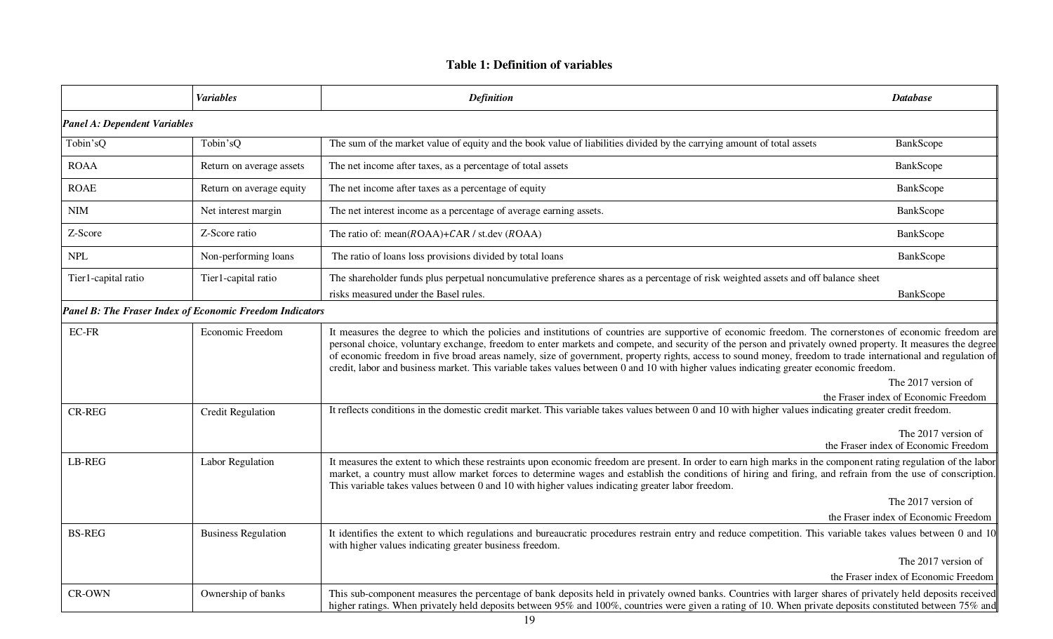**Table 1: Definition of variables**

| | *Variables* | *Definition* | *Database* |
|---|---|---|---|
| ***Panel A: Dependent Variables*** | | | |
| Tobin'sQ | Tobin'sQ | The sum of the market value of equity and the book value of liabilities divided by the carrying amount of total assets | BankScope |
| ROAA | Return on average assets | The net income after taxes, as a percentage of total assets | BankScope |
| ROAE | Return on average equity | The net income after taxes as a percentage of equity | BankScope |
| NIM | Net interest margin | The net interest income as a percentage of average earning assets. | BankScope |
| Z-Score | Z-Score ratio | The ratio of: mean($ROAA$)+$CAR$ / st.dev ($ROAA$) | BankScope |
| NPL | Non-performing loans | The ratio of loans loss provisions divided by total loans | BankScope |
| Tier1-capital ratio | Tier1-capital ratio | The shareholder funds plus perpetual noncumulative preference shares as a percentage of risk weighted assets and off balance sheet risks measured under the Basel rules. | BankScope |
| ***Panel B: The Fraser Index of Economic Freedom Indicators*** | | | |
| EC-FR | Economic Freedom | It measures the degree to which the policies and institutions of countries are supportive of economic freedom. The cornerstones of economic freedom are personal choice, voluntary exchange, freedom to enter markets and compete, and security of the person and privately owned property. It measures the degree of economic freedom in five broad areas namely, size of government, property rights, access to sound money, freedom to trade international and regulation of credit, labor and business market. This variable takes values between 0 and 10 with higher values indicating greater economic freedom. | The 2017 version of the Fraser index of Economic Freedom |
| CR-REG | Credit Regulation | It reflects conditions in the domestic credit market. This variable takes values between 0 and 10 with higher values indicating greater credit freedom. | The 2017 version of the Fraser index of Economic Freedom |
| LB-REG | Labor Regulation | It measures the extent to which these restraints upon economic freedom are present. In order to earn high marks in the component rating regulation of the labor market, a country must allow market forces to determine wages and establish the conditions of hiring and firing, and refrain from the use of conscription. This variable takes values between 0 and 10 with higher values indicating greater labor freedom. | The 2017 version of the Fraser index of Economic Freedom |
| BS-REG | Business Regulation | It identifies the extent to which regulations and bureaucratic procedures restrain entry and reduce competition. This variable takes values between 0 and 10 with higher values indicating greater business freedom. | The 2017 version of the Fraser index of Economic Freedom |
| CR-OWN | Ownership of banks | This sub-component measures the percentage of bank deposits held in privately owned banks. Countries with larger shares of privately held deposits received higher ratings. When privately held deposits between 95% and 100%, countries were given a rating of 10. When private deposits constituted between 75% and | |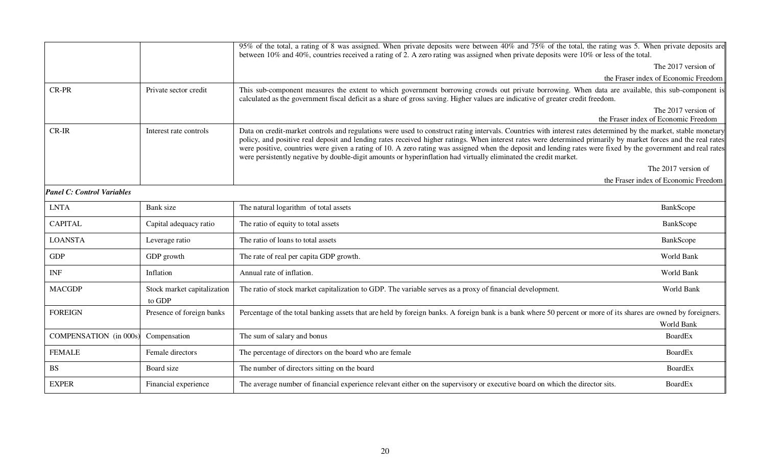| | | | |
|---|---|---|---|
| | | 95% of the total, a rating of 8 was assigned. When private deposits were between 40% and 75% of the total, the rating was 5. When private deposits are between 10% and 40%, countries received a rating of 2. A zero rating was assigned when private deposits were 10% or less of the total. | The 2017 version of the Fraser index of Economic Freedom |
| CR-PR | Private sector credit | This sub-component measures the extent to which government borrowing crowds out private borrowing. When data are available, this sub-component is calculated as the government fiscal deficit as a share of gross saving. Higher values are indicative of greater credit freedom. | The 2017 version of the Fraser index of Economic Freedom |
| CR-IR | Interest rate controls | Data on credit-market controls and regulations were used to construct rating intervals. Countries with interest rates determined by the market, stable monetary policy, and positive real deposit and lending rates received higher ratings. When interest rates were determined primarily by market forces and the real rates were positive, countries were given a rating of 10. A zero rating was assigned when the deposit and lending rates were fixed by the government and real rates were persistently negative by double-digit amounts or hyperinflation had virtually eliminated the credit market. | The 2017 version of the Fraser index of Economic Freedom |
| ***Panel C: Control Variables*** | | | |
| LNTA | Bank size | The natural logarithm of total assets | BankScope |
| CAPITAL | Capital adequacy ratio | The ratio of equity to total assets | BankScope |
| LOANSTA | Leverage ratio | The ratio of loans to total assets | BankScope |
| GDP | GDP growth | The rate of real per capita GDP growth. | World Bank |
| INF | Inflation | Annual rate of inflation. | World Bank |
| MACGDP | Stock market capitalization to GDP | The ratio of stock market capitalization to GDP. The variable serves as a proxy of financial development. | World Bank |
| FOREIGN | Presence of foreign banks | Percentage of the total banking assets that are held by foreign banks. A foreign bank is a bank where 50 percent or more of its shares are owned by foreigners. | World Bank |
| COMPENSATION (in 000s) | Compensation | The sum of salary and bonus | BoardEx |
| FEMALE | Female directors | The percentage of directors on the board who are female | BoardEx |
| BS | Board size | The number of directors sitting on the board | BoardEx |
| EXPER | Financial experience | The average number of financial experience relevant either on the supervisory or executive board on which the director sits. | BoardEx |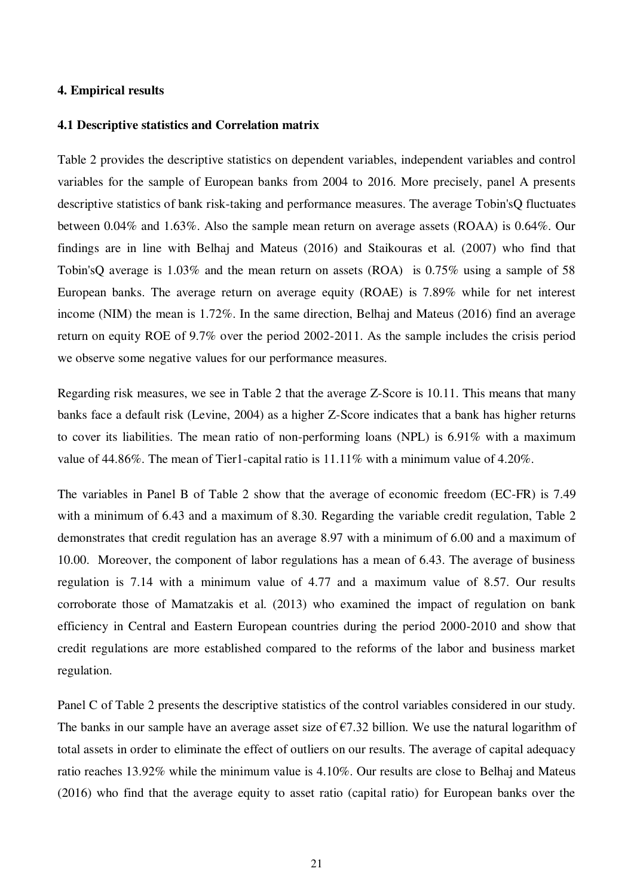## 4. Empirical results

### 4.1 Descriptive statistics and Correlation matrix

Table 2 provides the descriptive statistics on dependent variables, independent variables and control variables for the sample of European banks from 2004 to 2016. More precisely, panel A presents descriptive statistics of bank risk-taking and performance measures. The average Tobin'sQ fluctuates between 0.04% and 1.63%. Also the sample mean return on average assets (ROAA) is 0.64%. Our findings are in line with Belhaj and Mateus (2016) and Staikouras et al. (2007) who find that Tobin'sQ average is 1.03% and the mean return on assets (ROA) is 0.75% using a sample of 58 European banks. The average return on average equity (ROAE) is 7.89% while for net interest income (NIM) the mean is 1.72%. In the same direction, Belhaj and Mateus (2016) find an average return on equity ROE of 9.7% over the period 2002-2011. As the sample includes the crisis period we observe some negative values for our performance measures.

Regarding risk measures, we see in Table 2 that the average Z-Score is 10.11. This means that many banks face a default risk (Levine, 2004) as a higher Z-Score indicates that a bank has higher returns to cover its liabilities. The mean ratio of non-performing loans (NPL) is 6.91% with a maximum value of 44.86%. The mean of Tier1-capital ratio is 11.11% with a minimum value of 4.20%.

The variables in Panel B of Table 2 show that the average of economic freedom (EC-FR) is 7.49 with a minimum of 6.43 and a maximum of 8.30. Regarding the variable credit regulation, Table 2 demonstrates that credit regulation has an average 8.97 with a minimum of 6.00 and a maximum of 10.00. Moreover, the component of labor regulations has a mean of 6.43. The average of business regulation is 7.14 with a minimum value of 4.77 and a maximum value of 8.57. Our results corroborate those of Mamatzakis et al. (2013) who examined the impact of regulation on bank efficiency in Central and Eastern European countries during the period 2000-2010 and show that credit regulations are more established compared to the reforms of the labor and business market regulation.

Panel C of Table 2 presents the descriptive statistics of the control variables considered in our study. The banks in our sample have an average asset size of €7.32 billion. We use the natural logarithm of total assets in order to eliminate the effect of outliers on our results. The average of capital adequacy ratio reaches 13.92% while the minimum value is 4.10%. Our results are close to Belhaj and Mateus (2016) who find that the average equity to asset ratio (capital ratio) for European banks over the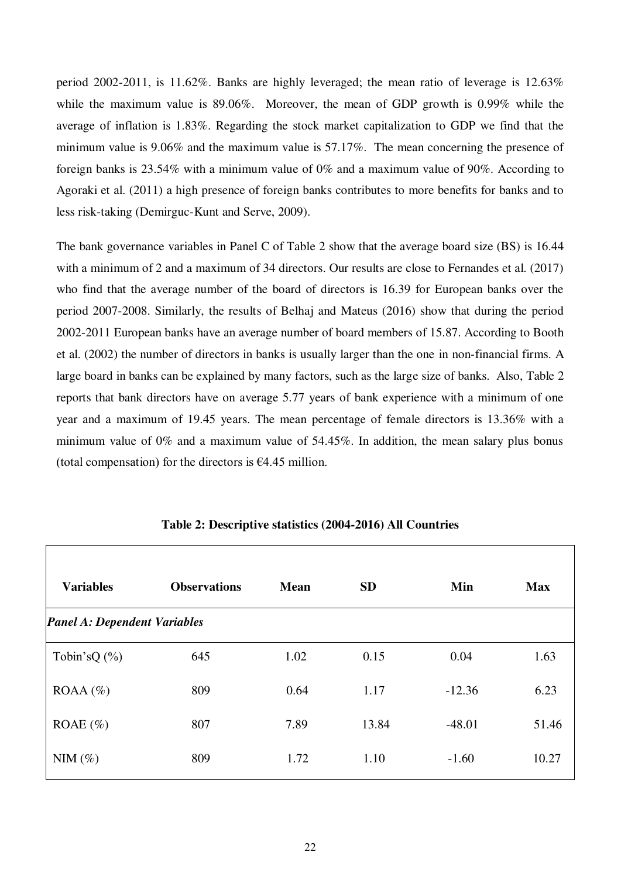period 2002-2011, is 11.62%. Banks are highly leveraged; the mean ratio of leverage is 12.63% while the maximum value is 89.06%. Moreover, the mean of GDP growth is 0.99% while the average of inflation is 1.83%. Regarding the stock market capitalization to GDP we find that the minimum value is 9.06% and the maximum value is 57.17%. The mean concerning the presence of foreign banks is 23.54% with a minimum value of 0% and a maximum value of 90%. According to Agoraki et al. (2011) a high presence of foreign banks contributes to more benefits for banks and to less risk-taking (Demirguc-Kunt and Serve, 2009).

The bank governance variables in Panel C of Table 2 show that the average board size (BS) is 16.44 with a minimum of 2 and a maximum of 34 directors. Our results are close to Fernandes et al. (2017) who find that the average number of the board of directors is 16.39 for European banks over the period 2007-2008. Similarly, the results of Belhaj and Mateus (2016) show that during the period 2002-2011 European banks have an average number of board members of 15.87. According to Booth et al. (2002) the number of directors in banks is usually larger than the one in non-financial firms. A large board in banks can be explained by many factors, such as the large size of banks. Also, Table 2 reports that bank directors have on average 5.77 years of bank experience with a minimum of one year and a maximum of 19.45 years. The mean percentage of female directors is 13.36% with a minimum value of 0% and a maximum value of 54.45%. In addition, the mean salary plus bonus (total compensation) for the directors is €4.45 million.

**Table 2: Descriptive statistics (2004-2016) All Countries**

| Variables | Observations | Mean | SD | Min | Max |
|---|---|---|---|---|---|
| ***Panel A: Dependent Variables*** | | | | | |
| Tobin'sQ (%) | 645 | 1.02 | 0.15 | 0.04 | 1.63 |
| ROAA (%) | 809 | 0.64 | 1.17 | -12.36 | 6.23 |
| ROAE (%) | 807 | 7.89 | 13.84 | -48.01 | 51.46 |
| NIM (%) | 809 | 1.72 | 1.10 | -1.60 | 10.27 |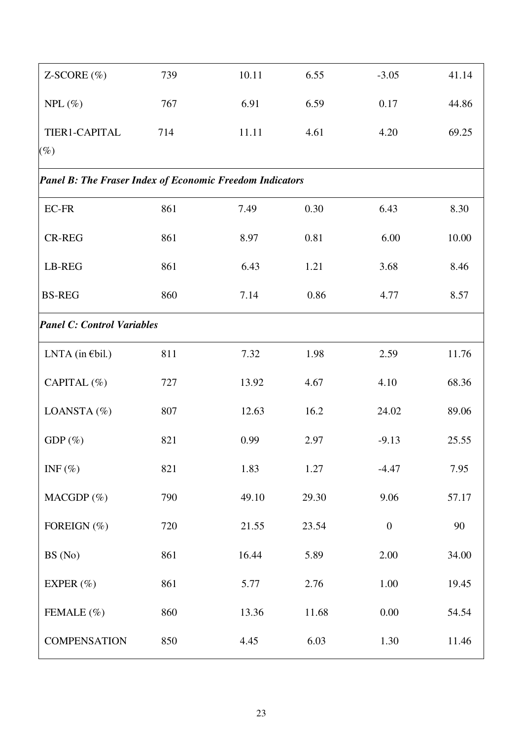| | | | | | |
|---|---|---|---|---|---|
| Z-SCORE (%) | 739 | 10.11 | 6.55 | -3.05 | 41.14 |
| NPL (%) | 767 | 6.91 | 6.59 | 0.17 | 44.86 |
| TIER1-CAPITAL (%) | 714 | 11.11 | 4.61 | 4.20 | 69.25 |
| ***Panel B: The Fraser Index of Economic Freedom Indicators*** | | | | | |
| EC-FR | 861 | 7.49 | 0.30 | 6.43 | 8.30 |
| CR-REG | 861 | 8.97 | 0.81 | 6.00 | 10.00 |
| LB-REG | 861 | 6.43 | 1.21 | 3.68 | 8.46 |
| BS-REG | 860 | 7.14 | 0.86 | 4.77 | 8.57 |
| ***Panel C: Control Variables*** | | | | | |
| LNTA (in €bil.) | 811 | 7.32 | 1.98 | 2.59 | 11.76 |
| CAPITAL (%) | 727 | 13.92 | 4.67 | 4.10 | 68.36 |
| LOANSTA (%) | 807 | 12.63 | 16.2 | 24.02 | 89.06 |
| GDP (%) | 821 | 0.99 | 2.97 | -9.13 | 25.55 |
| INF (%) | 821 | 1.83 | 1.27 | -4.47 | 7.95 |
| MACGDP (%) | 790 | 49.10 | 29.30 | 9.06 | 57.17 |
| FOREIGN (%) | 720 | 21.55 | 23.54 | 0 | 90 |
| BS (No) | 861 | 16.44 | 5.89 | 2.00 | 34.00 |
| EXPER (%) | 861 | 5.77 | 2.76 | 1.00 | 19.45 |
| FEMALE (%) | 860 | 13.36 | 11.68 | 0.00 | 54.54 |
| COMPENSATION | 850 | 4.45 | 6.03 | 1.30 | 11.46 |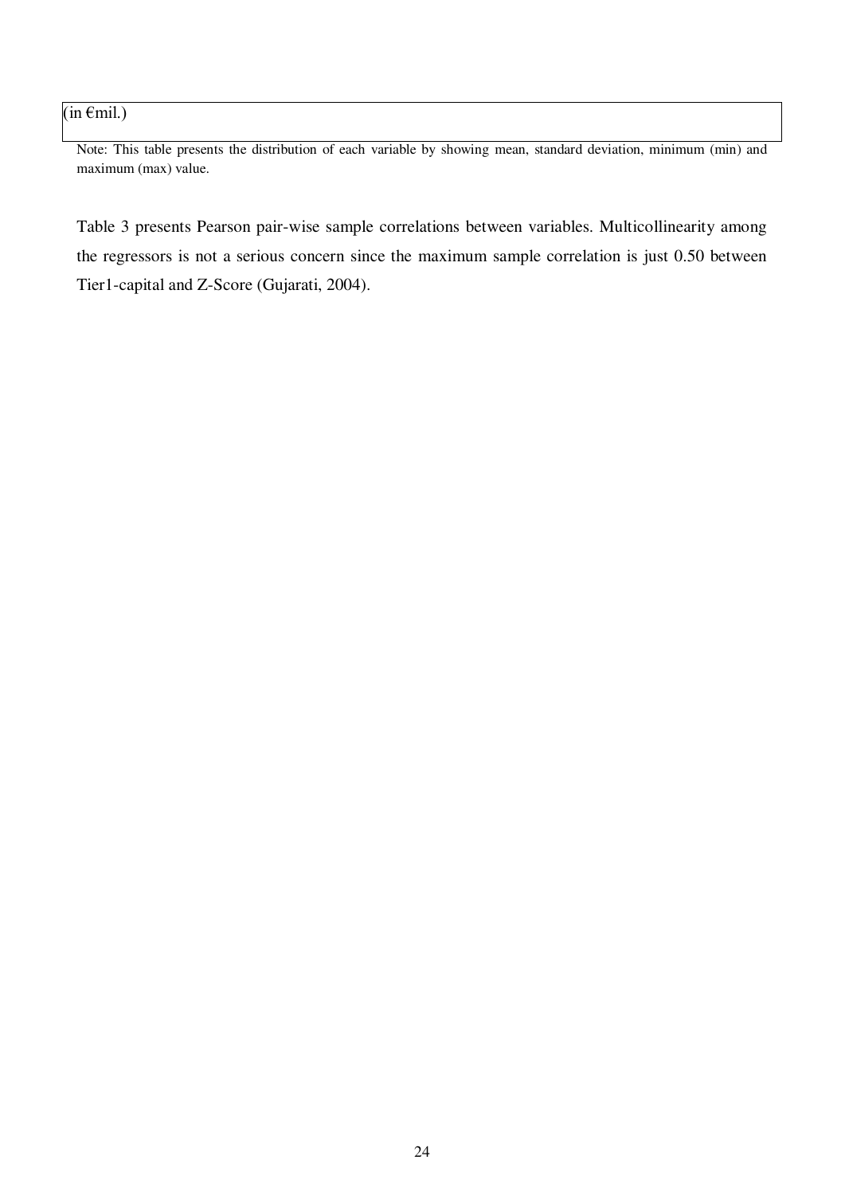| (in €mil.) |
|---|

Note: This table presents the distribution of each variable by showing mean, standard deviation, minimum (min) and maximum (max) value.

Table 3 presents Pearson pair-wise sample correlations between variables. Multicollinearity among the regressors is not a serious concern since the maximum sample correlation is just 0.50 between Tier1-capital and Z-Score (Gujarati, 2004).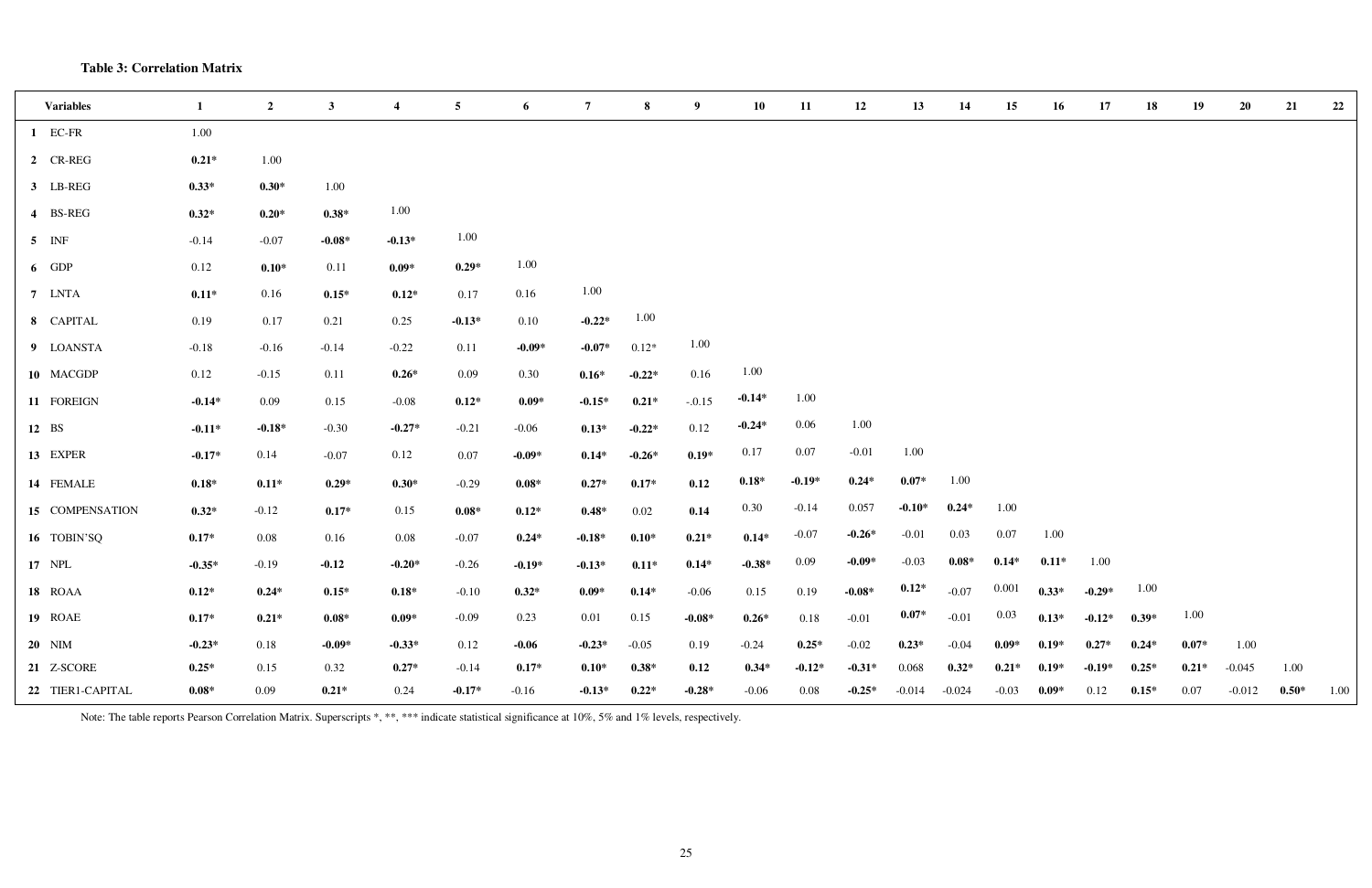**Table 3: Correlation Matrix**

| | Variables | 1 | 2 | 3 | 4 | 5 | 6 | 7 | 8 | 9 | 10 | 11 | 12 | 13 | 14 | 15 | 16 | 17 | 18 | 19 | 20 | 21 | 22 |
|---|---|---|---|---|---|---|---|---|---|---|---|---|---|---|---|---|---|---|---|---|---|---|---|
| 1 | EC-FR | 1.00 | | | | | | | | | | | | | | | | | | | | | |
| 2 | CR-REG | **0.21*** | 1.00 | | | | | | | | | | | | | | | | | | | | |
| 3 | LB-REG | **0.33*** | **0.30*** | 1.00 | | | | | | | | | | | | | | | | | | | |
| 4 | BS-REG | **0.32*** | **0.20*** | **0.38*** | 1.00 | | | | | | | | | | | | | | | | | | |
| 5 | INF | -0.14 | -0.07 | **-0.08*** | **-0.13*** | 1.00 | | | | | | | | | | | | | | | | | |
| 6 | GDP | 0.12 | **0.10*** | 0.11 | **0.09*** | **0.29*** | 1.00 | | | | | | | | | | | | | | | | |
| 7 | LNTA | **0.11*** | 0.16 | **0.15*** | **0.12*** | 0.17 | 0.16 | 1.00 | | | | | | | | | | | | | | | |
| 8 | CAPITAL | 0.19 | 0.17 | 0.21 | 0.25 | **-0.13*** | 0.10 | **-0.22*** | 1.00 | | | | | | | | | | | | | | |
| 9 | LOANSTA | -0.18 | -0.16 | -0.14 | -0.22 | 0.11 | **-0.09*** | **-0.07*** | 0.12* | 1.00 | | | | | | | | | | | | | |
| 10 | MACGDP | 0.12 | -0.15 | 0.11 | **0.26*** | 0.09 | 0.30 | **0.16*** | **-0.22*** | 0.16 | 1.00 | | | | | | | | | | | | |
| 11 | FOREIGN | **-0.14*** | 0.09 | 0.15 | -0.08 | **0.12*** | **0.09*** | **-0.15*** | **0.21*** | -.0.15 | **-0.14*** | 1.00 | | | | | | | | | | | |
| 12 | BS | **-0.11*** | **-0.18*** | -0.30 | **-0.27*** | -0.21 | -0.06 | **0.13*** | **-0.22*** | 0.12 | **-0.24*** | 0.06 | 1.00 | | | | | | | | | | |
| 13 | EXPER | **-0.17*** | 0.14 | -0.07 | 0.12 | 0.07 | **-0.09*** | **0.14*** | **-0.26*** | **0.19*** | 0.17 | 0.07 | -0.01 | 1.00 | | | | | | | | | |
| 14 | FEMALE | **0.18*** | **0.11*** | **0.29*** | **0.30*** | -0.29 | **0.08*** | **0.27*** | **0.17*** | **0.12** | **0.18*** | **-0.19*** | **0.24*** | **0.07*** | 1.00 | | | | | | | | |
| 15 | COMPENSATION | **0.32*** | -0.12 | **0.17*** | 0.15 | **0.08*** | **0.12*** | **0.48*** | 0.02 | **0.14** | 0.30 | -0.14 | 0.057 | **-0.10*** | **0.24*** | 1.00 | | | | | | | |
| 16 | TOBIN'SQ | **0.17*** | 0.08 | 0.16 | 0.08 | -0.07 | **0.24*** | **-0.18*** | **0.10*** | **0.21*** | **0.14*** | -0.07 | **-0.26*** | -0.01 | 0.03 | 0.07 | 1.00 | | | | | | |
| 17 | NPL | **-0.35*** | -0.19 | **-0.12** | **-0.20*** | -0.26 | **-0.19*** | **-0.13*** | **0.11*** | **0.14*** | **-0.38*** | 0.09 | **-0.09*** | -0.03 | **0.08*** | **0.14*** | **0.11*** | 1.00 | | | | | |
| 18 | ROAA | **0.12*** | **0.24*** | **0.15*** | **0.18*** | -0.10 | **0.32*** | **0.09*** | **0.14*** | -0.06 | 0.15 | 0.19 | **-0.08*** | **0.12*** | -0.07 | 0.001 | **0.33*** | **-0.29*** | 1.00 | | | | |
| 19 | ROAE | **0.17*** | **0.21*** | **0.08*** | **0.09*** | -0.09 | 0.23 | 0.01 | 0.15 | **-0.08*** | **0.26*** | 0.18 | -0.01 | **0.07*** | -0.01 | 0.03 | **0.13*** | **-0.12*** | **0.39*** | 1.00 | | | |
| 20 | NIM | **-0.23*** | 0.18 | **-0.09*** | **-0.33*** | 0.12 | **-0.06** | **-0.23*** | -0.05 | 0.19 | -0.24 | **0.25*** | -0.02 | **0.23*** | -0.04 | **0.09*** | **0.19*** | **0.27*** | **0.24*** | **0.07*** | 1.00 | | |
| 21 | Z-SCORE | **0.25*** | 0.15 | 0.32 | **0.27*** | -0.14 | **0.17*** | **0.10*** | **0.38*** | **0.12** | **0.34*** | **-0.12*** | **-0.31*** | 0.068 | **0.32*** | **0.21*** | **0.19*** | **-0.19*** | **0.25*** | **0.21*** | -0.045 | 1.00 | |
| 22 | TIER1-CAPITAL | **0.08*** | 0.09 | **0.21*** | 0.24 | **-0.17*** | -0.16 | **-0.13*** | **0.22*** | **-0.28*** | -0.06 | 0.08 | **-0.25*** | -0.014 | -0.024 | -0.03 | **0.09*** | 0.12 | **0.15*** | 0.07 | -0.012 | **0.50*** | 1.00 |

Note: The table reports Pearson Correlation Matrix. Superscripts *, **, *** indicate statistical significance at 10%, 5% and 1% levels, respectively.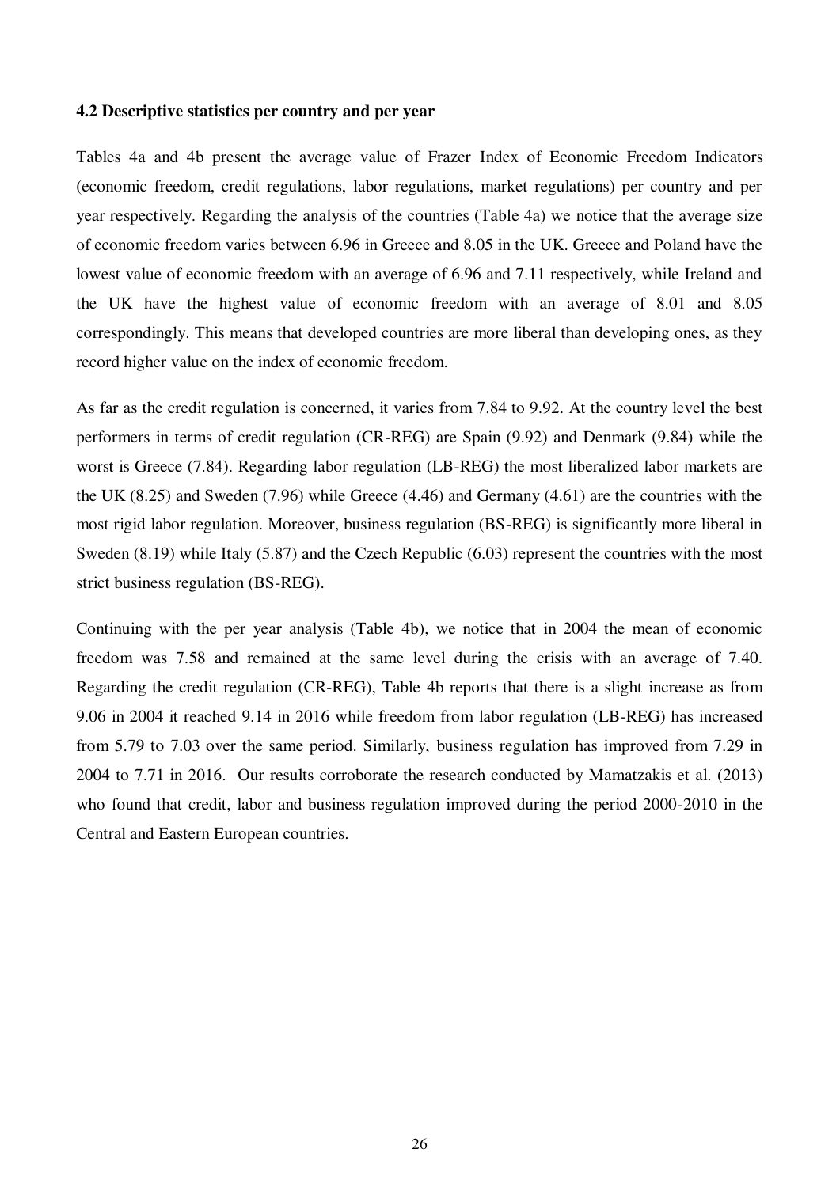### 4.2 Descriptive statistics per country and per year

Tables 4a and 4b present the average value of Frazer Index of Economic Freedom Indicators (economic freedom, credit regulations, labor regulations, market regulations) per country and per year respectively. Regarding the analysis of the countries (Table 4a) we notice that the average size of economic freedom varies between 6.96 in Greece and 8.05 in the UK. Greece and Poland have the lowest value of economic freedom with an average of 6.96 and 7.11 respectively, while Ireland and the UK have the highest value of economic freedom with an average of 8.01 and 8.05 correspondingly. This means that developed countries are more liberal than developing ones, as they record higher value on the index of economic freedom.

As far as the credit regulation is concerned, it varies from 7.84 to 9.92. At the country level the best performers in terms of credit regulation (CR-REG) are Spain (9.92) and Denmark (9.84) while the worst is Greece (7.84). Regarding labor regulation (LB-REG) the most liberalized labor markets are the UK (8.25) and Sweden (7.96) while Greece (4.46) and Germany (4.61) are the countries with the most rigid labor regulation. Moreover, business regulation (BS-REG) is significantly more liberal in Sweden (8.19) while Italy (5.87) and the Czech Republic (6.03) represent the countries with the most strict business regulation (BS-REG).

Continuing with the per year analysis (Table 4b), we notice that in 2004 the mean of economic freedom was 7.58 and remained at the same level during the crisis with an average of 7.40. Regarding the credit regulation (CR-REG), Table 4b reports that there is a slight increase as from 9.06 in 2004 it reached 9.14 in 2016 while freedom from labor regulation (LB-REG) has increased from 5.79 to 7.03 over the same period. Similarly, business regulation has improved from 7.29 in 2004 to 7.71 in 2016. Our results corroborate the research conducted by Mamatzakis et al. (2013) who found that credit, labor and business regulation improved during the period 2000-2010 in the Central and Eastern European countries.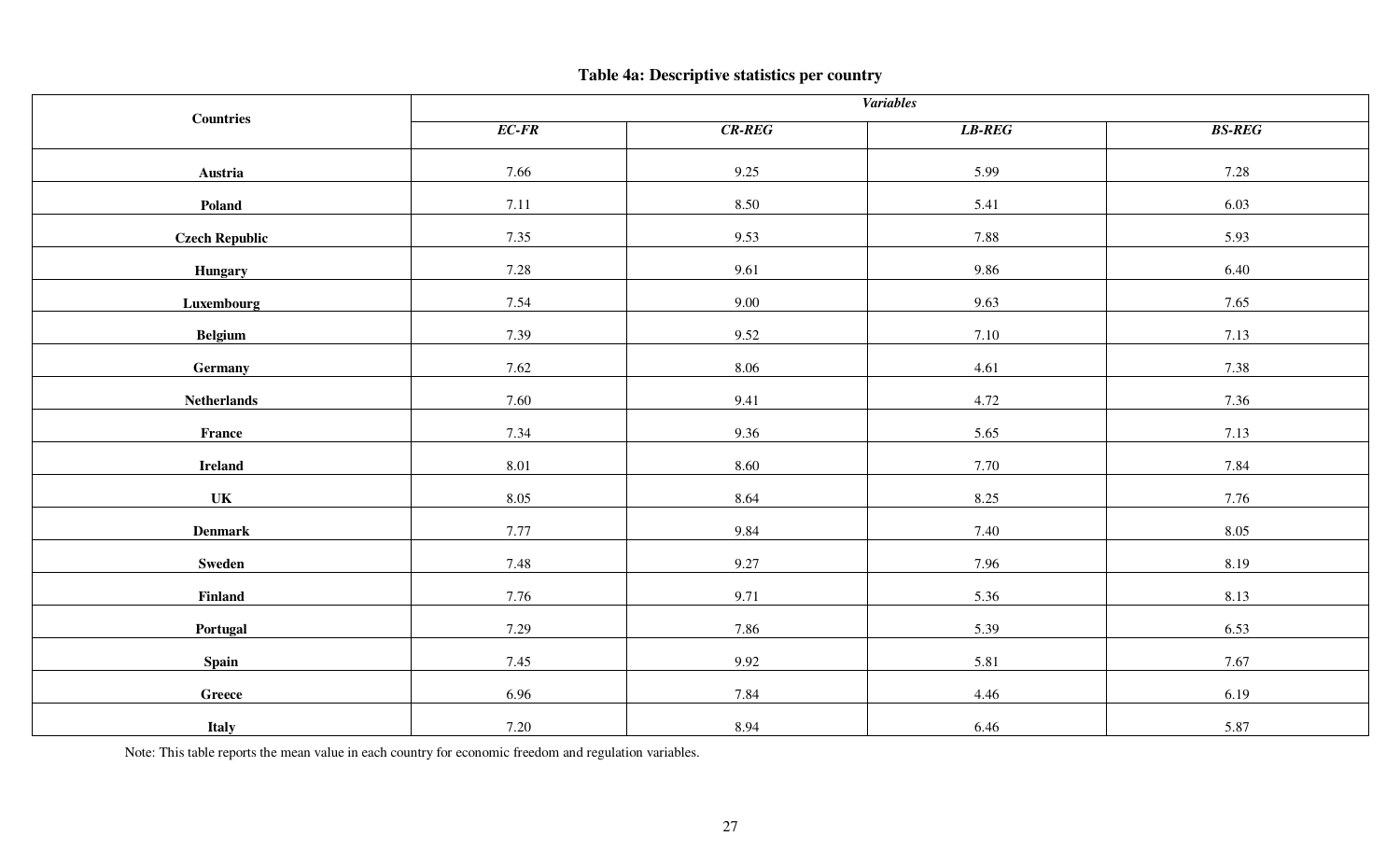**Table 4a: Descriptive statistics per country**

| Countries | *Variables* | | | |
|---|---|---|---|---|
| | ***EC-FR*** | ***CR-REG*** | ***LB-REG*** | ***BS-REG*** |
| **Austria** | 7.66 | 9.25 | 5.99 | 7.28 |
| **Poland** | 7.11 | 8.50 | 5.41 | 6.03 |
| **Czech Republic** | 7.35 | 9.53 | 7.88 | 5.93 |
| **Hungary** | 7.28 | 9.61 | 9.86 | 6.40 |
| **Luxembourg** | 7.54 | 9.00 | 9.63 | 7.65 |
| **Belgium** | 7.39 | 9.52 | 7.10 | 7.13 |
| **Germany** | 7.62 | 8.06 | 4.61 | 7.38 |
| **Netherlands** | 7.60 | 9.41 | 4.72 | 7.36 |
| **France** | 7.34 | 9.36 | 5.65 | 7.13 |
| **Ireland** | 8.01 | 8.60 | 7.70 | 7.84 |
| **UK** | 8.05 | 8.64 | 8.25 | 7.76 |
| **Denmark** | 7.77 | 9.84 | 7.40 | 8.05 |
| **Sweden** | 7.48 | 9.27 | 7.96 | 8.19 |
| **Finland** | 7.76 | 9.71 | 5.36 | 8.13 |
| **Portugal** | 7.29 | 7.86 | 5.39 | 6.53 |
| **Spain** | 7.45 | 9.92 | 5.81 | 7.67 |
| **Greece** | 6.96 | 7.84 | 4.46 | 6.19 |
| **Italy** | 7.20 | 8.94 | 6.46 | 5.87 |

Note: This table reports the mean value in each country for economic freedom and regulation variables.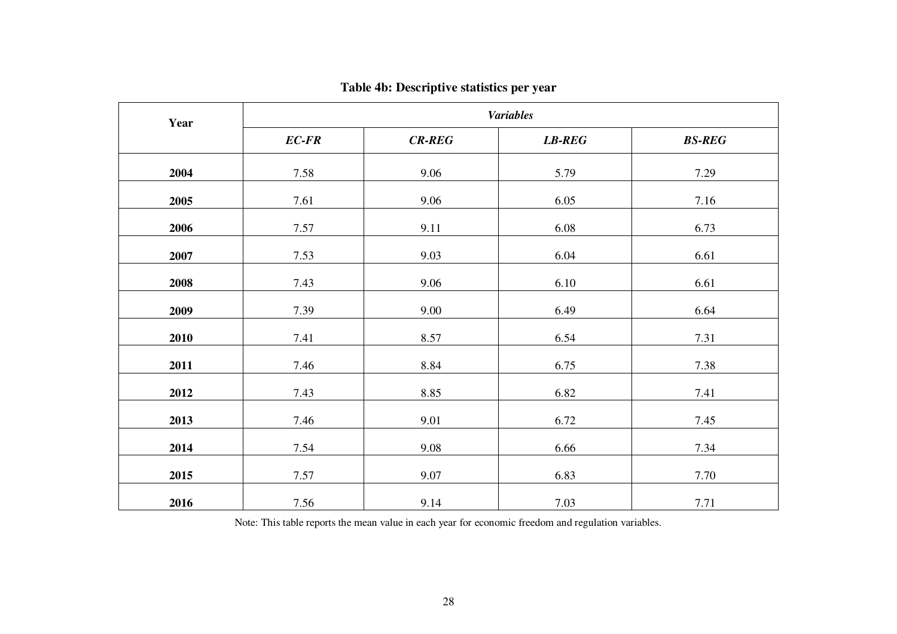**Table 4b: Descriptive statistics per year**

| Year | *Variables* | | | |
|---|---|---|---|---|
| | ***EC-FR*** | ***CR-REG*** | ***LB-REG*** | ***BS-REG*** |
| **2004** | 7.58 | 9.06 | 5.79 | 7.29 |
| **2005** | 7.61 | 9.06 | 6.05 | 7.16 |
| **2006** | 7.57 | 9.11 | 6.08 | 6.73 |
| **2007** | 7.53 | 9.03 | 6.04 | 6.61 |
| **2008** | 7.43 | 9.06 | 6.10 | 6.61 |
| **2009** | 7.39 | 9.00 | 6.49 | 6.64 |
| **2010** | 7.41 | 8.57 | 6.54 | 7.31 |
| **2011** | 7.46 | 8.84 | 6.75 | 7.38 |
| **2012** | 7.43 | 8.85 | 6.82 | 7.41 |
| **2013** | 7.46 | 9.01 | 6.72 | 7.45 |
| **2014** | 7.54 | 9.08 | 6.66 | 7.34 |
| **2015** | 7.57 | 9.07 | 6.83 | 7.70 |
| **2016** | 7.56 | 9.14 | 7.03 | 7.71 |

Note: This table reports the mean value in each year for economic freedom and regulation variables.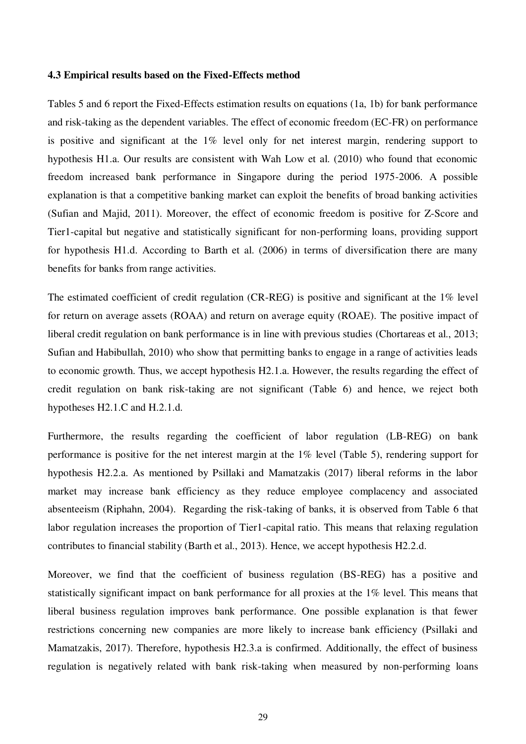### 4.3 Empirical results based on the Fixed-Effects method

Tables 5 and 6 report the Fixed-Effects estimation results on equations (1a, 1b) for bank performance and risk-taking as the dependent variables. The effect of economic freedom (EC-FR) on performance is positive and significant at the 1% level only for net interest margin, rendering support to hypothesis H1.a. Our results are consistent with Wah Low et al. (2010) who found that economic freedom increased bank performance in Singapore during the period 1975-2006. A possible explanation is that a competitive banking market can exploit the benefits of broad banking activities (Sufian and Majid, 2011). Moreover, the effect of economic freedom is positive for Z-Score and Tier1-capital but negative and statistically significant for non-performing loans, providing support for hypothesis H1.d. According to Barth et al. (2006) in terms of diversification there are many benefits for banks from range activities.

The estimated coefficient of credit regulation (CR-REG) is positive and significant at the 1% level for return on average assets (ROAA) and return on average equity (ROAE). The positive impact of liberal credit regulation on bank performance is in line with previous studies (Chortareas et al., 2013; Sufian and Habibullah, 2010) who show that permitting banks to engage in a range of activities leads to economic growth. Thus, we accept hypothesis H2.1.a. However, the results regarding the effect of credit regulation on bank risk-taking are not significant (Table 6) and hence, we reject both hypotheses H2.1.C and H.2.1.d.

Furthermore, the results regarding the coefficient of labor regulation (LB-REG) on bank performance is positive for the net interest margin at the 1% level (Table 5), rendering support for hypothesis H2.2.a. As mentioned by Psillaki and Mamatzakis (2017) liberal reforms in the labor market may increase bank efficiency as they reduce employee complacency and associated absenteeism (Riphahn, 2004). Regarding the risk-taking of banks, it is observed from Table 6 that labor regulation increases the proportion of Tier1-capital ratio. This means that relaxing regulation contributes to financial stability (Barth et al., 2013). Hence, we accept hypothesis H2.2.d.

Moreover, we find that the coefficient of business regulation (BS-REG) has a positive and statistically significant impact on bank performance for all proxies at the 1% level. This means that liberal business regulation improves bank performance. One possible explanation is that fewer restrictions concerning new companies are more likely to increase bank efficiency (Psillaki and Mamatzakis, 2017). Therefore, hypothesis H2.3.a is confirmed. Additionally, the effect of business regulation is negatively related with bank risk-taking when measured by non-performing loans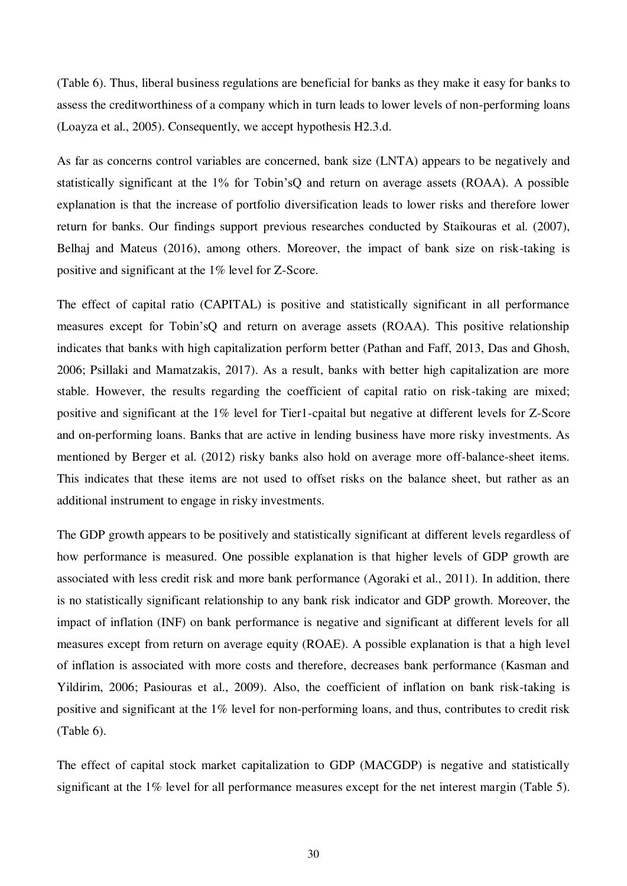(Table 6). Thus, liberal business regulations are beneficial for banks as they make it easy for banks to assess the creditworthiness of a company which in turn leads to lower levels of non-performing loans (Loayza et al., 2005). Consequently, we accept hypothesis H2.3.d.

As far as concerns control variables are concerned, bank size (LNTA) appears to be negatively and statistically significant at the 1% for Tobin'sQ and return on average assets (ROAA). A possible explanation is that the increase of portfolio diversification leads to lower risks and therefore lower return for banks. Our findings support previous researches conducted by Staikouras et al. (2007), Belhaj and Mateus (2016), among others. Moreover, the impact of bank size on risk-taking is positive and significant at the 1% level for Z-Score.

The effect of capital ratio (CAPITAL) is positive and statistically significant in all performance measures except for Tobin'sQ and return on average assets (ROAA). This positive relationship indicates that banks with high capitalization perform better (Pathan and Faff, 2013, Das and Ghosh, 2006; Psillaki and Mamatzakis, 2017). As a result, banks with better high capitalization are more stable. However, the results regarding the coefficient of capital ratio on risk-taking are mixed; positive and significant at the 1% level for Tier1-cpaital but negative at different levels for Z-Score and on-performing loans. Banks that are active in lending business have more risky investments. As mentioned by Berger et al. (2012) risky banks also hold on average more off-balance-sheet items. This indicates that these items are not used to offset risks on the balance sheet, but rather as an additional instrument to engage in risky investments.

The GDP growth appears to be positively and statistically significant at different levels regardless of how performance is measured. One possible explanation is that higher levels of GDP growth are associated with less credit risk and more bank performance (Agoraki et al., 2011). In addition, there is no statistically significant relationship to any bank risk indicator and GDP growth. Moreover, the impact of inflation (INF) on bank performance is negative and significant at different levels for all measures except from return on average equity (ROAE). A possible explanation is that a high level of inflation is associated with more costs and therefore, decreases bank performance (Kasman and Yildirim, 2006; Pasiouras et al., 2009). Also, the coefficient of inflation on bank risk-taking is positive and significant at the 1% level for non-performing loans, and thus, contributes to credit risk (Table 6).

The effect of capital stock market capitalization to GDP (MACGDP) is negative and statistically significant at the 1% level for all performance measures except for the net interest margin (Table 5).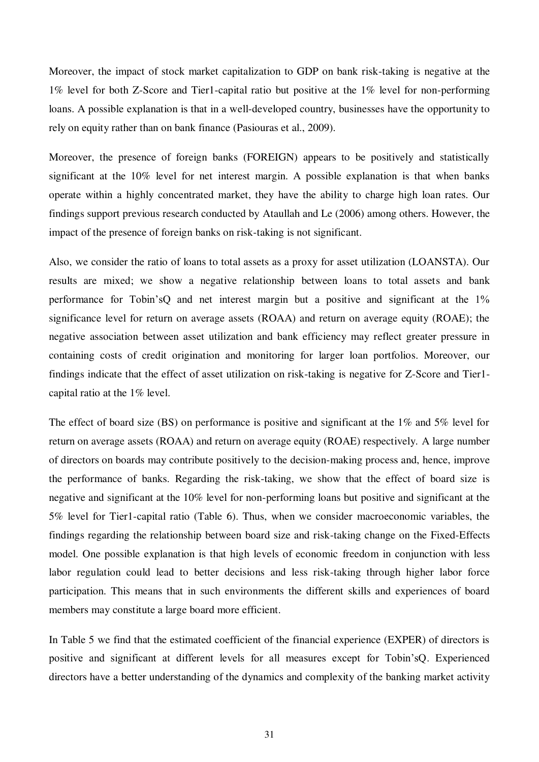Moreover, the impact of stock market capitalization to GDP on bank risk-taking is negative at the 1% level for both Z-Score and Tier1-capital ratio but positive at the 1% level for non-performing loans. A possible explanation is that in a well-developed country, businesses have the opportunity to rely on equity rather than on bank finance (Pasiouras et al., 2009).

Moreover, the presence of foreign banks (FOREIGN) appears to be positively and statistically significant at the 10% level for net interest margin. A possible explanation is that when banks operate within a highly concentrated market, they have the ability to charge high loan rates. Our findings support previous research conducted by Ataullah and Le (2006) among others. However, the impact of the presence of foreign banks on risk-taking is not significant.

Also, we consider the ratio of loans to total assets as a proxy for asset utilization (LOANSTA). Our results are mixed; we show a negative relationship between loans to total assets and bank performance for Tobin'sQ and net interest margin but a positive and significant at the 1% significance level for return on average assets (ROAA) and return on average equity (ROAE); the negative association between asset utilization and bank efficiency may reflect greater pressure in containing costs of credit origination and monitoring for larger loan portfolios. Moreover, our findings indicate that the effect of asset utilization on risk-taking is negative for Z-Score and Tier1-capital ratio at the 1% level.

The effect of board size (BS) on performance is positive and significant at the 1% and 5% level for return on average assets (ROAA) and return on average equity (ROAE) respectively. A large number of directors on boards may contribute positively to the decision-making process and, hence, improve the performance of banks. Regarding the risk-taking, we show that the effect of board size is negative and significant at the 10% level for non-performing loans but positive and significant at the 5% level for Tier1-capital ratio (Table 6). Thus, when we consider macroeconomic variables, the findings regarding the relationship between board size and risk-taking change on the Fixed-Effects model. One possible explanation is that high levels of economic freedom in conjunction with less labor regulation could lead to better decisions and less risk-taking through higher labor force participation. This means that in such environments the different skills and experiences of board members may constitute a large board more efficient.

In Table 5 we find that the estimated coefficient of the financial experience (EXPER) of directors is positive and significant at different levels for all measures except for Tobin'sQ. Experienced directors have a better understanding of the dynamics and complexity of the banking market activity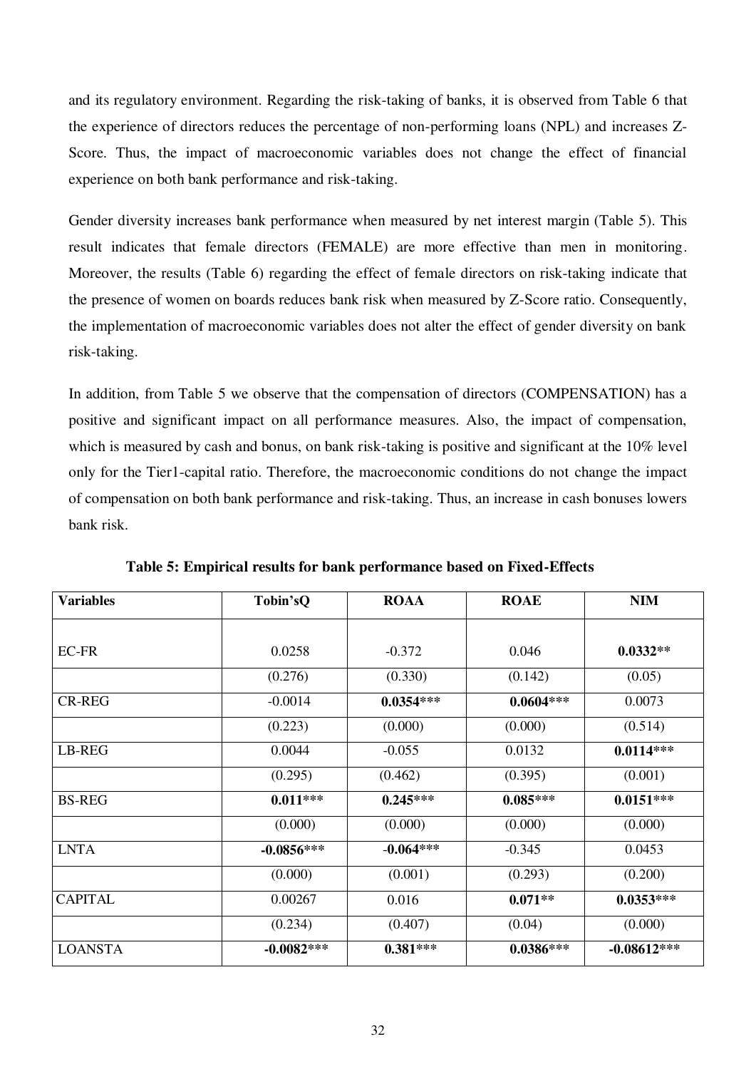and its regulatory environment. Regarding the risk-taking of banks, it is observed from Table 6 that the experience of directors reduces the percentage of non-performing loans (NPL) and increases Z-Score. Thus, the impact of macroeconomic variables does not change the effect of financial experience on both bank performance and risk-taking.

Gender diversity increases bank performance when measured by net interest margin (Table 5). This result indicates that female directors (FEMALE) are more effective than men in monitoring. Moreover, the results (Table 6) regarding the effect of female directors on risk-taking indicate that the presence of women on boards reduces bank risk when measured by Z-Score ratio. Consequently, the implementation of macroeconomic variables does not alter the effect of gender diversity on bank risk-taking.

In addition, from Table 5 we observe that the compensation of directors (COMPENSATION) has a positive and significant impact on all performance measures. Also, the impact of compensation, which is measured by cash and bonus, on bank risk-taking is positive and significant at the 10% level only for the Tier1-capital ratio. Therefore, the macroeconomic conditions do not change the impact of compensation on both bank performance and risk-taking. Thus, an increase in cash bonuses lowers bank risk.

**Table 5: Empirical results for bank performance based on Fixed-Effects**

| Variables | Tobin'sQ | ROAA | ROAE | NIM |
|---|---|---|---|---|
| EC-FR | 0.0258 | -0.372 | 0.046 | **0.0332**** |
| | (0.276) | (0.330) | (0.142) | (0.05) |
| CR-REG | -0.0014 | **0.0354***** | **0.0604***** | 0.0073 |
| | (0.223) | (0.000) | (0.000) | (0.514) |
| LB-REG | 0.0044 | -0.055 | 0.0132 | **0.0114***** |
| | (0.295) | (0.462) | (0.395) | (0.001) |
| BS-REG | **0.011***** | **0.245***** | **0.085***** | **0.0151***** |
| | (0.000) | (0.000) | (0.000) | (0.000) |
| LNTA | **-0.0856***** | **-0.064***** | -0.345 | 0.0453 |
| | (0.000) | (0.001) | (0.293) | (0.200) |
| CAPITAL | 0.00267 | 0.016 | **0.071**** | **0.0353***** |
| | (0.234) | (0.407) | (0.04) | (0.000) |
| LOANSTA | **-0.0082***** | **0.381***** | **0.0386***** | **-0.08612***** |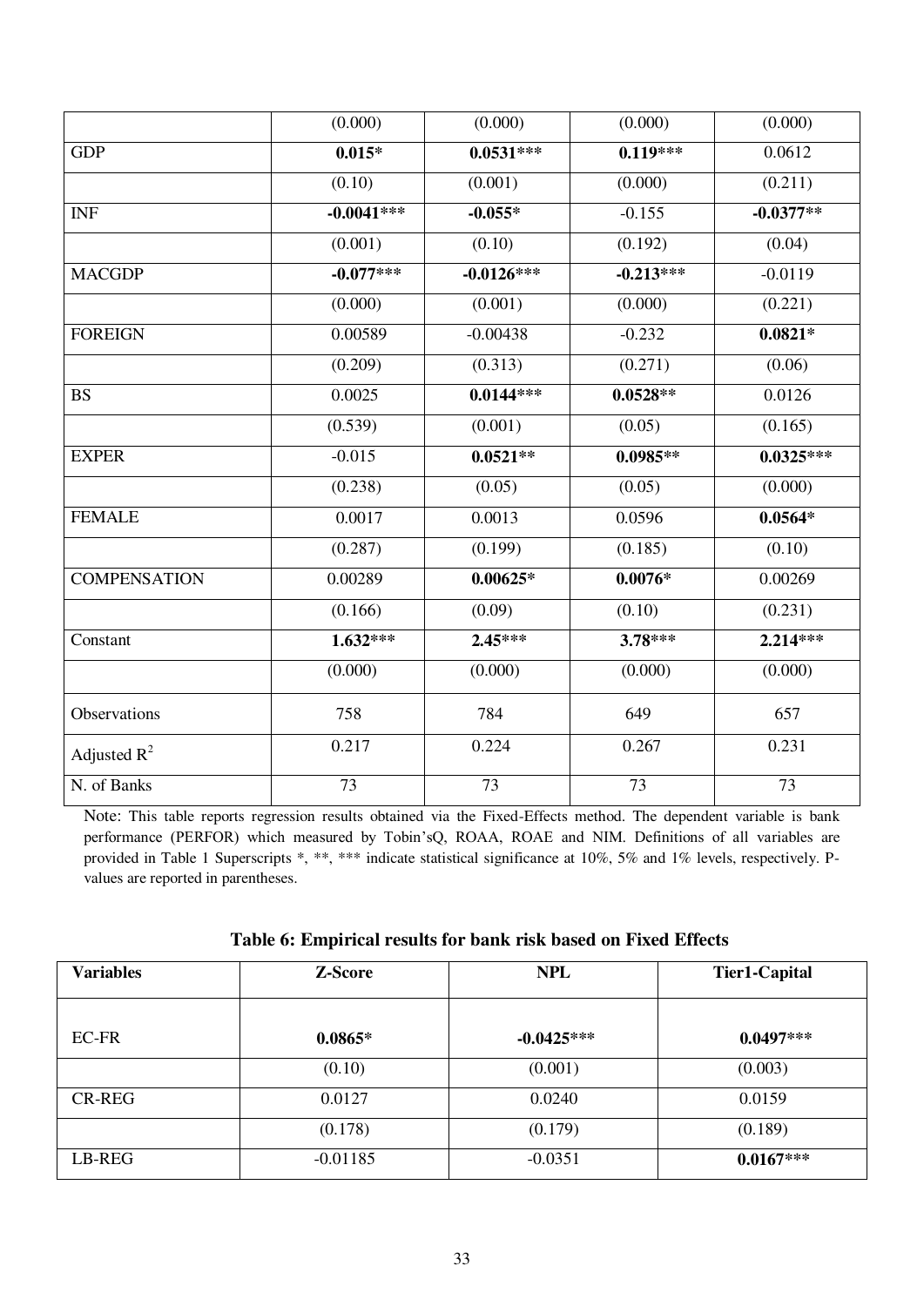| | (0.000) | (0.000) | (0.000) | (0.000) |
|---|---|---|---|---|
| GDP | **0.015*** | **0.0531***** | **0.119***** | 0.0612 |
| | (0.10) | (0.001) | (0.000) | (0.211) |
| INF | **-0.0041***** | **-0.055*** | -0.155 | **-0.0377**** |
| | (0.001) | (0.10) | (0.192) | (0.04) |
| MACGDP | **-0.077***** | **-0.0126***** | **-0.213***** | -0.0119 |
| | (0.000) | (0.001) | (0.000) | (0.221) |
| FOREIGN | 0.00589 | -0.00438 | -0.232 | **0.0821*** |
| | (0.209) | (0.313) | (0.271) | (0.06) |
| BS | 0.0025 | **0.0144***** | **0.0528**** | 0.0126 |
| | (0.539) | (0.001) | (0.05) | (0.165) |
| EXPER | -0.015 | **0.0521**** | **0.0985**** | **0.0325***** |
| | (0.238) | (0.05) | (0.05) | (0.000) |
| FEMALE | 0.0017 | 0.0013 | 0.0596 | **0.0564*** |
| | (0.287) | (0.199) | (0.185) | (0.10) |
| COMPENSATION | 0.00289 | **0.00625*** | **0.0076*** | 0.00269 |
| | (0.166) | (0.09) | (0.10) | (0.231) |
| Constant | **1.632***** | **2.45***** | **3.78***** | **2.214***** |
| | (0.000) | (0.000) | (0.000) | (0.000) |
| Observations | 758 | 784 | 649 | 657 |
| Adjusted $R^2$ | 0.217 | 0.224 | 0.267 | 0.231 |
| N. of Banks | 73 | 73 | 73 | 73 |

Note: This table reports regression results obtained via the Fixed-Effects method. The dependent variable is bank performance (PERFOR) which measured by Tobin'sQ, ROAA, ROAE and NIM. Definitions of all variables are provided in Table 1 Superscripts *, **, *** indicate statistical significance at 10%, 5% and 1% levels, respectively. P-values are reported in parentheses.

**Table 6: Empirical results for bank risk based on Fixed Effects**

| Variables | Z-Score | NPL | Tier1-Capital |
|---|---|---|---|
| EC-FR | **0.0865*** | **-0.0425***** | **0.0497***** |
| | (0.10) | (0.001) | (0.003) |
| CR-REG | 0.0127 | 0.0240 | 0.0159 |
| | (0.178) | (0.179) | (0.189) |
| LB-REG | -0.01185 | -0.0351 | **0.0167***** |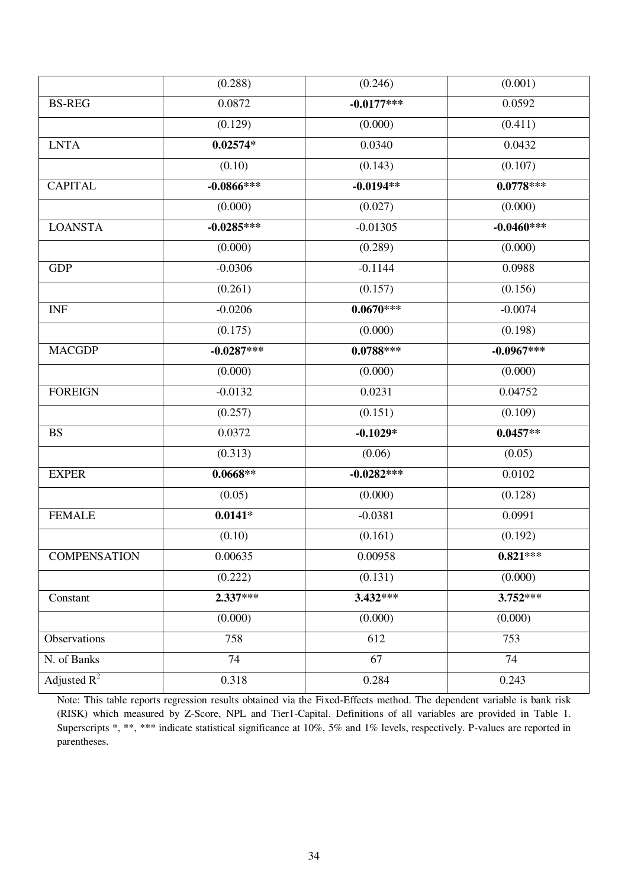| | (0.288) | (0.246) | (0.001) |
|---|---|---|---|
| BS-REG | 0.0872 | **-0.0177*****| 0.0592 |
| | (0.129) | (0.000) | (0.411) |
| LNTA | **0.02574*** | 0.0340 | 0.0432 |
| | (0.10) | (0.143) | (0.107) |
| CAPITAL | **-0.0866***** | **-0.0194**** | **0.0778***** |
| | (0.000) | (0.027) | (0.000) |
| LOANSTA | **-0.0285***** | -0.01305 | **-0.0460***** |
| | (0.000) | (0.289) | (0.000) |
| GDP | -0.0306 | -0.1144 | 0.0988 |
| | (0.261) | (0.157) | (0.156) |
| INF | -0.0206 | **0.0670***** | -0.0074 |
| | (0.175) | (0.000) | (0.198) |
| MACGDP | **-0.0287***** | **0.0788***** | **-0.0967***** |
| | (0.000) | (0.000) | (0.000) |
| FOREIGN | -0.0132 | 0.0231 | 0.04752 |
| | (0.257) | (0.151) | (0.109) |
| BS | 0.0372 | **-0.1029*** | **0.0457**** |
| | (0.313) | (0.06) | (0.05) |
| EXPER | **0.0668**** | **-0.0282***** | 0.0102 |
| | (0.05) | (0.000) | (0.128) |
| FEMALE | **0.0141*** | -0.0381 | 0.0991 |
| | (0.10) | (0.161) | (0.192) |
| COMPENSATION | 0.00635 | 0.00958 | **0.821***** |
| | (0.222) | (0.131) | (0.000) |
| Constant | **2.337***** | **3.432***** | **3.752***** |
| | (0.000) | (0.000) | (0.000) |
| Observations | 758 | 612 | 753 |
| N. of Banks | 74 | 67 | 74 |
| Adjusted $R^2$ | 0.318 | 0.284 | 0.243 |

Note: This table reports regression results obtained via the Fixed-Effects method. The dependent variable is bank risk (RISK) which measured by Z-Score, NPL and Tier1-Capital. Definitions of all variables are provided in Table 1. Superscripts *, **, *** indicate statistical significance at 10%, 5% and 1% levels, respectively. P-values are reported in parentheses.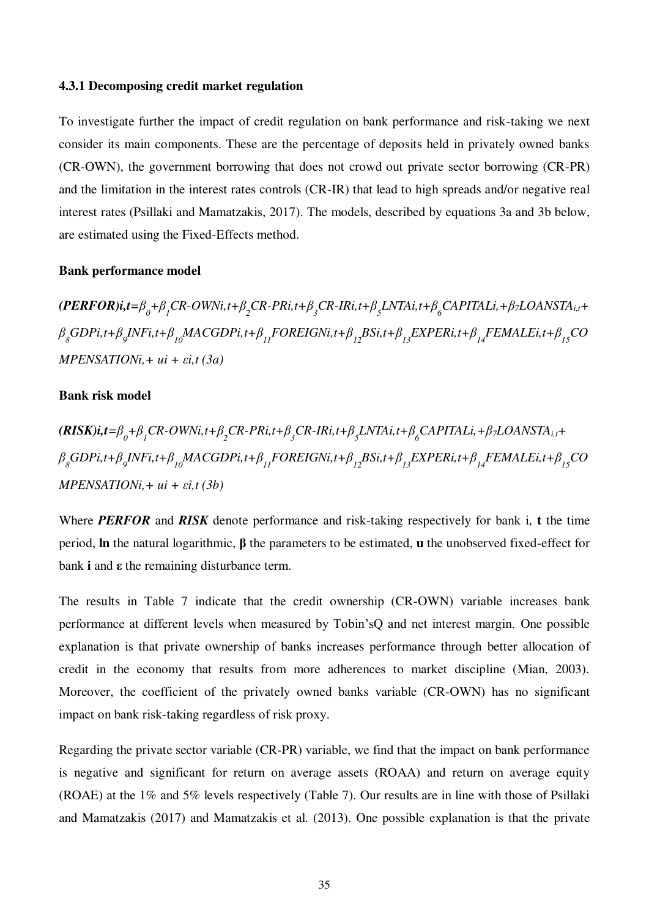### 4.3.1 Decomposing credit market regulation

To investigate further the impact of credit regulation on bank performance and risk-taking we next consider its main components. These are the percentage of deposits held in privately owned banks (CR-OWN), the government borrowing that does not crowd out private sector borrowing (CR-PR) and the limitation in the interest rates controls (CR-IR) that lead to high spreads and/or negative real interest rates (Psillaki and Mamatzakis, 2017). The models, described by equations 3a and 3b below, are estimated using the Fixed-Effects method.

**Bank performance model**

$$(\boldsymbol{PERFOR})_{i,t}=\beta_0+\beta_1 CR\text{-}OWN_{i,t}+\beta_2 CR\text{-}PR_{i,t}+\beta_3 CR\text{-}IR_{i,t}+\beta_5 LNTA_{i,t}+\beta_6 CAPITAL_{i,}+\beta_7 LOANSTA_{i,t}+\beta_8 GDP_{i,t}+\beta_9 INF_{i,t}+\beta_{10} MACGDP_{i,t}+\beta_{11} FOREIGN_{i,t}+\beta_{12} BS_{i,t}+\beta_{13} EXPER_{i,t}+\beta_{14} FEMALE_{i,t}+\beta_{15} COMPENSATION_{i,}+u_i+\varepsilon_{i,t} \quad (3a)$$

**Bank risk model**

$$(\boldsymbol{RISK})_{i,t}=\beta_0+\beta_1 CR\text{-}OWN_{i,t}+\beta_2 CR\text{-}PR_{i,t}+\beta_3 CR\text{-}IR_{i,t}+\beta_5 LNTA_{i,t}+\beta_6 CAPITAL_{i,}+\beta_7 LOANSTA_{i,t}+\beta_8 GDP_{i,t}+\beta_9 INF_{i,t}+\beta_{10} MACGDP_{i,t}+\beta_{11} FOREIGN_{i,t}+\beta_{12} BS_{i,t}+\beta_{13} EXPER_{i,t}+\beta_{14} FEMALE_{i,t}+\beta_{15} COMPENSATION_{i,}+u_i+\varepsilon_{i,t} \quad (3b)$$

Where ***PERFOR*** and ***RISK*** denote performance and risk-taking respectively for bank i, **t** the time period, **ln** the natural logarithmic, **β** the parameters to be estimated, **u** the unobserved fixed-effect for bank **i** and **ε** the remaining disturbance term.

The results in Table 7 indicate that the credit ownership (CR-OWN) variable increases bank performance at different levels when measured by Tobin'sQ and net interest margin. One possible explanation is that private ownership of banks increases performance through better allocation of credit in the economy that results from more adherences to market discipline (Mian, 2003). Moreover, the coefficient of the privately owned banks variable (CR-OWN) has no significant impact on bank risk-taking regardless of risk proxy.

Regarding the private sector variable (CR-PR) variable, we find that the impact on bank performance is negative and significant for return on average assets (ROAA) and return on average equity (ROAE) at the 1% and 5% levels respectively (Table 7). Our results are in line with those of Psillaki and Mamatzakis (2017) and Mamatzakis et al. (2013). One possible explanation is that the private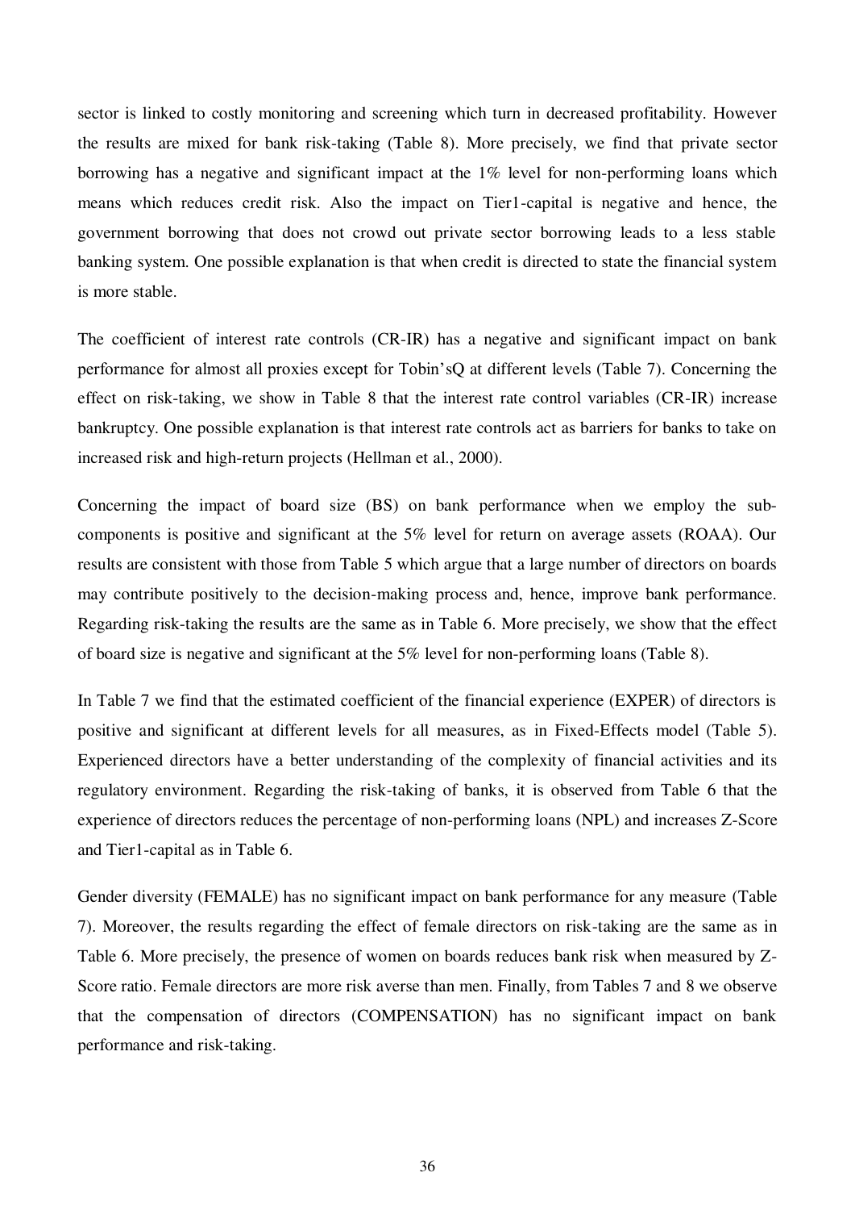sector is linked to costly monitoring and screening which turn in decreased profitability. However the results are mixed for bank risk-taking (Table 8). More precisely, we find that private sector borrowing has a negative and significant impact at the 1% level for non-performing loans which means which reduces credit risk. Also the impact on Tier1-capital is negative and hence, the government borrowing that does not crowd out private sector borrowing leads to a less stable banking system. One possible explanation is that when credit is directed to state the financial system is more stable.

The coefficient of interest rate controls (CR-IR) has a negative and significant impact on bank performance for almost all proxies except for Tobin'sQ at different levels (Table 7). Concerning the effect on risk-taking, we show in Table 8 that the interest rate control variables (CR-IR) increase bankruptcy. One possible explanation is that interest rate controls act as barriers for banks to take on increased risk and high-return projects (Hellman et al., 2000).

Concerning the impact of board size (BS) on bank performance when we employ the sub-components is positive and significant at the 5% level for return on average assets (ROAA). Our results are consistent with those from Table 5 which argue that a large number of directors on boards may contribute positively to the decision-making process and, hence, improve bank performance. Regarding risk-taking the results are the same as in Table 6. More precisely, we show that the effect of board size is negative and significant at the 5% level for non-performing loans (Table 8).

In Table 7 we find that the estimated coefficient of the financial experience (EXPER) of directors is positive and significant at different levels for all measures, as in Fixed-Effects model (Table 5). Experienced directors have a better understanding of the complexity of financial activities and its regulatory environment. Regarding the risk-taking of banks, it is observed from Table 6 that the experience of directors reduces the percentage of non-performing loans (NPL) and increases Z-Score and Tier1-capital as in Table 6.

Gender diversity (FEMALE) has no significant impact on bank performance for any measure (Table 7). Moreover, the results regarding the effect of female directors on risk-taking are the same as in Table 6. More precisely, the presence of women on boards reduces bank risk when measured by Z-Score ratio. Female directors are more risk averse than men. Finally, from Tables 7 and 8 we observe that the compensation of directors (COMPENSATION) has no significant impact on bank performance and risk-taking.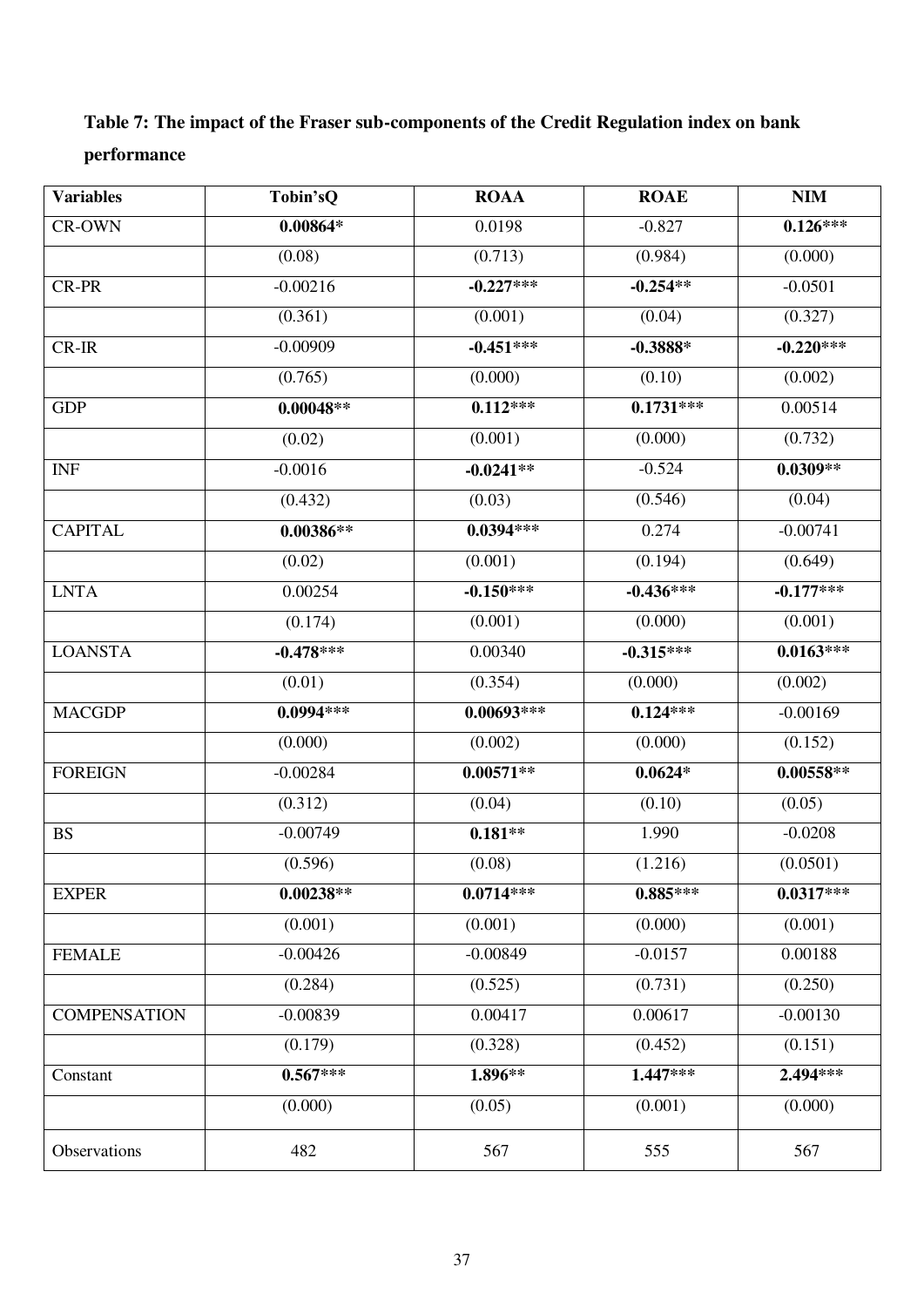**Table 7: The impact of the Fraser sub-components of the Credit Regulation index on bank performance**

| Variables | Tobin'sQ | ROAA | ROAE | NIM |
|---|---|---|---|---|
| CR-OWN | **0.00864*** | 0.0198 | -0.827 | **0.126***** |
| | (0.08) | (0.713) | (0.984) | (0.000) |
| CR-PR | -0.00216 | **-0.227***** | **-0.254**** | -0.0501 |
| | (0.361) | (0.001) | (0.04) | (0.327) |
| CR-IR | -0.00909 | **-0.451***** | **-0.3888*** | **-0.220***** |
| | (0.765) | (0.000) | (0.10) | (0.002) |
| GDP | **0.00048**** | **0.112***** | **0.1731***** | 0.00514 |
| | (0.02) | (0.001) | (0.000) | (0.732) |
| INF | -0.0016 | **-0.0241**** | -0.524 | **0.0309**** |
| | (0.432) | (0.03) | (0.546) | (0.04) |
| CAPITAL | **0.00386**** | **0.0394***** | 0.274 | -0.00741 |
| | (0.02) | (0.001) | (0.194) | (0.649) |
| LNTA | 0.00254 | **-0.150***** | **-0.436***** | **-0.177***** |
| | (0.174) | (0.001) | (0.000) | (0.001) |
| LOANSTA | **-0.478***** | 0.00340 | **-0.315***** | **0.0163***** |
| | (0.01) | (0.354) | (0.000) | (0.002) |
| MACGDP | **0.0994***** | **0.00693***** | **0.124***** | -0.00169 |
| | (0.000) | (0.002) | (0.000) | (0.152) |
| FOREIGN | -0.00284 | **0.00571**** | **0.0624*** | **0.00558**** |
| | (0.312) | (0.04) | (0.10) | (0.05) |
| BS | -0.00749 | **0.181**** | 1.990 | -0.0208 |
| | (0.596) | (0.08) | (1.216) | (0.0501) |
| EXPER | **0.00238**** | **0.0714***** | **0.885***** | **0.0317***** |
| | (0.001) | (0.001) | (0.000) | (0.001) |
| FEMALE | -0.00426 | -0.00849 | -0.0157 | 0.00188 |
| | (0.284) | (0.525) | (0.731) | (0.250) |
| COMPENSATION | -0.00839 | 0.00417 | 0.00617 | -0.00130 |
| | (0.179) | (0.328) | (0.452) | (0.151) |
| Constant | **0.567***** | **1.896**** | **1.447***** | **2.494***** |
| | (0.000) | (0.05) | (0.001) | (0.000) |
| Observations | 482 | 567 | 555 | 567 |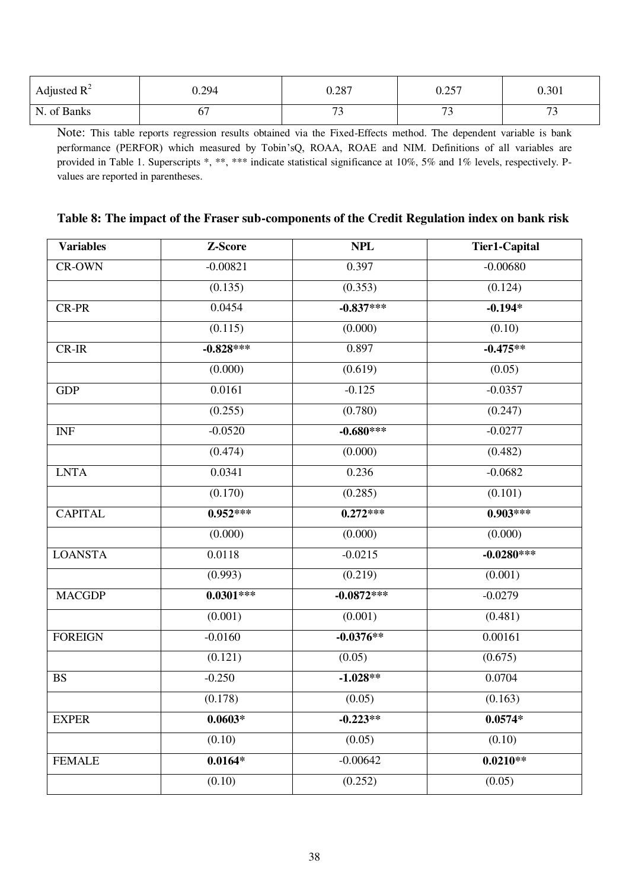| Adjusted $R^2$ | 0.294 | 0.287 | 0.257 | 0.301 |
|---|---|---|---|---|
| N. of Banks | 67 | 73 | 73 | 73 |

Note: This table reports regression results obtained via the Fixed-Effects method. The dependent variable is bank performance (PERFOR) which measured by Tobin'sQ, ROAA, ROAE and NIM. Definitions of all variables are provided in Table 1. Superscripts *, **, *** indicate statistical significance at 10%, 5% and 1% levels, respectively. P-values are reported in parentheses.

**Table 8: The impact of the Fraser sub-components of the Credit Regulation index on bank risk**

| Variables | Z-Score | NPL | Tier1-Capital |
|---|---|---|---|
| CR-OWN | -0.00821 | 0.397 | -0.00680 |
| | (0.135) | (0.353) | (0.124) |
| CR-PR | 0.0454 | **-0.837*** ** | **-0.194*** |
| | (0.115) | (0.000) | (0.10) |
| CR-IR | **-0.828*** ** | 0.897 | **-0.475** ** |
| | (0.000) | (0.619) | (0.05) |
| GDP | 0.0161 | -0.125 | -0.0357 |
| | (0.255) | (0.780) | (0.247) |
| INF | -0.0520 | **-0.680*** ** | -0.0277 |
| | (0.474) | (0.000) | (0.482) |
| LNTA | 0.0341 | 0.236 | -0.0682 |
| | (0.170) | (0.285) | (0.101) |
| CAPITAL | **0.952*** ** | **0.272*** ** | **0.903*** ** |
| | (0.000) | (0.000) | (0.000) |
| LOANSTA | 0.0118 | -0.0215 | **-0.0280*** ** |
| | (0.993) | (0.219) | (0.001) |
| MACGDP | **0.0301*** ** | **-0.0872*** ** | -0.0279 |
| | (0.001) | (0.001) | (0.481) |
| FOREIGN | -0.0160 | **-0.0376** ** | 0.00161 |
| | (0.121) | (0.05) | (0.675) |
| BS | -0.250 | **-1.028** ** | 0.0704 |
| | (0.178) | (0.05) | (0.163) |
| EXPER | **0.0603*** | **-0.223** ** | **0.0574*** |
| | (0.10) | (0.05) | (0.10) |
| FEMALE | **0.0164*** | -0.00642 | **0.0210** ** |
| | (0.10) | (0.252) | (0.05) |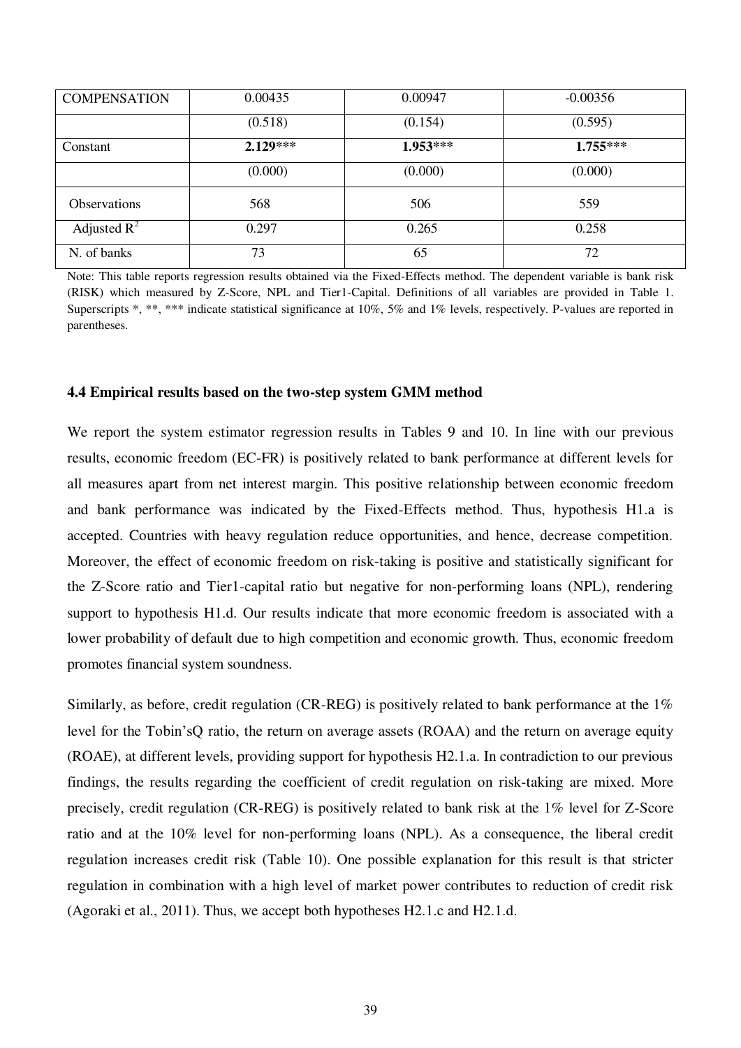| COMPENSATION | 0.00435 | 0.00947 | -0.00356 |
|---|---|---|---|
| | (0.518) | (0.154) | (0.595) |
| Constant | **2.129*** ** | **1.953*** ** | **1.755*** ** |
| | (0.000) | (0.000) | (0.000) |
| Observations | 568 | 506 | 559 |
| Adjusted $R^2$ | 0.297 | 0.265 | 0.258 |
| N. of banks | 73 | 65 | 72 |

Note: This table reports regression results obtained via the Fixed-Effects method. The dependent variable is bank risk (RISK) which measured by Z-Score, NPL and Tier1-Capital. Definitions of all variables are provided in Table 1. Superscripts *, **, *** indicate statistical significance at 10%, 5% and 1% levels, respectively. P-values are reported in parentheses.

### 4.4 Empirical results based on the two-step system GMM method

We report the system estimator regression results in Tables 9 and 10. In line with our previous results, economic freedom (EC-FR) is positively related to bank performance at different levels for all measures apart from net interest margin. This positive relationship between economic freedom and bank performance was indicated by the Fixed-Effects method. Thus, hypothesis H1.a is accepted. Countries with heavy regulation reduce opportunities, and hence, decrease competition. Moreover, the effect of economic freedom on risk-taking is positive and statistically significant for the Z-Score ratio and Tier1-capital ratio but negative for non-performing loans (NPL), rendering support to hypothesis H1.d. Our results indicate that more economic freedom is associated with a lower probability of default due to high competition and economic growth. Thus, economic freedom promotes financial system soundness.

Similarly, as before, credit regulation (CR-REG) is positively related to bank performance at the 1% level for the Tobin'sQ ratio, the return on average assets (ROAA) and the return on average equity (ROAE), at different levels, providing support for hypothesis H2.1.a. In contradiction to our previous findings, the results regarding the coefficient of credit regulation on risk-taking are mixed. More precisely, credit regulation (CR-REG) is positively related to bank risk at the 1% level for Z-Score ratio and at the 10% level for non-performing loans (NPL). As a consequence, the liberal credit regulation increases credit risk (Table 10). One possible explanation for this result is that stricter regulation in combination with a high level of market power contributes to reduction of credit risk (Agoraki et al., 2011). Thus, we accept both hypotheses H2.1.c and H2.1.d.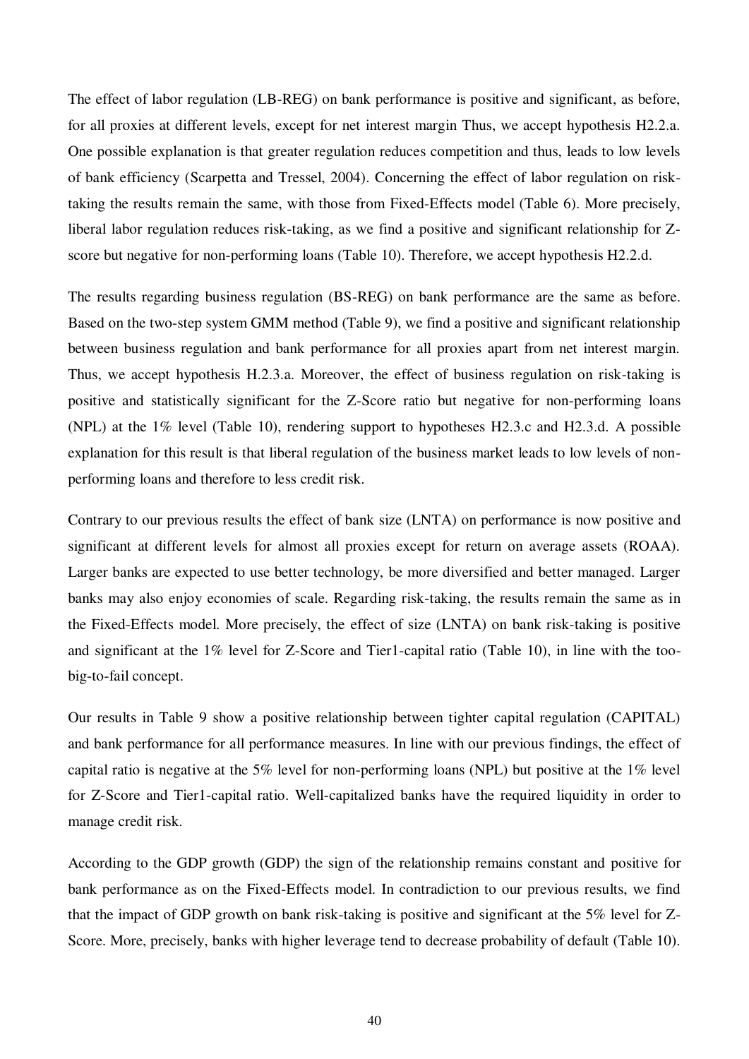The effect of labor regulation (LB-REG) on bank performance is positive and significant, as before, for all proxies at different levels, except for net interest margin Thus, we accept hypothesis H2.2.a. One possible explanation is that greater regulation reduces competition and thus, leads to low levels of bank efficiency (Scarpetta and Tressel, 2004). Concerning the effect of labor regulation on risk-taking the results remain the same, with those from Fixed-Effects model (Table 6). More precisely, liberal labor regulation reduces risk-taking, as we find a positive and significant relationship for Z-score but negative for non-performing loans (Table 10). Therefore, we accept hypothesis H2.2.d.

The results regarding business regulation (BS-REG) on bank performance are the same as before. Based on the two-step system GMM method (Table 9), we find a positive and significant relationship between business regulation and bank performance for all proxies apart from net interest margin. Thus, we accept hypothesis H.2.3.a. Moreover, the effect of business regulation on risk-taking is positive and statistically significant for the Z-Score ratio but negative for non-performing loans (NPL) at the 1% level (Table 10), rendering support to hypotheses H2.3.c and H2.3.d. A possible explanation for this result is that liberal regulation of the business market leads to low levels of non-performing loans and therefore to less credit risk.

Contrary to our previous results the effect of bank size (LNTA) on performance is now positive and significant at different levels for almost all proxies except for return on average assets (ROAA). Larger banks are expected to use better technology, be more diversified and better managed. Larger banks may also enjoy economies of scale. Regarding risk-taking, the results remain the same as in the Fixed-Effects model. More precisely, the effect of size (LNTA) on bank risk-taking is positive and significant at the 1% level for Z-Score and Tier1-capital ratio (Table 10), in line with the too-big-to-fail concept.

Our results in Table 9 show a positive relationship between tighter capital regulation (CAPITAL) and bank performance for all performance measures. In line with our previous findings, the effect of capital ratio is negative at the 5% level for non-performing loans (NPL) but positive at the 1% level for Z-Score and Tier1-capital ratio. Well-capitalized banks have the required liquidity in order to manage credit risk.

According to the GDP growth (GDP) the sign of the relationship remains constant and positive for bank performance as on the Fixed-Effects model. In contradiction to our previous results, we find that the impact of GDP growth on bank risk-taking is positive and significant at the 5% level for Z-Score. More, precisely, banks with higher leverage tend to decrease probability of default (Table 10).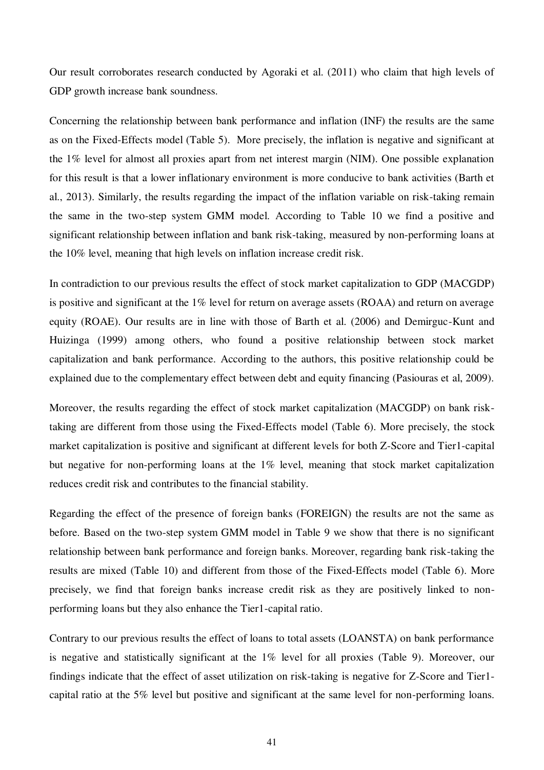Our result corroborates research conducted by Agoraki et al. (2011) who claim that high levels of GDP growth increase bank soundness.

Concerning the relationship between bank performance and inflation (INF) the results are the same as on the Fixed-Effects model (Table 5). More precisely, the inflation is negative and significant at the 1% level for almost all proxies apart from net interest margin (NIM). One possible explanation for this result is that a lower inflationary environment is more conducive to bank activities (Barth et al., 2013). Similarly, the results regarding the impact of the inflation variable on risk-taking remain the same in the two-step system GMM model. According to Table 10 we find a positive and significant relationship between inflation and bank risk-taking, measured by non-performing loans at the 10% level, meaning that high levels on inflation increase credit risk.

In contradiction to our previous results the effect of stock market capitalization to GDP (MACGDP) is positive and significant at the 1% level for return on average assets (ROAA) and return on average equity (ROAE). Our results are in line with those of Barth et al. (2006) and Demirguc-Kunt and Huizinga (1999) among others, who found a positive relationship between stock market capitalization and bank performance. According to the authors, this positive relationship could be explained due to the complementary effect between debt and equity financing (Pasiouras et al, 2009).

Moreover, the results regarding the effect of stock market capitalization (MACGDP) on bank risk-taking are different from those using the Fixed-Effects model (Table 6). More precisely, the stock market capitalization is positive and significant at different levels for both Z-Score and Tier1-capital but negative for non-performing loans at the 1% level, meaning that stock market capitalization reduces credit risk and contributes to the financial stability.

Regarding the effect of the presence of foreign banks (FOREIGN) the results are not the same as before. Based on the two-step system GMM model in Table 9 we show that there is no significant relationship between bank performance and foreign banks. Moreover, regarding bank risk-taking the results are mixed (Table 10) and different from those of the Fixed-Effects model (Table 6). More precisely, we find that foreign banks increase credit risk as they are positively linked to non-performing loans but they also enhance the Tier1-capital ratio.

Contrary to our previous results the effect of loans to total assets (LOANSTA) on bank performance is negative and statistically significant at the 1% level for all proxies (Table 9). Moreover, our findings indicate that the effect of asset utilization on risk-taking is negative for Z-Score and Tier1-capital ratio at the 5% level but positive and significant at the same level for non-performing loans.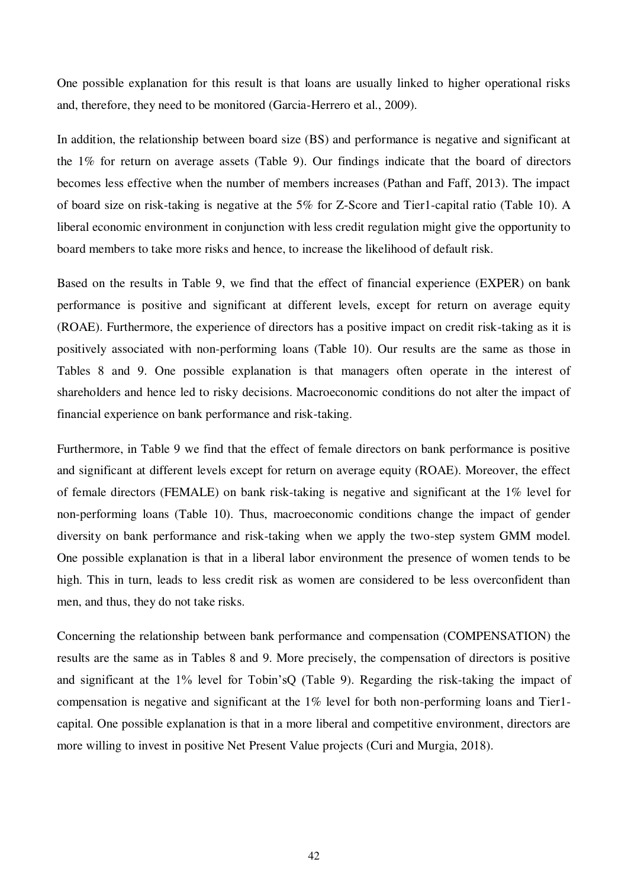One possible explanation for this result is that loans are usually linked to higher operational risks and, therefore, they need to be monitored (Garcia-Herrero et al., 2009).

In addition, the relationship between board size (BS) and performance is negative and significant at the 1% for return on average assets (Table 9). Our findings indicate that the board of directors becomes less effective when the number of members increases (Pathan and Faff, 2013). The impact of board size on risk-taking is negative at the 5% for Z-Score and Tier1-capital ratio (Table 10). A liberal economic environment in conjunction with less credit regulation might give the opportunity to board members to take more risks and hence, to increase the likelihood of default risk.

Based on the results in Table 9, we find that the effect of financial experience (EXPER) on bank performance is positive and significant at different levels, except for return on average equity (ROAE). Furthermore, the experience of directors has a positive impact on credit risk-taking as it is positively associated with non-performing loans (Table 10). Our results are the same as those in Tables 8 and 9. One possible explanation is that managers often operate in the interest of shareholders and hence led to risky decisions. Macroeconomic conditions do not alter the impact of financial experience on bank performance and risk-taking.

Furthermore, in Table 9 we find that the effect of female directors on bank performance is positive and significant at different levels except for return on average equity (ROAE). Moreover, the effect of female directors (FEMALE) on bank risk-taking is negative and significant at the 1% level for non-performing loans (Table 10). Thus, macroeconomic conditions change the impact of gender diversity on bank performance and risk-taking when we apply the two-step system GMM model. One possible explanation is that in a liberal labor environment the presence of women tends to be high. This in turn, leads to less credit risk as women are considered to be less overconfident than men, and thus, they do not take risks.

Concerning the relationship between bank performance and compensation (COMPENSATION) the results are the same as in Tables 8 and 9. More precisely, the compensation of directors is positive and significant at the 1% level for Tobin'sQ (Table 9). Regarding the risk-taking the impact of compensation is negative and significant at the 1% level for both non-performing loans and Tier1-capital. One possible explanation is that in a more liberal and competitive environment, directors are more willing to invest in positive Net Present Value projects (Curi and Murgia, 2018).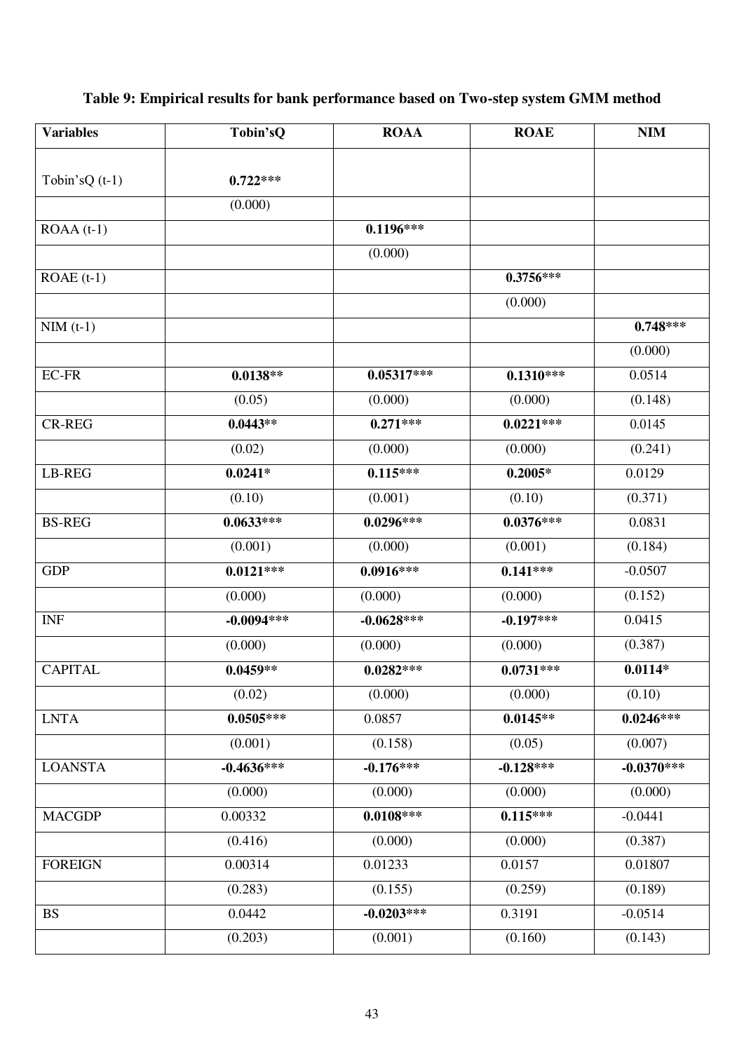**Table 9: Empirical results for bank performance based on Two-step system GMM method**

| Variables | Tobin'sQ | ROAA | ROAE | NIM |
|---|---|---|---|---|
| Tobin'sQ (t-1) | **0.722*** ** | | | |
| | (0.000) | | | |
| ROAA (t-1) | | **0.1196*** ** | | |
| | | (0.000) | | |
| ROAE (t-1) | | | **0.3756*** ** | |
| | | | (0.000) | |
| NIM (t-1) | | | | **0.748*** ** |
| | | | | (0.000) |
| EC-FR | **0.0138** ** | **0.05317*** ** | **0.1310*** ** | 0.0514 |
| | (0.05) | (0.000) | (0.000) | (0.148) |
| CR-REG | **0.0443** ** | **0.271*** ** | **0.0221*** ** | 0.0145 |
| | (0.02) | (0.000) | (0.000) | (0.241) |
| LB-REG | **0.0241* ** | **0.115*** ** | **0.2005* ** | 0.0129 |
| | (0.10) | (0.001) | (0.10) | (0.371) |
| BS-REG | **0.0633*** ** | **0.0296*** ** | **0.0376*** ** | 0.0831 |
| | (0.001) | (0.000) | (0.001) | (0.184) |
| GDP | **0.0121*** ** | **0.0916*** ** | **0.141*** ** | -0.0507 |
| | (0.000) | (0.000) | (0.000) | (0.152) |
| INF | **-0.0094*** ** | **-0.0628*** ** | **-0.197*** ** | 0.0415 |
| | (0.000) | (0.000) | (0.000) | (0.387) |
| CAPITAL | **0.0459** ** | **0.0282*** ** | **0.0731*** ** | **0.0114* ** |
| | (0.02) | (0.000) | (0.000) | (0.10) |
| LNTA | **0.0505*** ** | 0.0857 | **0.0145** ** | **0.0246*** ** |
| | (0.001) | (0.158) | (0.05) | (0.007) |
| LOANSTA | **-0.4636*** ** | **-0.176*** ** | **-0.128*** ** | **-0.0370*** ** |
| | (0.000) | (0.000) | (0.000) | (0.000) |
| MACGDP | 0.00332 | **0.0108*** ** | **0.115*** ** | -0.0441 |
| | (0.416) | (0.000) | (0.000) | (0.387) |
| FOREIGN | 0.00314 | 0.01233 | 0.0157 | 0.01807 |
| | (0.283) | (0.155) | (0.259) | (0.189) |
| BS | 0.0442 | **-0.0203*** ** | 0.3191 | -0.0514 |
| | (0.203) | (0.001) | (0.160) | (0.143) |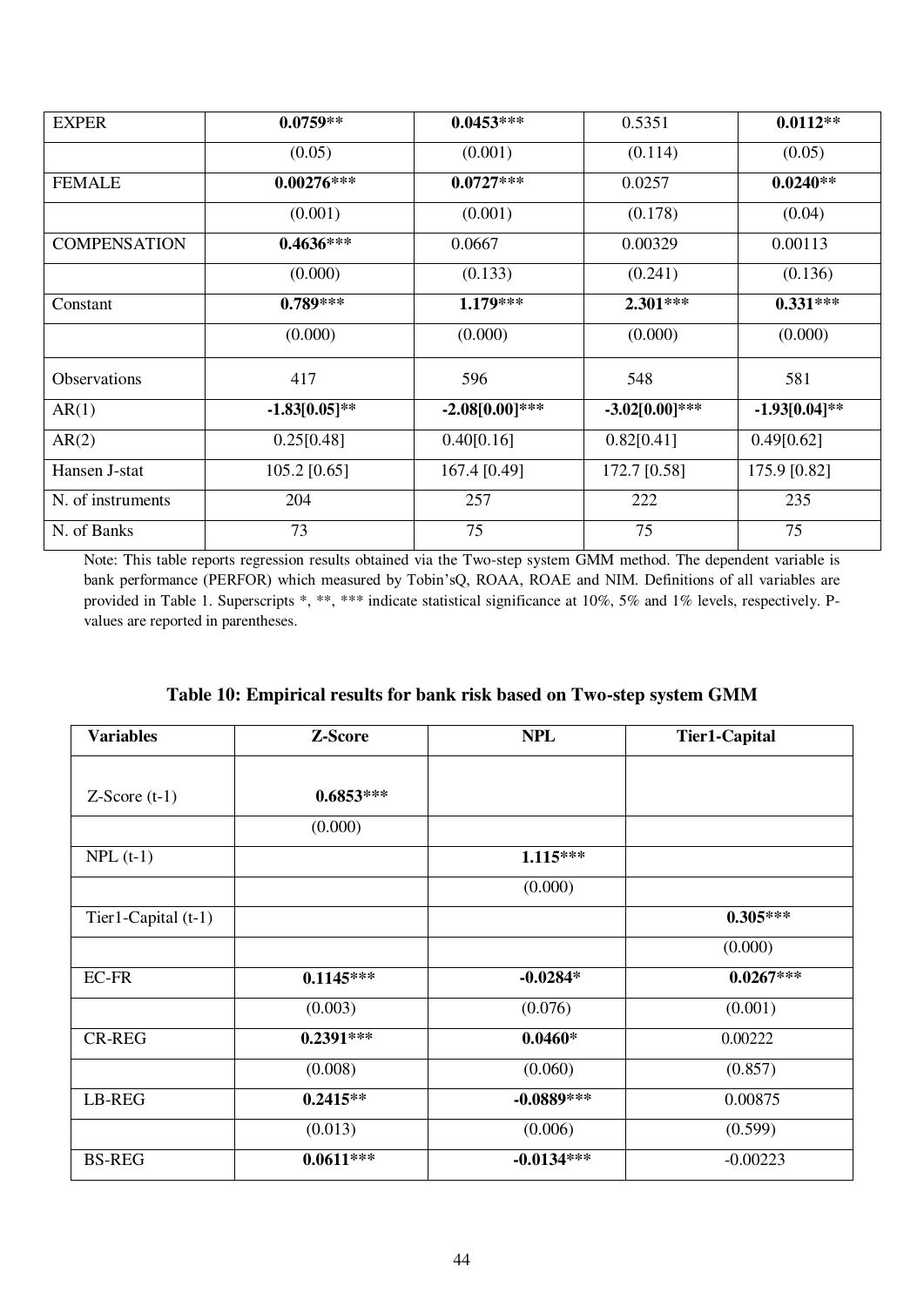| EXPER | **0.0759****| **0.0453***** | 0.5351 | **0.0112**** |
|---|---|---|---|---|
| | (0.05) | (0.001) | (0.114) | (0.05) |
| FEMALE | **0.00276***** | **0.0727***** | 0.0257 | **0.0240**** |
| | (0.001) | (0.001) | (0.178) | (0.04) |
| COMPENSATION | **0.4636***** | 0.0667 | 0.00329 | 0.00113 |
| | (0.000) | (0.133) | (0.241) | (0.136) |
| Constant | **0.789***** | **1.179***** | **2.301***** | **0.331***** |
| | (0.000) | (0.000) | (0.000) | (0.000) |
| Observations | 417 | 596 | 548 | 581 |
| AR(1) | **-1.83[0.05]**** | **-2.08[0.00]***** | **-3.02[0.00]***** | **-1.93[0.04]**** |
| AR(2) | 0.25[0.48] | 0.40[0.16] | 0.82[0.41] | 0.49[0.62] |
| Hansen J-stat | 105.2 [0.65] | 167.4 [0.49] | 172.7 [0.58] | 175.9 [0.82] |
| N. of instruments | 204 | 257 | 222 | 235 |
| N. of Banks | 73 | 75 | 75 | 75 |

Note: This table reports regression results obtained via the Two-step system GMM method. The dependent variable is bank performance (PERFOR) which measured by Tobin'sQ, ROAA, ROAE and NIM. Definitions of all variables are provided in Table 1. Superscripts *, **, *** indicate statistical significance at 10%, 5% and 1% levels, respectively. P-values are reported in parentheses.

**Table 10: Empirical results for bank risk based on Two-step system GMM**

| **Variables** | **Z-Score** | **NPL** | **Tier1-Capital** |
|---|---|---|---|
| Z-Score (t-1) | **0.6853***** | | |
| | (0.000) | | |
| NPL (t-1) | | **1.115***** | |
| | | (0.000) | |
| Tier1-Capital (t-1) | | | **0.305***** |
| | | | (0.000) |
| EC-FR | **0.1145***** | **-0.0284*** | **0.0267***** |
| | (0.003) | (0.076) | (0.001) |
| CR-REG | **0.2391***** | **0.0460*** | 0.00222 |
| | (0.008) | (0.060) | (0.857) |
| LB-REG | **0.2415**** | **-0.0889***** | 0.00875 |
| | (0.013) | (0.006) | (0.599) |
| BS-REG | **0.0611***** | **-0.0134***** | -0.00223 |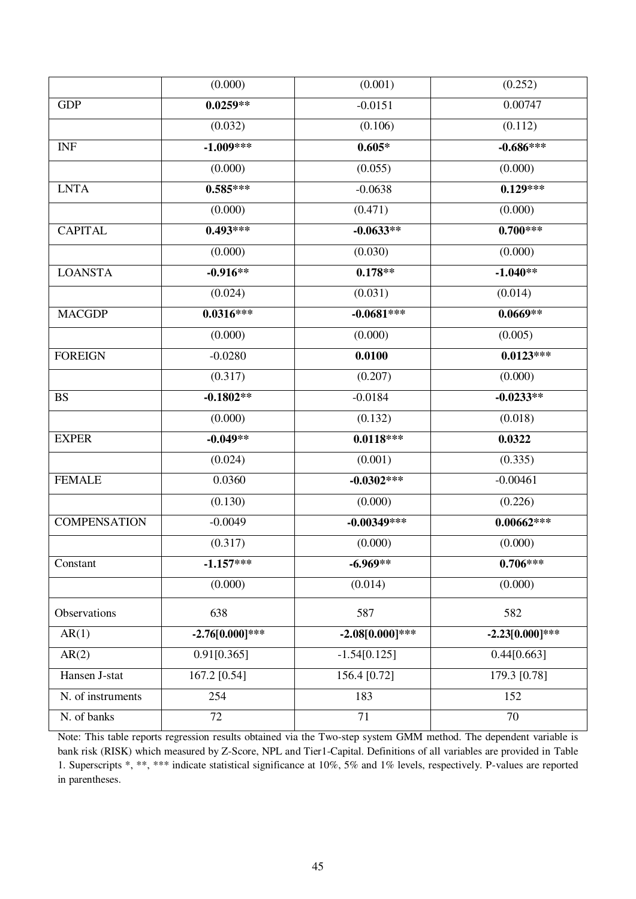| | (0.000) | (0.001) | (0.252) |
|---|---|---|---|
| GDP | **0.0259**** | -0.0151 | 0.00747 |
| | (0.032) | (0.106) | (0.112) |
| INF | **-1.009***** | **0.605*** | **-0.686***** |
| | (0.000) | (0.055) | (0.000) |
| LNTA | **0.585***** | -0.0638 | **0.129***** |
| | (0.000) | (0.471) | (0.000) |
| CAPITAL | **0.493***** | **-0.0633**** | **0.700***** |
| | (0.000) | (0.030) | (0.000) |
| LOANSTA | **-0.916**** | **0.178**** | **-1.040**** |
| | (0.024) | (0.031) | (0.014) |
| MACGDP | **0.0316***** | **-0.0681***** | **0.0669**** |
| | (0.000) | (0.000) | (0.005) |
| FOREIGN | -0.0280 | **0.0100** | **0.0123***** |
| | (0.317) | (0.207) | (0.000) |
| BS | **-0.1802**** | -0.0184 | **-0.0233**** |
| | (0.000) | (0.132) | (0.018) |
| EXPER | **-0.049**** | **0.0118***** | **0.0322** |
| | (0.024) | (0.001) | (0.335) |
| FEMALE | 0.0360 | **-0.0302***** | -0.00461 |
| | (0.130) | (0.000) | (0.226) |
| COMPENSATION | -0.0049 | **-0.00349***** | **0.00662***** |
| | (0.317) | (0.000) | (0.000) |
| Constant | **-1.157***** | **-6.969**** | **0.706***** |
| | (0.000) | (0.014) | (0.000) |
| Observations | 638 | 587 | 582 |
| AR(1) | **-2.76[0.000]***** | **-2.08[0.000]***** | **-2.23[0.000]***** |
| AR(2) | 0.91[0.365] | -1.54[0.125] | 0.44[0.663] |
| Hansen J-stat | 167.2 [0.54] | 156.4 [0.72] | 179.3 [0.78] |
| N. of instruments | 254 | 183 | 152 |
| N. of banks | 72 | 71 | 70 |

Note: This table reports regression results obtained via the Two-step system GMM method. The dependent variable is bank risk (RISK) which measured by Z-Score, NPL and Tier1-Capital. Definitions of all variables are provided in Table 1. Superscripts *, **, *** indicate statistical significance at 10%, 5% and 1% levels, respectively. P-values are reported in parentheses.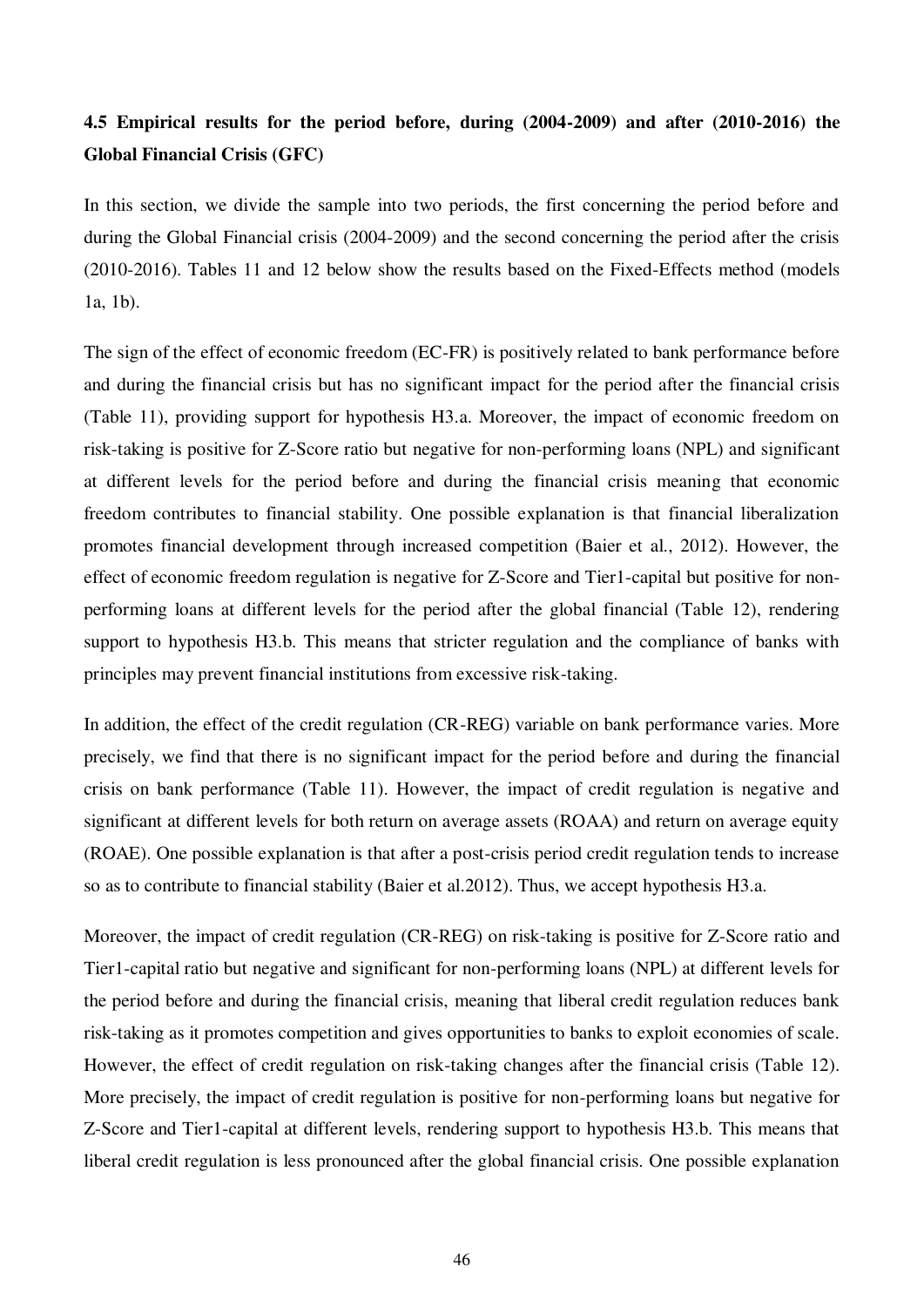### 4.5 Empirical results for the period before, during (2004-2009) and after (2010-2016) the Global Financial Crisis (GFC)

In this section, we divide the sample into two periods, the first concerning the period before and during the Global Financial crisis (2004-2009) and the second concerning the period after the crisis (2010-2016). Tables 11 and 12 below show the results based on the Fixed-Effects method (models 1a, 1b).

The sign of the effect of economic freedom (EC-FR) is positively related to bank performance before and during the financial crisis but has no significant impact for the period after the financial crisis (Table 11), providing support for hypothesis H3.a. Moreover, the impact of economic freedom on risk-taking is positive for Z-Score ratio but negative for non-performing loans (NPL) and significant at different levels for the period before and during the financial crisis meaning that economic freedom contributes to financial stability. One possible explanation is that financial liberalization promotes financial development through increased competition (Baier et al., 2012). However, the effect of economic freedom regulation is negative for Z-Score and Tier1-capital but positive for non-performing loans at different levels for the period after the global financial (Table 12), rendering support to hypothesis H3.b. This means that stricter regulation and the compliance of banks with principles may prevent financial institutions from excessive risk-taking.

In addition, the effect of the credit regulation (CR-REG) variable on bank performance varies. More precisely, we find that there is no significant impact for the period before and during the financial crisis on bank performance (Table 11). However, the impact of credit regulation is negative and significant at different levels for both return on average assets (ROAA) and return on average equity (ROAE). One possible explanation is that after a post-crisis period credit regulation tends to increase so as to contribute to financial stability (Baier et al.2012). Thus, we accept hypothesis H3.a.

Moreover, the impact of credit regulation (CR-REG) on risk-taking is positive for Z-Score ratio and Tier1-capital ratio but negative and significant for non-performing loans (NPL) at different levels for the period before and during the financial crisis, meaning that liberal credit regulation reduces bank risk-taking as it promotes competition and gives opportunities to banks to exploit economies of scale. However, the effect of credit regulation on risk-taking changes after the financial crisis (Table 12). More precisely, the impact of credit regulation is positive for non-performing loans but negative for Z-Score and Tier1-capital at different levels, rendering support to hypothesis H3.b. This means that liberal credit regulation is less pronounced after the global financial crisis. One possible explanation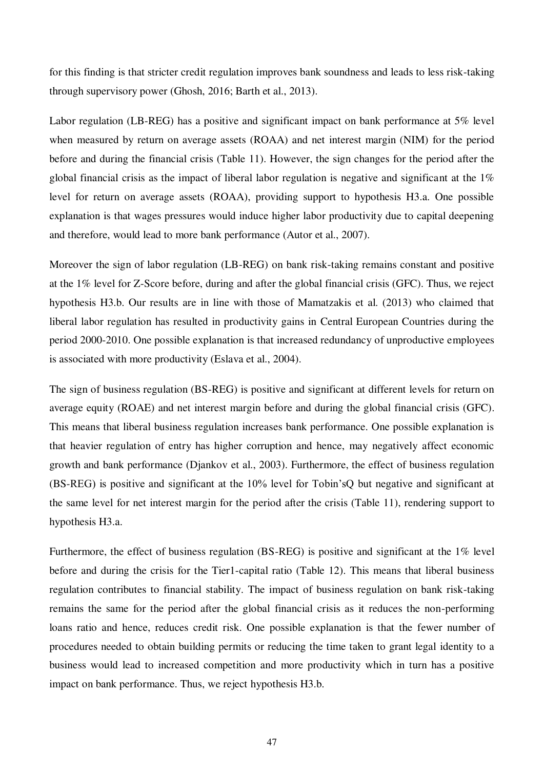for this finding is that stricter credit regulation improves bank soundness and leads to less risk-taking through supervisory power (Ghosh, 2016; Barth et al., 2013).

Labor regulation (LB-REG) has a positive and significant impact on bank performance at 5% level when measured by return on average assets (ROAA) and net interest margin (NIM) for the period before and during the financial crisis (Table 11). However, the sign changes for the period after the global financial crisis as the impact of liberal labor regulation is negative and significant at the 1% level for return on average assets (ROAA), providing support to hypothesis H3.a. One possible explanation is that wages pressures would induce higher labor productivity due to capital deepening and therefore, would lead to more bank performance (Autor et al., 2007).

Moreover the sign of labor regulation (LB-REG) on bank risk-taking remains constant and positive at the 1% level for Z-Score before, during and after the global financial crisis (GFC). Thus, we reject hypothesis H3.b. Our results are in line with those of Mamatzakis et al. (2013) who claimed that liberal labor regulation has resulted in productivity gains in Central European Countries during the period 2000-2010. One possible explanation is that increased redundancy of unproductive employees is associated with more productivity (Eslava et al., 2004).

The sign of business regulation (BS-REG) is positive and significant at different levels for return on average equity (ROAE) and net interest margin before and during the global financial crisis (GFC). This means that liberal business regulation increases bank performance. One possible explanation is that heavier regulation of entry has higher corruption and hence, may negatively affect economic growth and bank performance (Djankov et al., 2003). Furthermore, the effect of business regulation (BS-REG) is positive and significant at the 10% level for Tobin'sQ but negative and significant at the same level for net interest margin for the period after the crisis (Table 11), rendering support to hypothesis H3.a.

Furthermore, the effect of business regulation (BS-REG) is positive and significant at the 1% level before and during the crisis for the Tier1-capital ratio (Table 12). This means that liberal business regulation contributes to financial stability. The impact of business regulation on bank risk-taking remains the same for the period after the global financial crisis as it reduces the non-performing loans ratio and hence, reduces credit risk. One possible explanation is that the fewer number of procedures needed to obtain building permits or reducing the time taken to grant legal identity to a business would lead to increased competition and more productivity which in turn has a positive impact on bank performance. Thus, we reject hypothesis H3.b.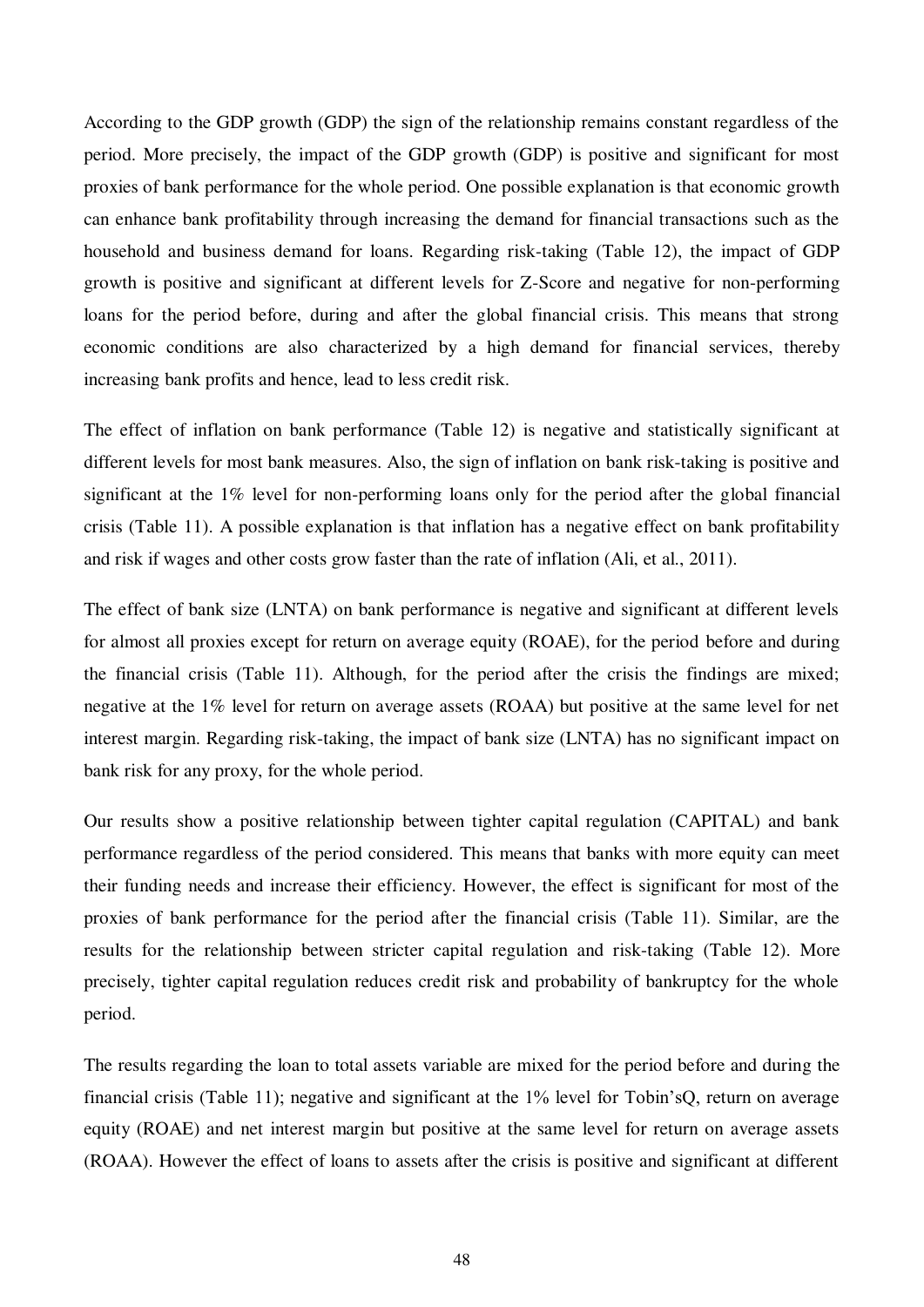According to the GDP growth (GDP) the sign of the relationship remains constant regardless of the period. More precisely, the impact of the GDP growth (GDP) is positive and significant for most proxies of bank performance for the whole period. One possible explanation is that economic growth can enhance bank profitability through increasing the demand for financial transactions such as the household and business demand for loans. Regarding risk-taking (Table 12), the impact of GDP growth is positive and significant at different levels for Z-Score and negative for non-performing loans for the period before, during and after the global financial crisis. This means that strong economic conditions are also characterized by a high demand for financial services, thereby increasing bank profits and hence, lead to less credit risk.

The effect of inflation on bank performance (Table 12) is negative and statistically significant at different levels for most bank measures. Also, the sign of inflation on bank risk-taking is positive and significant at the 1% level for non-performing loans only for the period after the global financial crisis (Table 11). A possible explanation is that inflation has a negative effect on bank profitability and risk if wages and other costs grow faster than the rate of inflation (Ali, et al., 2011).

The effect of bank size (LNTA) on bank performance is negative and significant at different levels for almost all proxies except for return on average equity (ROAE), for the period before and during the financial crisis (Table 11). Although, for the period after the crisis the findings are mixed; negative at the 1% level for return on average assets (ROAA) but positive at the same level for net interest margin. Regarding risk-taking, the impact of bank size (LNTA) has no significant impact on bank risk for any proxy, for the whole period.

Our results show a positive relationship between tighter capital regulation (CAPITAL) and bank performance regardless of the period considered. This means that banks with more equity can meet their funding needs and increase their efficiency. However, the effect is significant for most of the proxies of bank performance for the period after the financial crisis (Table 11). Similar, are the results for the relationship between stricter capital regulation and risk-taking (Table 12). More precisely, tighter capital regulation reduces credit risk and probability of bankruptcy for the whole period.

The results regarding the loan to total assets variable are mixed for the period before and during the financial crisis (Table 11); negative and significant at the 1% level for Tobin'sQ, return on average equity (ROAE) and net interest margin but positive at the same level for return on average assets (ROAA). However the effect of loans to assets after the crisis is positive and significant at different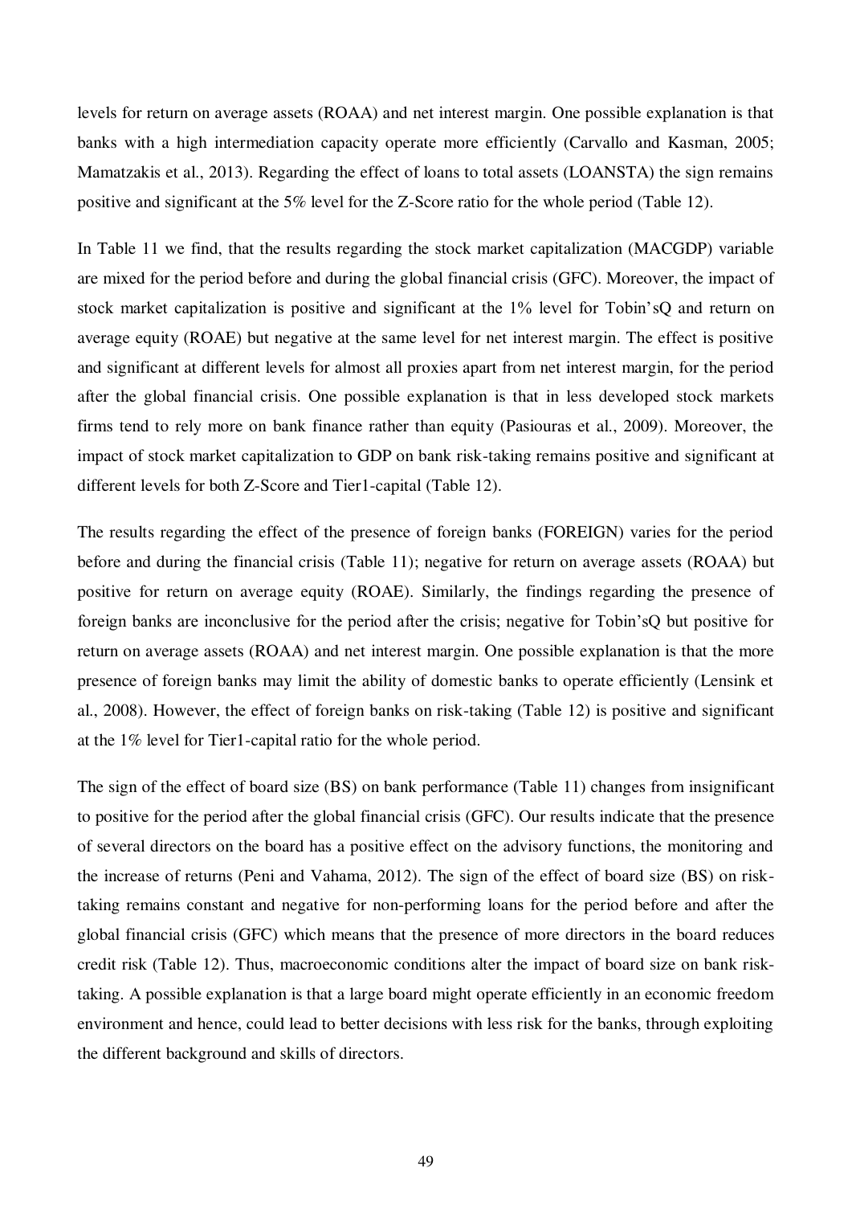levels for return on average assets (ROAA) and net interest margin. One possible explanation is that banks with a high intermediation capacity operate more efficiently (Carvallo and Kasman, 2005; Mamatzakis et al., 2013). Regarding the effect of loans to total assets (LOANSTA) the sign remains positive and significant at the 5% level for the Z-Score ratio for the whole period (Table 12).

In Table 11 we find, that the results regarding the stock market capitalization (MACGDP) variable are mixed for the period before and during the global financial crisis (GFC). Moreover, the impact of stock market capitalization is positive and significant at the 1% level for Tobin'sQ and return on average equity (ROAE) but negative at the same level for net interest margin. The effect is positive and significant at different levels for almost all proxies apart from net interest margin, for the period after the global financial crisis. One possible explanation is that in less developed stock markets firms tend to rely more on bank finance rather than equity (Pasiouras et al., 2009). Moreover, the impact of stock market capitalization to GDP on bank risk-taking remains positive and significant at different levels for both Z-Score and Tier1-capital (Table 12).

The results regarding the effect of the presence of foreign banks (FOREIGN) varies for the period before and during the financial crisis (Table 11); negative for return on average assets (ROAA) but positive for return on average equity (ROAE). Similarly, the findings regarding the presence of foreign banks are inconclusive for the period after the crisis; negative for Tobin'sQ but positive for return on average assets (ROAA) and net interest margin. One possible explanation is that the more presence of foreign banks may limit the ability of domestic banks to operate efficiently (Lensink et al., 2008). However, the effect of foreign banks on risk-taking (Table 12) is positive and significant at the 1% level for Tier1-capital ratio for the whole period.

The sign of the effect of board size (BS) on bank performance (Table 11) changes from insignificant to positive for the period after the global financial crisis (GFC). Our results indicate that the presence of several directors on the board has a positive effect on the advisory functions, the monitoring and the increase of returns (Peni and Vahama, 2012). The sign of the effect of board size (BS) on risk-taking remains constant and negative for non-performing loans for the period before and after the global financial crisis (GFC) which means that the presence of more directors in the board reduces credit risk (Table 12). Thus, macroeconomic conditions alter the impact of board size on bank risk-taking. A possible explanation is that a large board might operate efficiently in an economic freedom environment and hence, could lead to better decisions with less risk for the banks, through exploiting the different background and skills of directors.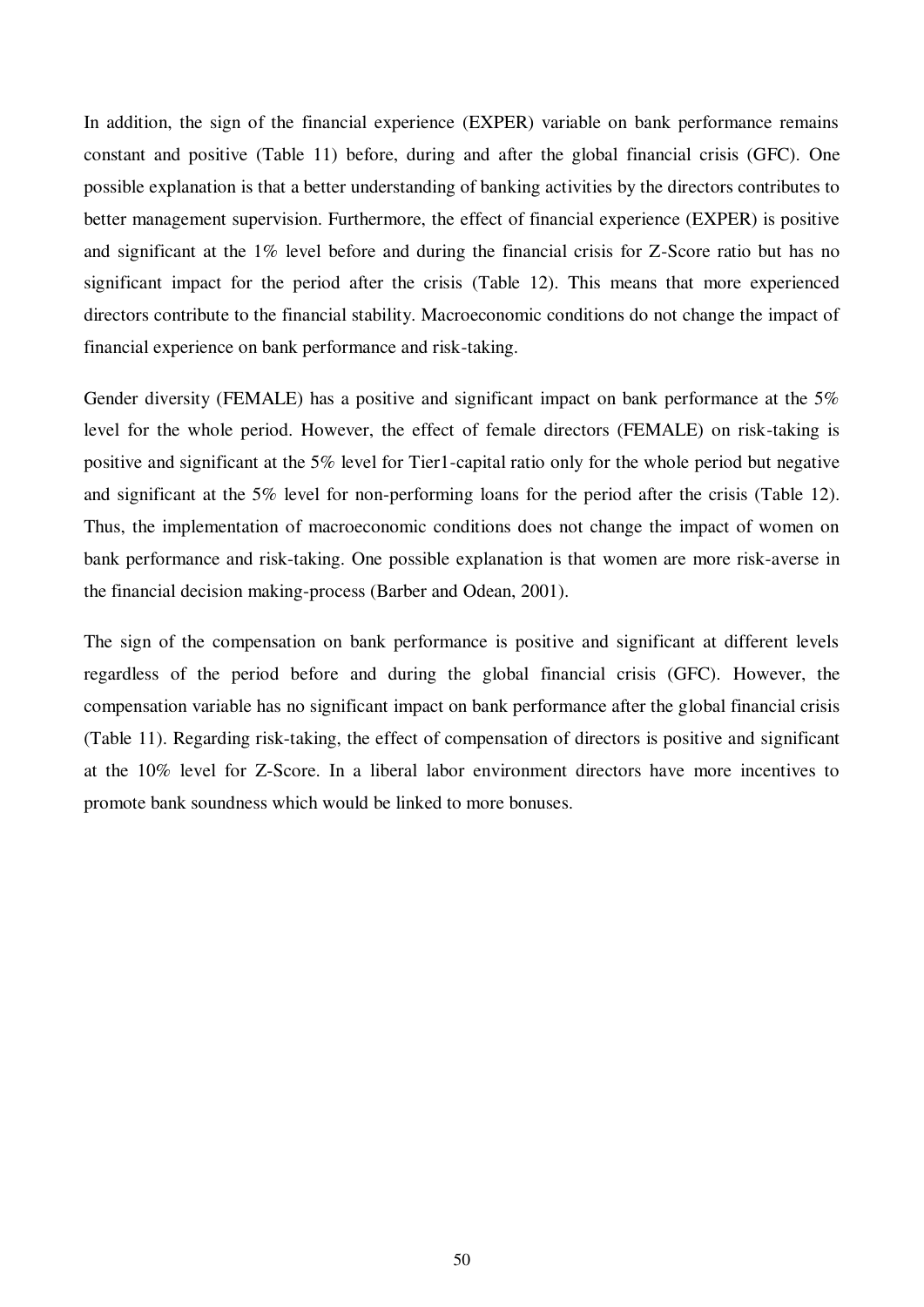In addition, the sign of the financial experience (EXPER) variable on bank performance remains constant and positive (Table 11) before, during and after the global financial crisis (GFC). One possible explanation is that a better understanding of banking activities by the directors contributes to better management supervision. Furthermore, the effect of financial experience (EXPER) is positive and significant at the 1% level before and during the financial crisis for Z-Score ratio but has no significant impact for the period after the crisis (Table 12). This means that more experienced directors contribute to the financial stability. Macroeconomic conditions do not change the impact of financial experience on bank performance and risk-taking.

Gender diversity (FEMALE) has a positive and significant impact on bank performance at the 5% level for the whole period. However, the effect of female directors (FEMALE) on risk-taking is positive and significant at the 5% level for Tier1-capital ratio only for the whole period but negative and significant at the 5% level for non-performing loans for the period after the crisis (Table 12). Thus, the implementation of macroeconomic conditions does not change the impact of women on bank performance and risk-taking. One possible explanation is that women are more risk-averse in the financial decision making-process (Barber and Odean, 2001).

The sign of the compensation on bank performance is positive and significant at different levels regardless of the period before and during the global financial crisis (GFC). However, the compensation variable has no significant impact on bank performance after the global financial crisis (Table 11). Regarding risk-taking, the effect of compensation of directors is positive and significant at the 10% level for Z-Score. In a liberal labor environment directors have more incentives to promote bank soundness which would be linked to more bonuses.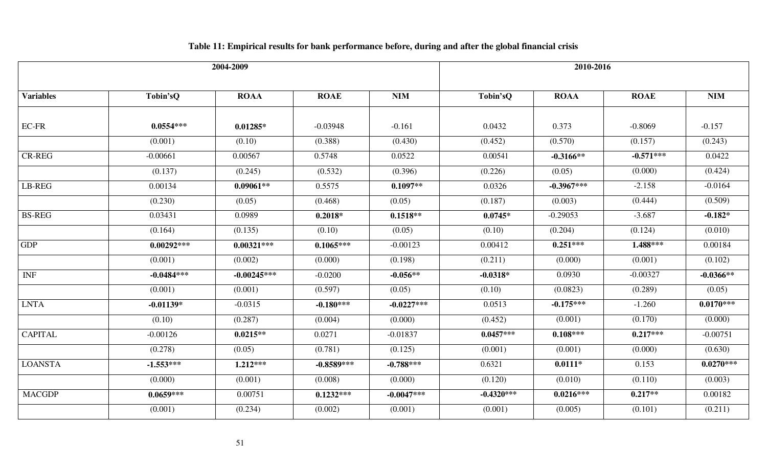**Table 11: Empirical results for bank performance before, during and after the global financial crisis**

| | 2004-2009 | | | | 2010-2016 | | | |
|---|---|---|---|---|---|---|---|---|
| **Variables** | **Tobin'sQ** | **ROAA** | **ROAE** | **NIM** | **Tobin'sQ** | **ROAA** | **ROAE** | **NIM** |
| EC-FR | **0.0554*****| **0.01285*** | -0.03948 | -0.161 | 0.0432 | 0.373 | -0.8069 | -0.157 |
| | (0.001) | (0.10) | (0.388) | (0.430) | (0.452) | (0.570) | (0.157) | (0.243) |
| CR-REG | -0.00661 | 0.00567 | 0.5748 | 0.0522 | 0.00541 | **-0.3166**** | **-0.571***** | 0.0422 |
| | (0.137) | (0.245) | (0.532) | (0.396) | (0.226) | (0.05) | (0.000) | (0.424) |
| LB-REG | 0.00134 | **0.09061**** | 0.5575 | **0.1097**** | 0.0326 | **-0.3967***** | -2.158 | -0.0164 |
| | (0.230) | (0.05) | (0.468) | (0.05) | (0.187) | (0.003) | (0.444) | (0.509) |
| BS-REG | 0.03431 | 0.0989 | **0.2018*** | **0.1518**** | **0.0745*** | -0.29053 | -3.687 | **-0.182*** |
| | (0.164) | (0.135) | (0.10) | (0.05) | (0.10) | (0.204) | (0.124) | (0.010) |
| GDP | **0.00292***** | **0.00321***** | **0.1065***** | -0.00123 | 0.00412 | **0.251***** | **1.488***** | 0.00184 |
| | (0.001) | (0.002) | (0.000) | (0.198) | (0.211) | (0.000) | (0.001) | (0.102) |
| INF | **-0.0484***** | **-0.00245***** | -0.0200 | **-0.056**** | **-0.0318*** | 0.0930 | -0.00327 | **-0.0366**** |
| | (0.001) | (0.001) | (0.597) | (0.05) | (0.10) | (0.0823) | (0.289) | (0.05) |
| LNTA | **-0.01139*** | -0.0315 | **-0.180***** | **-0.0227***** | 0.0513 | **-0.175***** | -1.260 | **0.0170***** |
| | (0.10) | (0.287) | (0.004) | (0.000) | (0.452) | (0.001) | (0.170) | (0.000) |
| CAPITAL | -0.00126 | **0.0215**** | 0.0271 | -0.01837 | **0.0457***** | **0.108***** | **0.217***** | -0.00751 |
| | (0.278) | (0.05) | (0.781) | (0.125) | (0.001) | (0.001) | (0.000) | (0.630) |
| LOANSTA | **-1.553***** | **1.212***** | **-0.8589***** | **-0.788***** | 0.6321 | **0.0111*** | 0.153 | **0.0270***** |
| | (0.000) | (0.001) | (0.008) | (0.000) | (0.120) | (0.010) | (0.110) | (0.003) |
| MACGDP | **0.0659***** | 0.00751 | **0.1232***** | **-0.0047***** | **-0.4320***** | **0.0216***** | **0.217**** | 0.00182 |
| | (0.001) | (0.234) | (0.002) | (0.001) | (0.001) | (0.005) | (0.101) | (0.211) |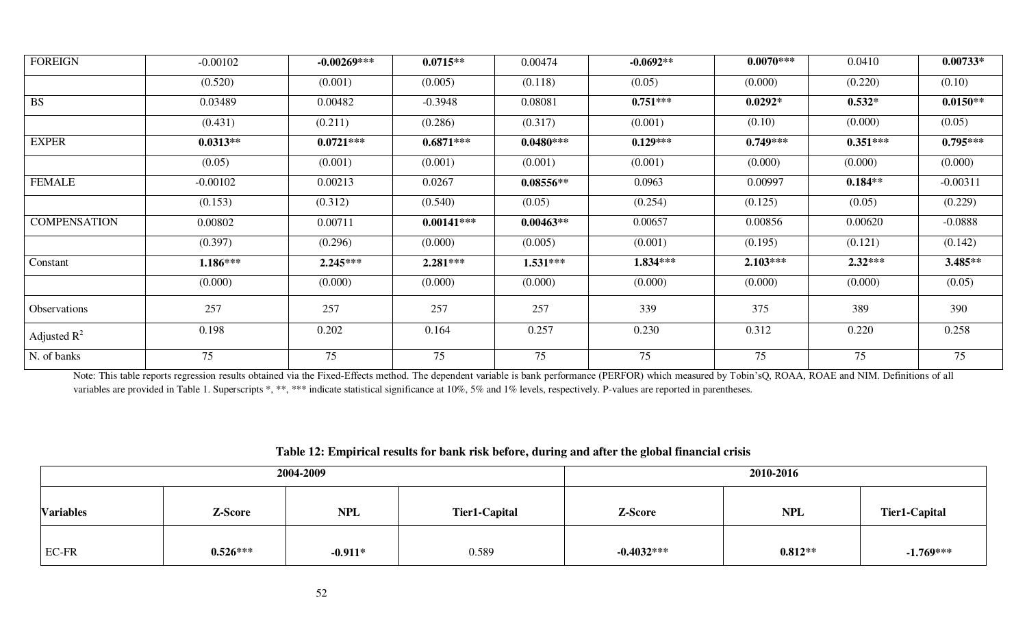| FOREIGN | -0.00102 | **-0.00269*** ** | **0.0715*** ** | 0.00474 | **-0.0692*** ** | **0.0070*** ** | 0.0410 | **0.00733*** |
|---|---|---|---|---|---|---|---|---|
| | (0.520) | (0.001) | (0.005) | (0.118) | (0.05) | (0.000) | (0.220) | (0.10) |
| BS | 0.03489 | 0.00482 | -0.3948 | 0.08081 | **0.751*** ** | **0.0292*** | **0.532*** | **0.0150*** ** |
| | (0.431) | (0.211) | (0.286) | (0.317) | (0.001) | (0.10) | (0.000) | (0.05) |
| EXPER | **0.0313*** ** | **0.0721*** ** | **0.6871*** ** | **0.0480*** ** | **0.129*** ** | **0.749*** ** | **0.351*** ** | **0.795*** ** |
| | (0.05) | (0.001) | (0.001) | (0.001) | (0.001) | (0.000) | (0.000) | (0.000) |
| FEMALE | -0.00102 | 0.00213 | 0.0267 | **0.08556*** ** | 0.0963 | 0.00997 | **0.184*** ** | -0.00311 |
| | (0.153) | (0.312) | (0.540) | (0.05) | (0.254) | (0.125) | (0.05) | (0.229) |
| COMPENSATION | 0.00802 | 0.00711 | **0.00141*** ** | **0.00463*** ** | 0.00657 | 0.00856 | 0.00620 | -0.0888 |
| | (0.397) | (0.296) | (0.000) | (0.005) | (0.001) | (0.195) | (0.121) | (0.142) |
| Constant | **1.186*** ** | **2.245*** ** | **2.281*** ** | **1.531*** ** | **1.834*** ** | **2.103*** ** | **2.32*** ** | **3.485*** ** |
| | (0.000) | (0.000) | (0.000) | (0.000) | (0.000) | (0.000) | (0.000) | (0.05) |
| Observations | 257 | 257 | 257 | 257 | 339 | 375 | 389 | 390 |
| Adjusted $R^2$ | 0.198 | 0.202 | 0.164 | 0.257 | 0.230 | 0.312 | 0.220 | 0.258 |
| N. of banks | 75 | 75 | 75 | 75 | 75 | 75 | 75 | 75 |

Note: This table reports regression results obtained via the Fixed-Effects method. The dependent variable is bank performance (PERFOR) which measured by Tobin'sQ, ROAA, ROAE and NIM. Definitions of all variables are provided in Table 1. Superscripts *, **, *** indicate statistical significance at 10%, 5% and 1% levels, respectively. P-values are reported in parentheses.

**Table 12: Empirical results for bank risk before, during and after the global financial crisis**

| | 2004-2009 | | | 2010-2016 | | |
|---|---|---|---|---|---|---|
| **Variables** | **Z-Score** | **NPL** | **Tier1-Capital** | **Z-Score** | **NPL** | **Tier1-Capital** |
| EC-FR | **0.526*** ** | **-0.911*** | 0.589 | **-0.4032*** ** | **0.812*** ** | **-1.769*** ** |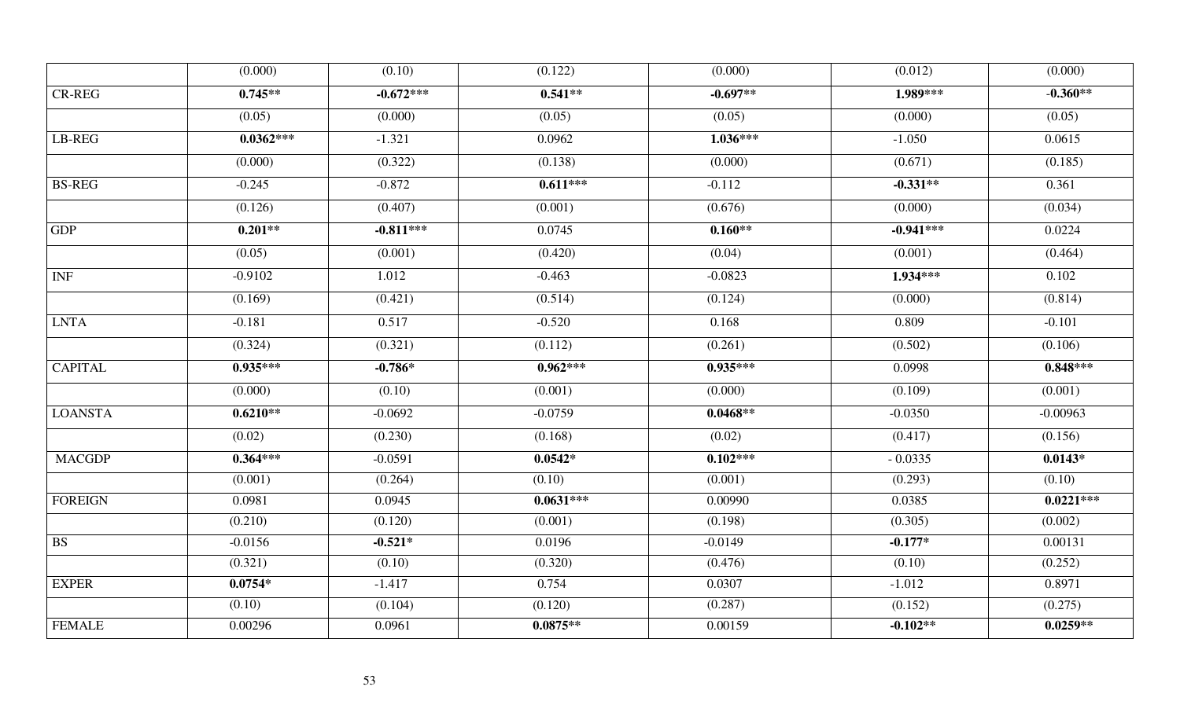| | | | | | | |
|---|---|---|---|---|---|---|
| | (0.000) | (0.10) | (0.122) | (0.000) | (0.012) | (0.000) |
| CR-REG | **0.745**** | **-0.672***** | **0.541**** | **-0.697**** | **1.989***** | **-0.360**** |
| | (0.05) | (0.000) | (0.05) | (0.05) | (0.000) | (0.05) |
| LB-REG | **0.0362***** | -1.321 | 0.0962 | **1.036***** | -1.050 | 0.0615 |
| | (0.000) | (0.322) | (0.138) | (0.000) | (0.671) | (0.185) |
| BS-REG | -0.245 | -0.872 | **0.611***** | -0.112 | **-0.331**** | 0.361 |
| | (0.126) | (0.407) | (0.001) | (0.676) | (0.000) | (0.034) |
| GDP | **0.201**** | **-0.811***** | 0.0745 | **0.160**** | **-0.941***** | 0.0224 |
| | (0.05) | (0.001) | (0.420) | (0.04) | (0.001) | (0.464) |
| INF | -0.9102 | 1.012 | -0.463 | -0.0823 | **1.934***** | 0.102 |
| | (0.169) | (0.421) | (0.514) | (0.124) | (0.000) | (0.814) |
| LNTA | -0.181 | 0.517 | -0.520 | 0.168 | 0.809 | -0.101 |
| | (0.324) | (0.321) | (0.112) | (0.261) | (0.502) | (0.106) |
| CAPITAL | **0.935***** | **-0.786*** | **0.962***** | **0.935***** | 0.0998 | **0.848***** |
| | (0.000) | (0.10) | (0.001) | (0.000) | (0.109) | (0.001) |
| LOANSTA | **0.6210**** | -0.0692 | -0.0759 | **0.0468**** | -0.0350 | -0.00963 |
| | (0.02) | (0.230) | (0.168) | (0.02) | (0.417) | (0.156) |
| MACGDP | **0.364***** | -0.0591 | **0.0542*** | **0.102***** | - 0.0335 | **0.0143*** |
| | (0.001) | (0.264) | (0.10) | (0.001) | (0.293) | (0.10) |
| FOREIGN | 0.0981 | 0.0945 | **0.0631***** | 0.00990 | 0.0385 | **0.0221***** |
| | (0.210) | (0.120) | (0.001) | (0.198) | (0.305) | (0.002) |
| BS | -0.0156 | **-0.521*** | 0.0196 | -0.0149 | **-0.177*** | 0.00131 |
| | (0.321) | (0.10) | (0.320) | (0.476) | (0.10) | (0.252) |
| EXPER | **0.0754*** | -1.417 | 0.754 | 0.0307 | -1.012 | 0.8971 |
| | (0.10) | (0.104) | (0.120) | (0.287) | (0.152) | (0.275) |
| FEMALE | 0.00296 | 0.0961 | **0.0875**** | 0.00159 | **-0.102**** | **0.0259**** |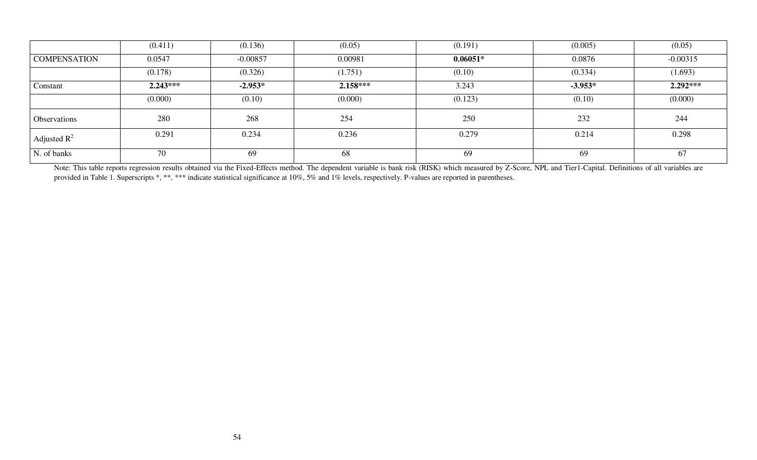| | (0.411) | (0.136) | (0.05) | (0.191) | (0.005) | (0.05) |
|---|---|---|---|---|---|---|
| COMPENSATION | 0.0547 | -0.00857 | 0.00981 | **0.06051*** | 0.0876 | -0.00315 |
| | (0.178) | (0.326) | (1.751) | (0.10) | (0.334) | (1.693) |
| Constant | **2.243***** | **-2.953*** | **2.158***** | 3.243 | **-3.953*** | **2.292***** |
| | (0.000) | (0.10) | (0.000) | (0.123) | (0.10) | (0.000) |
| Observations | 280 | 268 | 254 | 250 | 232 | 244 |
| Adjusted $R^2$ | 0.291 | 0.234 | 0.236 | 0.279 | 0.214 | 0.298 |
| N. of banks | 70 | 69 | 68 | 69 | 69 | 67 |

Note: This table reports regression results obtained via the Fixed-Effects method. The dependent variable is bank risk (RISK) which measured by Z-Score, NPL and Tier1-Capital. Definitions of all variables are provided in Table 1. Superscripts *, **, *** indicate statistical significance at 10%, 5% and 1% levels, respectively. P-values are reported in parentheses.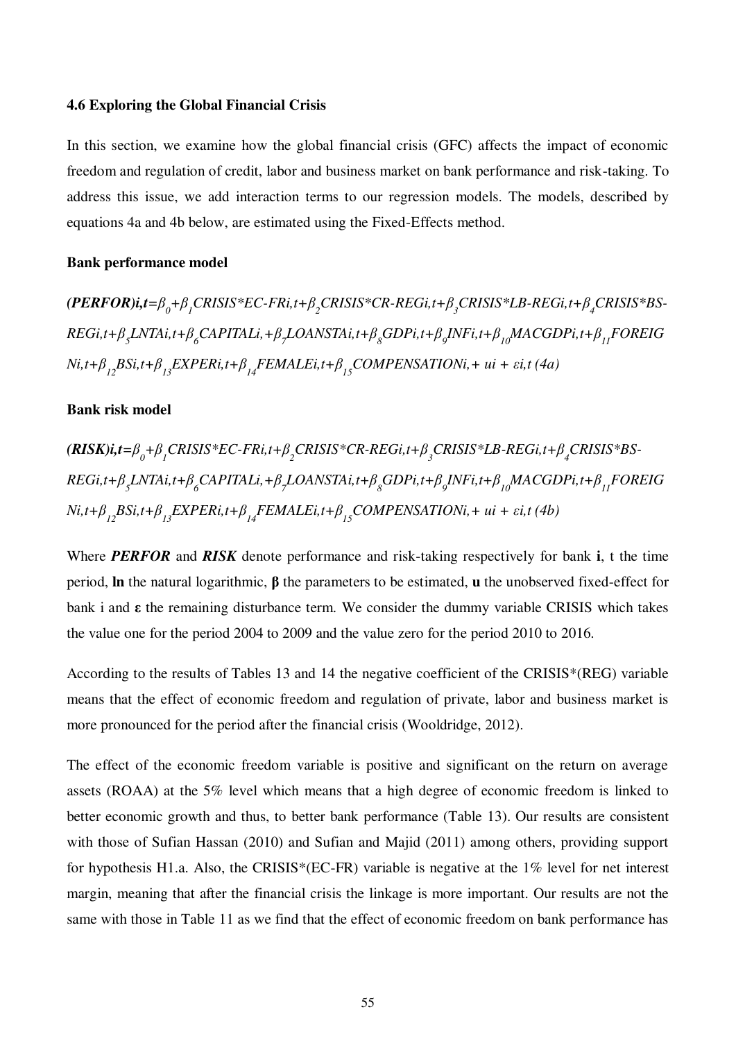### 4.6 Exploring the Global Financial Crisis

In this section, we examine how the global financial crisis (GFC) affects the impact of economic freedom and regulation of credit, labor and business market on bank performance and risk-taking. To address this issue, we add interaction terms to our regression models. The models, described by equations 4a and 4b below, are estimated using the Fixed-Effects method.

**Bank performance model**

$$(PERFOR)_{i,t}=\beta_0+\beta_1 CRISIS*EC\text{-}FR_{i,t}+\beta_2 CRISIS*CR\text{-}REG_{i,t}+\beta_3 CRISIS*LB\text{-}REG_{i,t}+\beta_4 CRISIS*BS\text{-}REG_{i,t}+\beta_5 LNTA_{i,t}+\beta_6 CAPITAL_{i,}+\beta_7 LOANSTA_{i,t}+\beta_8 GDP_{i,t}+\beta_9 INF_{i,t}+\beta_{10} MACGDP_{i,t}+\beta_{11} FOREIGN_{i,t}+\beta_{12} BS_{i,t}+\beta_{13} EXPER_{i,t}+\beta_{14} FEMALE_{i,t}+\beta_{15} COMPENSATION_{i,}+u_i+\varepsilon_{i,t} \quad (4a)$$

**Bank risk model**

$$(RISK)_{i,t}=\beta_0+\beta_1 CRISIS*EC\text{-}FR_{i,t}+\beta_2 CRISIS*CR\text{-}REG_{i,t}+\beta_3 CRISIS*LB\text{-}REG_{i,t}+\beta_4 CRISIS*BS\text{-}REG_{i,t}+\beta_5 LNTA_{i,t}+\beta_6 CAPITAL_{i,}+\beta_7 LOANSTA_{i,t}+\beta_8 GDP_{i,t}+\beta_9 INF_{i,t}+\beta_{10} MACGDP_{i,t}+\beta_{11} FOREIGN_{i,t}+\beta_{12} BS_{i,t}+\beta_{13} EXPER_{i,t}+\beta_{14} FEMALE_{i,t}+\beta_{15} COMPENSATION_{i,}+u_i+\varepsilon_{i,t} \quad (4b)$$

Where ***PERFOR*** and ***RISK*** denote performance and risk-taking respectively for bank **i**, t the time period, **ln** the natural logarithmic, **β** the parameters to be estimated, **u** the unobserved fixed-effect for bank i and **ε** the remaining disturbance term. We consider the dummy variable CRISIS which takes the value one for the period 2004 to 2009 and the value zero for the period 2010 to 2016.

According to the results of Tables 13 and 14 the negative coefficient of the CRISIS*(REG) variable means that the effect of economic freedom and regulation of private, labor and business market is more pronounced for the period after the financial crisis (Wooldridge, 2012).

The effect of the economic freedom variable is positive and significant on the return on average assets (ROAA) at the 5% level which means that a high degree of economic freedom is linked to better economic growth and thus, to better bank performance (Table 13). Our results are consistent with those of Sufian Hassan (2010) and Sufian and Majid (2011) among others, providing support for hypothesis H1.a. Also, the CRISIS*(EC-FR) variable is negative at the 1% level for net interest margin, meaning that after the financial crisis the linkage is more important. Our results are not the same with those in Table 11 as we find that the effect of economic freedom on bank performance has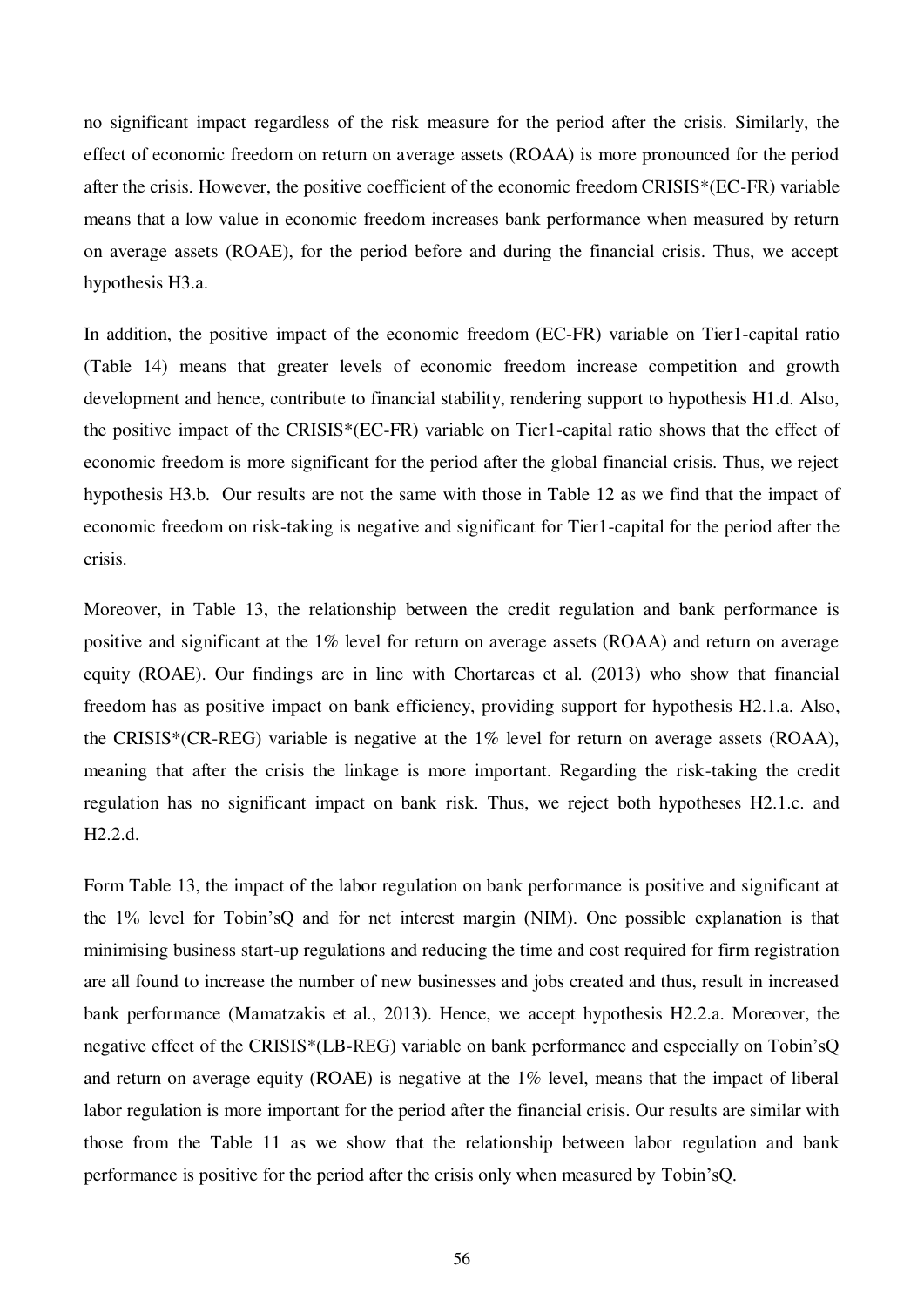no significant impact regardless of the risk measure for the period after the crisis. Similarly, the effect of economic freedom on return on average assets (ROAA) is more pronounced for the period after the crisis. However, the positive coefficient of the economic freedom CRISIS*(EC-FR) variable means that a low value in economic freedom increases bank performance when measured by return on average assets (ROAE), for the period before and during the financial crisis. Thus, we accept hypothesis H3.a.

In addition, the positive impact of the economic freedom (EC-FR) variable on Tier1-capital ratio (Table 14) means that greater levels of economic freedom increase competition and growth development and hence, contribute to financial stability, rendering support to hypothesis H1.d. Also, the positive impact of the CRISIS*(EC-FR) variable on Tier1-capital ratio shows that the effect of economic freedom is more significant for the period after the global financial crisis. Thus, we reject hypothesis H3.b. Our results are not the same with those in Table 12 as we find that the impact of economic freedom on risk-taking is negative and significant for Tier1-capital for the period after the crisis.

Moreover, in Table 13, the relationship between the credit regulation and bank performance is positive and significant at the 1% level for return on average assets (ROAA) and return on average equity (ROAE). Our findings are in line with Chortareas et al. (2013) who show that financial freedom has as positive impact on bank efficiency, providing support for hypothesis H2.1.a. Also, the CRISIS*(CR-REG) variable is negative at the 1% level for return on average assets (ROAA), meaning that after the crisis the linkage is more important. Regarding the risk-taking the credit regulation has no significant impact on bank risk. Thus, we reject both hypotheses H2.1.c. and H2.2.d.

Form Table 13, the impact of the labor regulation on bank performance is positive and significant at the 1% level for Tobin'sQ and for net interest margin (NIM). One possible explanation is that minimising business start-up regulations and reducing the time and cost required for firm registration are all found to increase the number of new businesses and jobs created and thus, result in increased bank performance (Mamatzakis et al., 2013). Hence, we accept hypothesis H2.2.a. Moreover, the negative effect of the CRISIS*(LB-REG) variable on bank performance and especially on Tobin'sQ and return on average equity (ROAE) is negative at the 1% level, means that the impact of liberal labor regulation is more important for the period after the financial crisis. Our results are similar with those from the Table 11 as we show that the relationship between labor regulation and bank performance is positive for the period after the crisis only when measured by Tobin'sQ.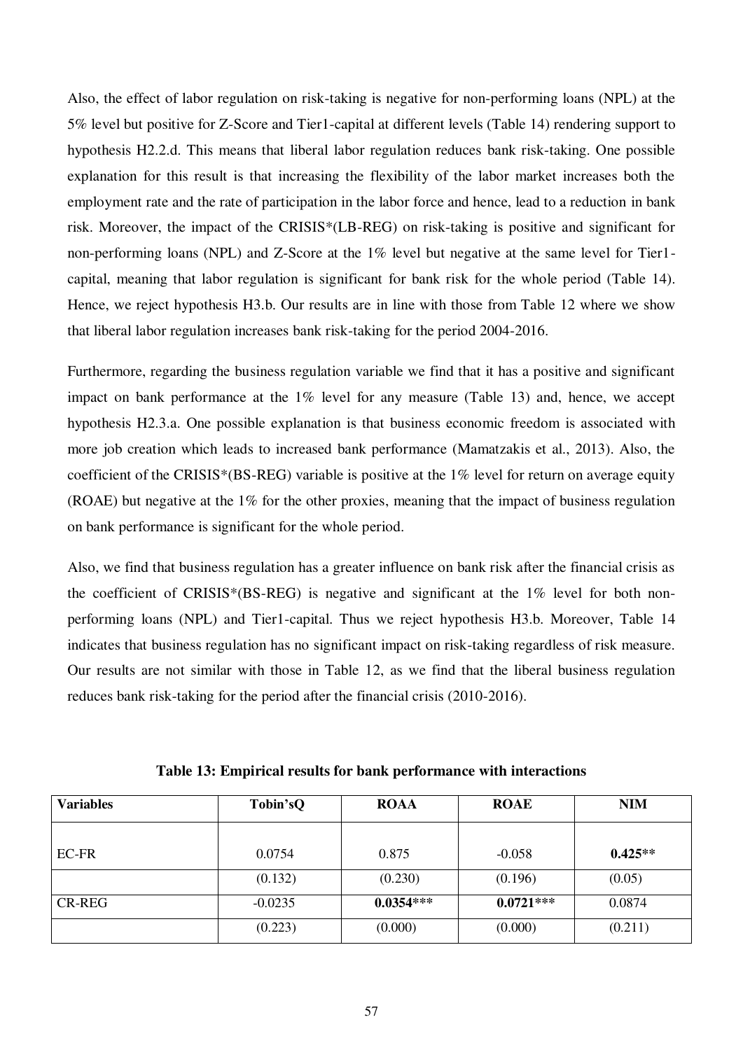Also, the effect of labor regulation on risk-taking is negative for non-performing loans (NPL) at the 5% level but positive for Z-Score and Tier1-capital at different levels (Table 14) rendering support to hypothesis H2.2.d. This means that liberal labor regulation reduces bank risk-taking. One possible explanation for this result is that increasing the flexibility of the labor market increases both the employment rate and the rate of participation in the labor force and hence, lead to a reduction in bank risk. Moreover, the impact of the CRISIS*(LB-REG) on risk-taking is positive and significant for non-performing loans (NPL) and Z-Score at the 1% level but negative at the same level for Tier1-capital, meaning that labor regulation is significant for bank risk for the whole period (Table 14). Hence, we reject hypothesis H3.b. Our results are in line with those from Table 12 where we show that liberal labor regulation increases bank risk-taking for the period 2004-2016.

Furthermore, regarding the business regulation variable we find that it has a positive and significant impact on bank performance at the 1% level for any measure (Table 13) and, hence, we accept hypothesis H2.3.a. One possible explanation is that business economic freedom is associated with more job creation which leads to increased bank performance (Mamatzakis et al., 2013). Also, the coefficient of the CRISIS*(BS-REG) variable is positive at the 1% level for return on average equity (ROAE) but negative at the 1% for the other proxies, meaning that the impact of business regulation on bank performance is significant for the whole period.

Also, we find that business regulation has a greater influence on bank risk after the financial crisis as the coefficient of CRISIS*(BS-REG) is negative and significant at the 1% level for both non-performing loans (NPL) and Tier1-capital. Thus we reject hypothesis H3.b. Moreover, Table 14 indicates that business regulation has no significant impact on risk-taking regardless of risk measure. Our results are not similar with those in Table 12, as we find that the liberal business regulation reduces bank risk-taking for the period after the financial crisis (2010-2016).

**Table 13: Empirical results for bank performance with interactions**

| Variables | Tobin'sQ | ROAA | ROAE | NIM |
|---|---|---|---|---|
| EC-FR | 0.0754 | 0.875 | -0.058 | **0.425**** |
| | (0.132) | (0.230) | (0.196) | (0.05) |
| CR-REG | -0.0235 | **0.0354***** | **0.0721***** | 0.0874 |
| | (0.223) | (0.000) | (0.000) | (0.211) |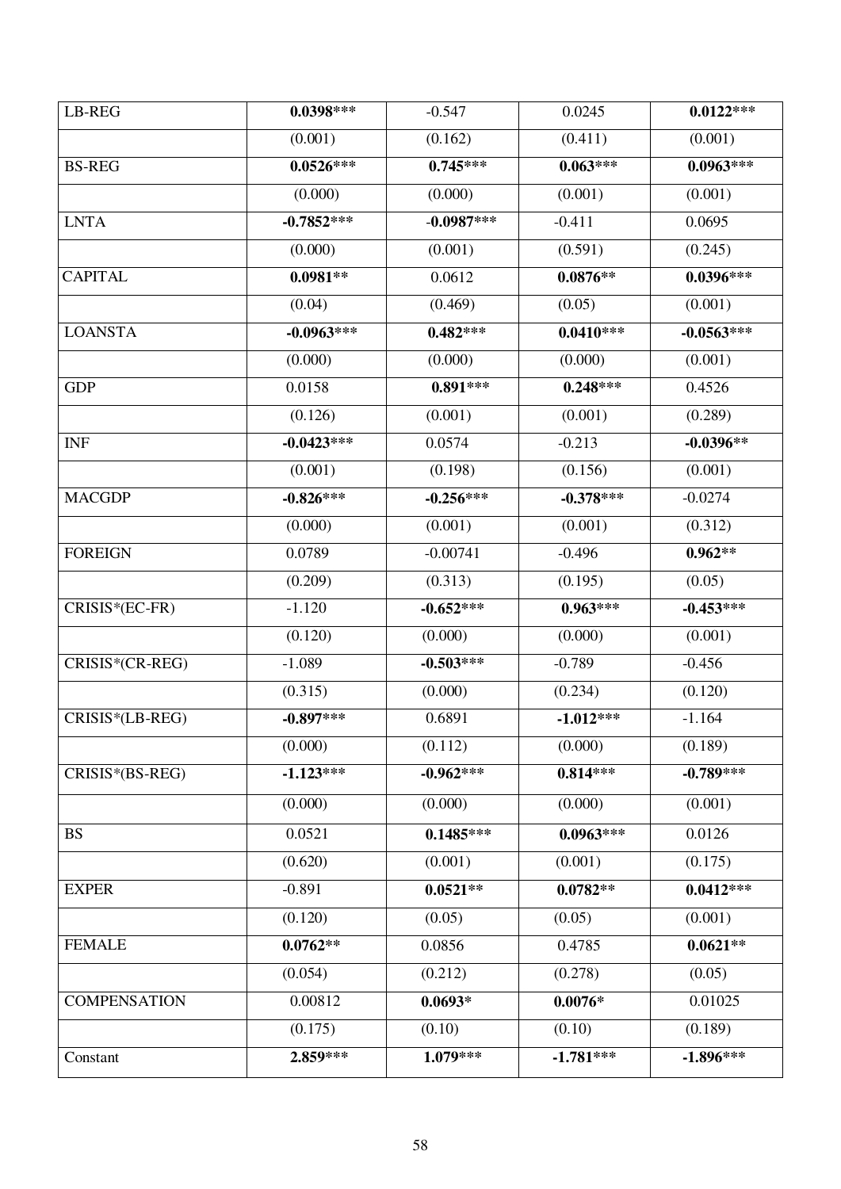| LB-REG | **0.0398*** | -0.547 | 0.0245 | **0.0122*** |
|---|---|---|---|---|
| | (0.001) | (0.162) | (0.411) | (0.001) |
| BS-REG | **0.0526*** | **0.745*** | **0.063*** | **0.0963*** |
| | (0.000) | (0.000) | (0.001) | (0.001) |
| LNTA | **-0.7852*** | **-0.0987*** | -0.411 | 0.0695 |
| | (0.000) | (0.001) | (0.591) | (0.245) |
| CAPITAL | **0.0981** | 0.0612 | **0.0876** | **0.0396*** |
| | (0.04) | (0.469) | (0.05) | (0.001) |
| LOANSTA | **-0.0963*** | **0.482*** | **0.0410*** | **-0.0563*** |
| | (0.000) | (0.000) | (0.000) | (0.001) |
| GDP | 0.0158 | **0.891*** | **0.248*** | 0.4526 |
| | (0.126) | (0.001) | (0.001) | (0.289) |
| INF | **-0.0423*** | 0.0574 | -0.213 | **-0.0396** |
| | (0.001) | (0.198) | (0.156) | (0.001) |
| MACGDP | **-0.826*** | **-0.256*** | **-0.378*** | -0.0274 |
| | (0.000) | (0.001) | (0.001) | (0.312) |
| FOREIGN | 0.0789 | -0.00741 | -0.496 | **0.962** |
| | (0.209) | (0.313) | (0.195) | (0.05) |
| CRISIS*(EC-FR) | -1.120 | **-0.652*** | **0.963*** | **-0.453*** |
| | (0.120) | (0.000) | (0.000) | (0.001) |
| CRISIS*(CR-REG) | -1.089 | **-0.503*** | -0.789 | -0.456 |
| | (0.315) | (0.000) | (0.234) | (0.120) |
| CRISIS*(LB-REG) | **-0.897*** | 0.6891 | **-1.012*** | -1.164 |
| | (0.000) | (0.112) | (0.000) | (0.189) |
| CRISIS*(BS-REG) | **-1.123*** | **-0.962*** | **0.814*** | **-0.789*** |
| | (0.000) | (0.000) | (0.000) | (0.001) |
| BS | 0.0521 | **0.1485*** | **0.0963*** | 0.0126 |
| | (0.620) | (0.001) | (0.001) | (0.175) |
| EXPER | -0.891 | **0.0521** | **0.0782** | **0.0412*** |
| | (0.120) | (0.05) | (0.05) | (0.001) |
| FEMALE | **0.0762** | 0.0856 | 0.4785 | **0.0621** |
| | (0.054) | (0.212) | (0.278) | (0.05) |
| COMPENSATION | 0.00812 | **0.0693*** | **0.0076*** | 0.01025 |
| | (0.175) | (0.10) | (0.10) | (0.189) |
| Constant | **2.859*** | **1.079*** | **-1.781*** | **-1.896*** |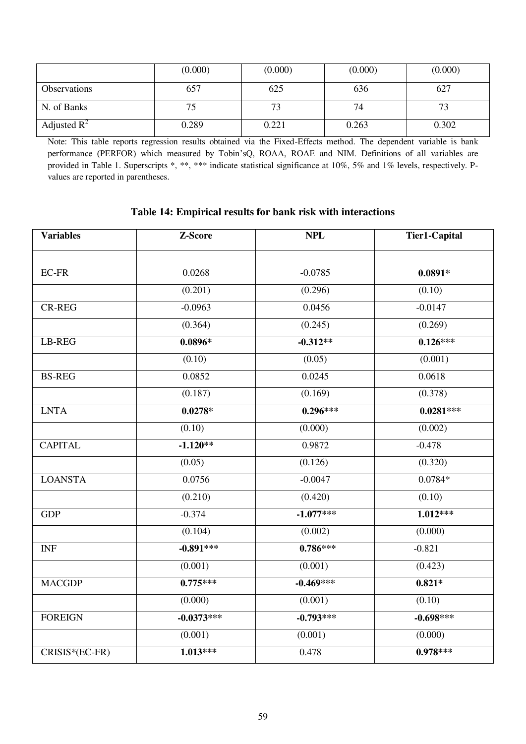|  | (0.000) | (0.000) | (0.000) | (0.000) |
|---|---|---|---|---|
| Observations | 657 | 625 | 636 | 627 |
| N. of Banks | 75 | 73 | 74 | 73 |
| Adjusted $R^2$ | 0.289 | 0.221 | 0.263 | 0.302 |

Note: This table reports regression results obtained via the Fixed-Effects method. The dependent variable is bank performance (PERFOR) which measured by Tobin'sQ, ROAA, ROAE and NIM. Definitions of all variables are provided in Table 1. Superscripts *, **, *** indicate statistical significance at 10%, 5% and 1% levels, respectively. P-values are reported in parentheses.

**Table 14: Empirical results for bank risk with interactions**

| Variables | Z-Score | NPL | Tier1-Capital |
|---|---|---|---|
| EC-FR | 0.0268 | -0.0785 | **0.0891*** |
|  | (0.201) | (0.296) | (0.10) |
| CR-REG | -0.0963 | 0.0456 | -0.0147 |
|  | (0.364) | (0.245) | (0.269) |
| LB-REG | **0.0896*** | **-0.312**** | **0.126***** |
|  | (0.10) | (0.05) | (0.001) |
| BS-REG | 0.0852 | 0.0245 | 0.0618 |
|  | (0.187) | (0.169) | (0.378) |
| LNTA | **0.0278*** | **0.296***** | **0.0281***** |
|  | (0.10) | (0.000) | (0.002) |
| CAPITAL | **-1.120**** | 0.9872 | -0.478 |
|  | (0.05) | (0.126) | (0.320) |
| LOANSTA | 0.0756 | -0.0047 | 0.0784* |
|  | (0.210) | (0.420) | (0.10) |
| GDP | -0.374 | **-1.077***** | **1.012***** |
|  | (0.104) | (0.002) | (0.000) |
| INF | **-0.891***** | **0.786***** | -0.821 |
|  | (0.001) | (0.001) | (0.423) |
| MACGDP | **0.775***** | **-0.469***** | **0.821*** |
|  | (0.000) | (0.001) | (0.10) |
| FOREIGN | **-0.0373***** | **-0.793***** | **-0.698***** |
|  | (0.001) | (0.001) | (0.000) |
| CRISIS*(EC-FR) | **1.013***** | 0.478 | **0.978***** |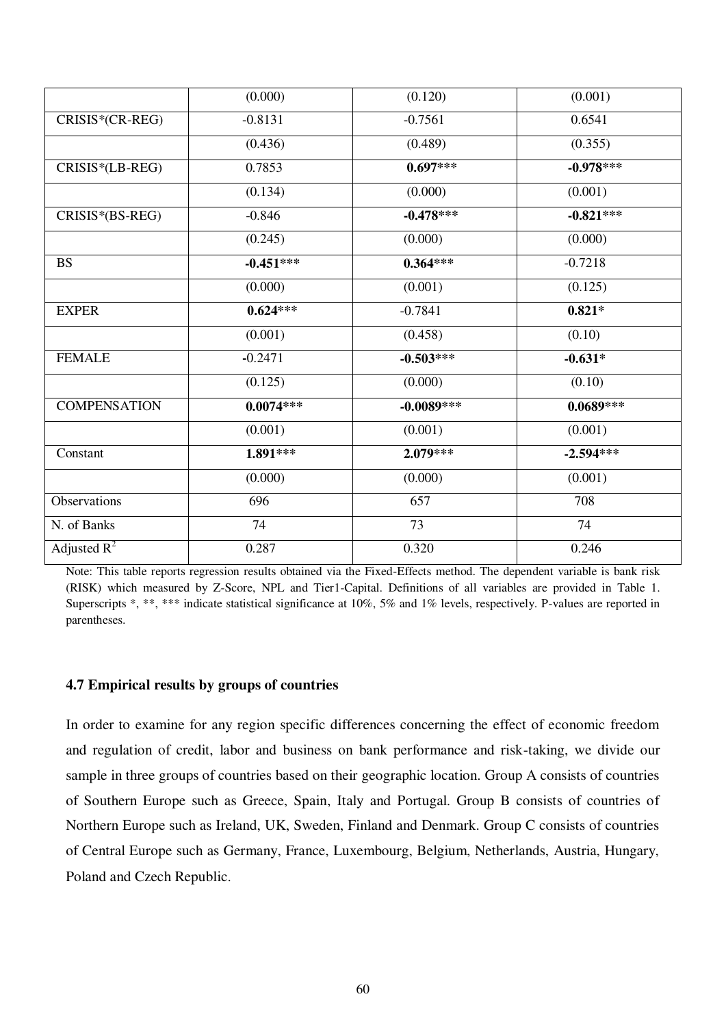| | (0.000) | (0.120) | (0.001) |
|---|---|---|---|
| CRISIS*(CR-REG) | -0.8131 | -0.7561 | 0.6541 |
| | (0.436) | (0.489) | (0.355) |
| CRISIS*(LB-REG) | 0.7853 | **0.697*** ** | **-0.978*** ** |
| | (0.134) | (0.000) | (0.001) |
| CRISIS*(BS-REG) | -0.846 | **-0.478*** ** | **-0.821*** ** |
| | (0.245) | (0.000) | (0.000) |
| BS | **-0.451*** ** | **0.364*** ** | -0.7218 |
| | (0.000) | (0.001) | (0.125) |
| EXPER | **0.624*** ** | -0.7841 | **0.821* ** |
| | (0.001) | (0.458) | (0.10) |
| FEMALE | -0.2471 | **-0.503*** ** | **-0.631* ** |
| | (0.125) | (0.000) | (0.10) |
| COMPENSATION | **0.0074*** ** | **-0.0089*** ** | **0.0689*** ** |
| | (0.001) | (0.001) | (0.001) |
| Constant | **1.891*** ** | **2.079*** ** | **-2.594*** ** |
| | (0.000) | (0.000) | (0.001) |
| Observations | 696 | 657 | 708 |
| N. of Banks | 74 | 73 | 74 |
| Adjusted $R^2$ | 0.287 | 0.320 | 0.246 |

Note: This table reports regression results obtained via the Fixed-Effects method. The dependent variable is bank risk (RISK) which measured by Z-Score, NPL and Tier1-Capital. Definitions of all variables are provided in Table 1. Superscripts *, **, *** indicate statistical significance at 10%, 5% and 1% levels, respectively. P-values are reported in parentheses.

### 4.7 Empirical results by groups of countries

In order to examine for any region specific differences concerning the effect of economic freedom and regulation of credit, labor and business on bank performance and risk-taking, we divide our sample in three groups of countries based on their geographic location. Group A consists of countries of Southern Europe such as Greece, Spain, Italy and Portugal. Group B consists of countries of Northern Europe such as Ireland, UK, Sweden, Finland and Denmark. Group C consists of countries of Central Europe such as Germany, France, Luxembourg, Belgium, Netherlands, Austria, Hungary, Poland and Czech Republic.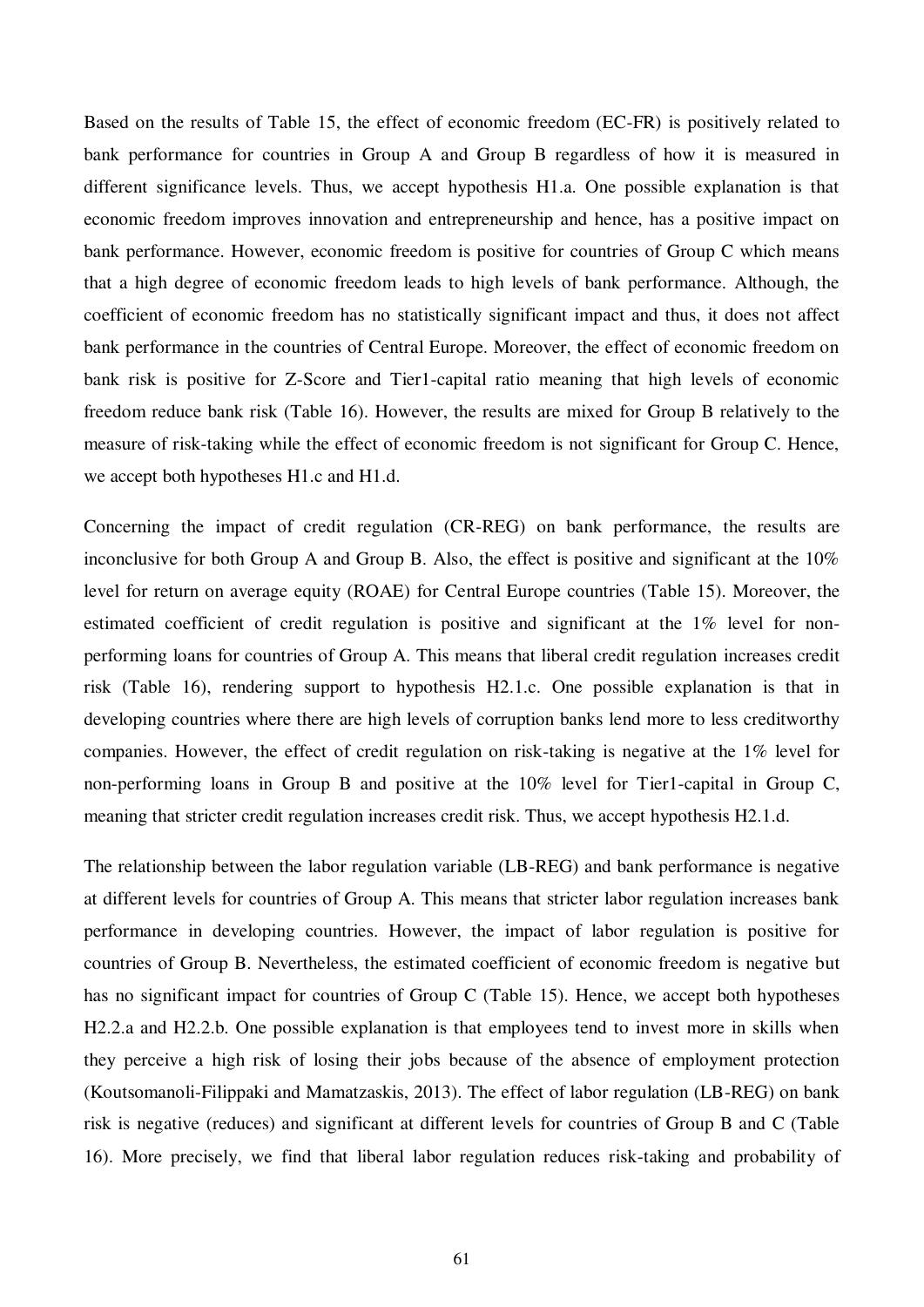Based on the results of Table 15, the effect of economic freedom (EC-FR) is positively related to bank performance for countries in Group A and Group B regardless of how it is measured in different significance levels. Thus, we accept hypothesis H1.a. One possible explanation is that economic freedom improves innovation and entrepreneurship and hence, has a positive impact on bank performance. However, economic freedom is positive for countries of Group C which means that a high degree of economic freedom leads to high levels of bank performance. Although, the coefficient of economic freedom has no statistically significant impact and thus, it does not affect bank performance in the countries of Central Europe. Moreover, the effect of economic freedom on bank risk is positive for Z-Score and Tier1-capital ratio meaning that high levels of economic freedom reduce bank risk (Table 16). However, the results are mixed for Group B relatively to the measure of risk-taking while the effect of economic freedom is not significant for Group C. Hence, we accept both hypotheses H1.c and H1.d.

Concerning the impact of credit regulation (CR-REG) on bank performance, the results are inconclusive for both Group A and Group B. Also, the effect is positive and significant at the 10% level for return on average equity (ROAE) for Central Europe countries (Table 15). Moreover, the estimated coefficient of credit regulation is positive and significant at the 1% level for non-performing loans for countries of Group A. This means that liberal credit regulation increases credit risk (Table 16), rendering support to hypothesis H2.1.c. One possible explanation is that in developing countries where there are high levels of corruption banks lend more to less creditworthy companies. However, the effect of credit regulation on risk-taking is negative at the 1% level for non-performing loans in Group B and positive at the 10% level for Tier1-capital in Group C, meaning that stricter credit regulation increases credit risk. Thus, we accept hypothesis H2.1.d.

The relationship between the labor regulation variable (LB-REG) and bank performance is negative at different levels for countries of Group A. This means that stricter labor regulation increases bank performance in developing countries. However, the impact of labor regulation is positive for countries of Group B. Nevertheless, the estimated coefficient of economic freedom is negative but has no significant impact for countries of Group C (Table 15). Hence, we accept both hypotheses H2.2.a and H2.2.b. One possible explanation is that employees tend to invest more in skills when they perceive a high risk of losing their jobs because of the absence of employment protection (Koutsomanoli-Filippaki and Mamatzaskis, 2013). The effect of labor regulation (LB-REG) on bank risk is negative (reduces) and significant at different levels for countries of Group B and C (Table 16). More precisely, we find that liberal labor regulation reduces risk-taking and probability of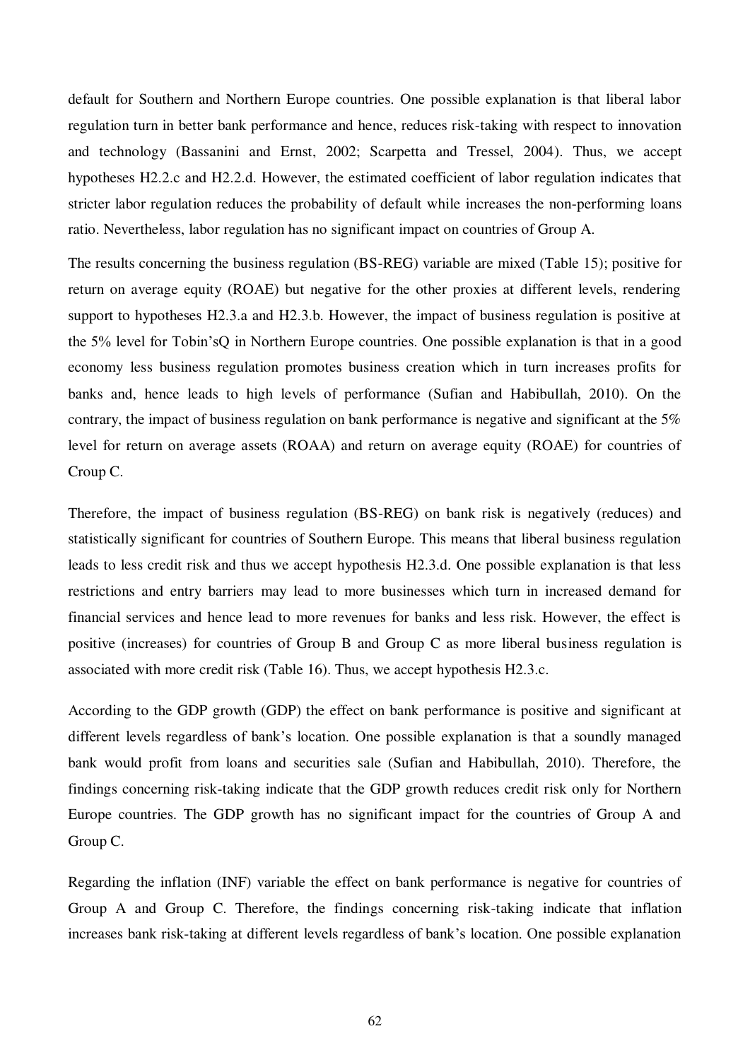default for Southern and Northern Europe countries. One possible explanation is that liberal labor regulation turn in better bank performance and hence, reduces risk-taking with respect to innovation and technology (Bassanini and Ernst, 2002; Scarpetta and Tressel, 2004). Thus, we accept hypotheses H2.2.c and H2.2.d. However, the estimated coefficient of labor regulation indicates that stricter labor regulation reduces the probability of default while increases the non-performing loans ratio. Nevertheless, labor regulation has no significant impact on countries of Group A.

The results concerning the business regulation (BS-REG) variable are mixed (Table 15); positive for return on average equity (ROAE) but negative for the other proxies at different levels, rendering support to hypotheses H2.3.a and H2.3.b. However, the impact of business regulation is positive at the 5% level for Tobin'sQ in Northern Europe countries. One possible explanation is that in a good economy less business regulation promotes business creation which in turn increases profits for banks and, hence leads to high levels of performance (Sufian and Habibullah, 2010). On the contrary, the impact of business regulation on bank performance is negative and significant at the 5% level for return on average assets (ROAA) and return on average equity (ROAE) for countries of Croup C.

Therefore, the impact of business regulation (BS-REG) on bank risk is negatively (reduces) and statistically significant for countries of Southern Europe. This means that liberal business regulation leads to less credit risk and thus we accept hypothesis H2.3.d. One possible explanation is that less restrictions and entry barriers may lead to more businesses which turn in increased demand for financial services and hence lead to more revenues for banks and less risk. However, the effect is positive (increases) for countries of Group B and Group C as more liberal business regulation is associated with more credit risk (Table 16). Thus, we accept hypothesis H2.3.c.

According to the GDP growth (GDP) the effect on bank performance is positive and significant at different levels regardless of bank's location. One possible explanation is that a soundly managed bank would profit from loans and securities sale (Sufian and Habibullah, 2010). Therefore, the findings concerning risk-taking indicate that the GDP growth reduces credit risk only for Northern Europe countries. The GDP growth has no significant impact for the countries of Group A and Group C.

Regarding the inflation (INF) variable the effect on bank performance is negative for countries of Group A and Group C. Therefore, the findings concerning risk-taking indicate that inflation increases bank risk-taking at different levels regardless of bank's location. One possible explanation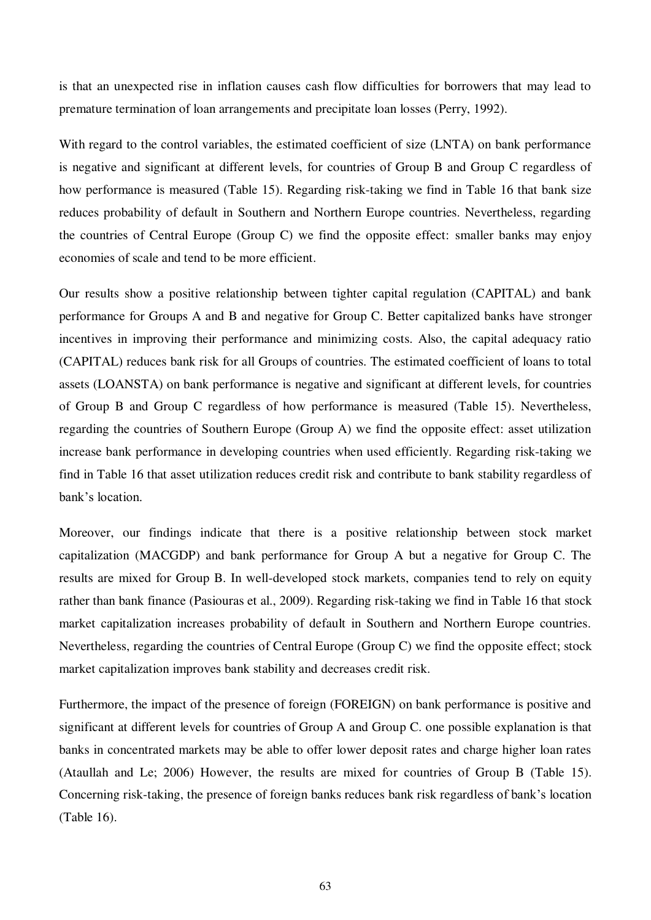is that an unexpected rise in inflation causes cash flow difficulties for borrowers that may lead to premature termination of loan arrangements and precipitate loan losses (Perry, 1992).

With regard to the control variables, the estimated coefficient of size (LNTA) on bank performance is negative and significant at different levels, for countries of Group B and Group C regardless of how performance is measured (Table 15). Regarding risk-taking we find in Table 16 that bank size reduces probability of default in Southern and Northern Europe countries. Nevertheless, regarding the countries of Central Europe (Group C) we find the opposite effect: smaller banks may enjoy economies of scale and tend to be more efficient.

Our results show a positive relationship between tighter capital regulation (CAPITAL) and bank performance for Groups A and B and negative for Group C. Better capitalized banks have stronger incentives in improving their performance and minimizing costs. Also, the capital adequacy ratio (CAPITAL) reduces bank risk for all Groups of countries. The estimated coefficient of loans to total assets (LOANSTA) on bank performance is negative and significant at different levels, for countries of Group B and Group C regardless of how performance is measured (Table 15). Nevertheless, regarding the countries of Southern Europe (Group A) we find the opposite effect: asset utilization increase bank performance in developing countries when used efficiently. Regarding risk-taking we find in Table 16 that asset utilization reduces credit risk and contribute to bank stability regardless of bank's location.

Moreover, our findings indicate that there is a positive relationship between stock market capitalization (MACGDP) and bank performance for Group A but a negative for Group C. The results are mixed for Group B. In well-developed stock markets, companies tend to rely on equity rather than bank finance (Pasiouras et al., 2009). Regarding risk-taking we find in Table 16 that stock market capitalization increases probability of default in Southern and Northern Europe countries. Nevertheless, regarding the countries of Central Europe (Group C) we find the opposite effect; stock market capitalization improves bank stability and decreases credit risk.

Furthermore, the impact of the presence of foreign (FOREIGN) on bank performance is positive and significant at different levels for countries of Group A and Group C. one possible explanation is that banks in concentrated markets may be able to offer lower deposit rates and charge higher loan rates (Ataullah and Le; 2006) However, the results are mixed for countries of Group B (Table 15). Concerning risk-taking, the presence of foreign banks reduces bank risk regardless of bank's location (Table 16).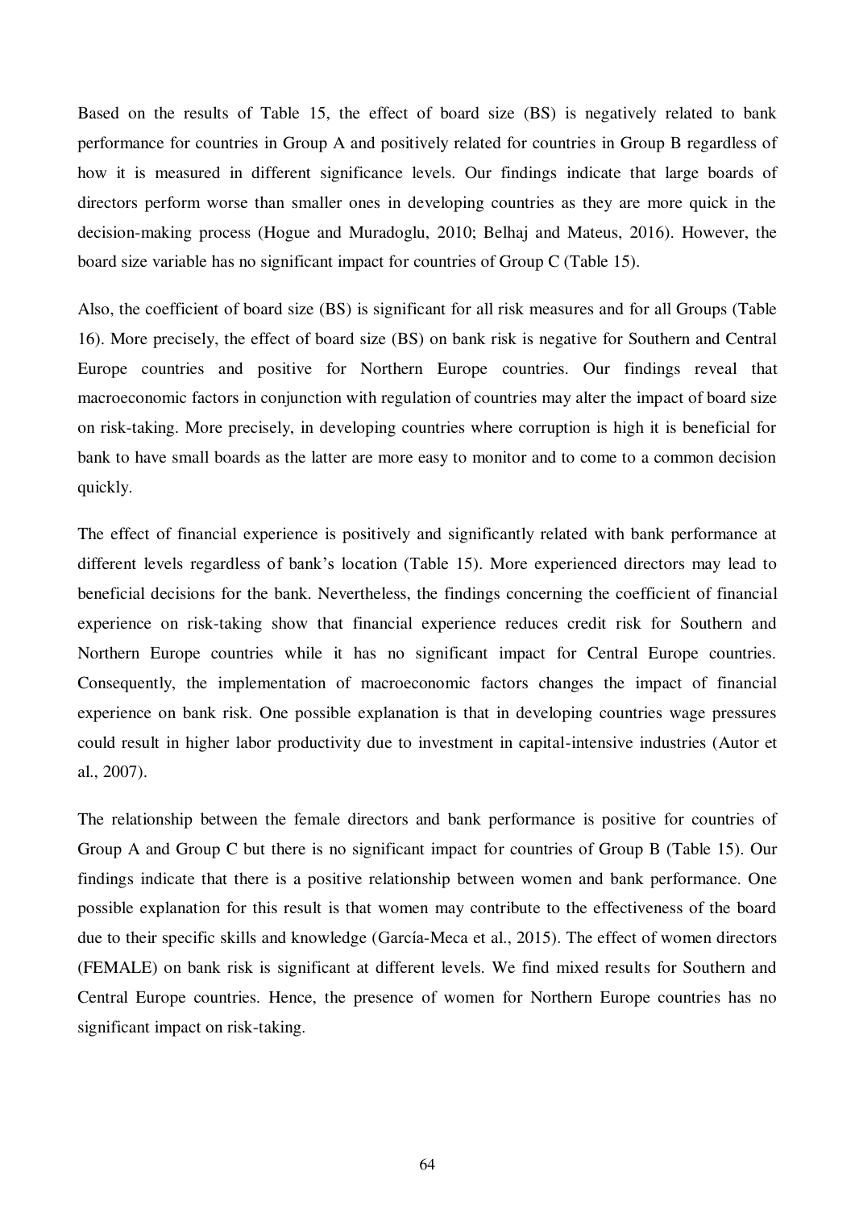Based on the results of Table 15, the effect of board size (BS) is negatively related to bank performance for countries in Group A and positively related for countries in Group B regardless of how it is measured in different significance levels. Our findings indicate that large boards of directors perform worse than smaller ones in developing countries as they are more quick in the decision-making process (Hogue and Muradoglu, 2010; Belhaj and Mateus, 2016). However, the board size variable has no significant impact for countries of Group C (Table 15).

Also, the coefficient of board size (BS) is significant for all risk measures and for all Groups (Table 16). More precisely, the effect of board size (BS) on bank risk is negative for Southern and Central Europe countries and positive for Northern Europe countries. Our findings reveal that macroeconomic factors in conjunction with regulation of countries may alter the impact of board size on risk-taking. More precisely, in developing countries where corruption is high it is beneficial for bank to have small boards as the latter are more easy to monitor and to come to a common decision quickly.

The effect of financial experience is positively and significantly related with bank performance at different levels regardless of bank's location (Table 15). More experienced directors may lead to beneficial decisions for the bank. Nevertheless, the findings concerning the coefficient of financial experience on risk-taking show that financial experience reduces credit risk for Southern and Northern Europe countries while it has no significant impact for Central Europe countries. Consequently, the implementation of macroeconomic factors changes the impact of financial experience on bank risk. One possible explanation is that in developing countries wage pressures could result in higher labor productivity due to investment in capital-intensive industries (Autor et al., 2007).

The relationship between the female directors and bank performance is positive for countries of Group A and Group C but there is no significant impact for countries of Group B (Table 15). Our findings indicate that there is a positive relationship between women and bank performance. One possible explanation for this result is that women may contribute to the effectiveness of the board due to their specific skills and knowledge (García-Meca et al., 2015). The effect of women directors (FEMALE) on bank risk is significant at different levels. We find mixed results for Southern and Central Europe countries. Hence, the presence of women for Northern Europe countries has no significant impact on risk-taking.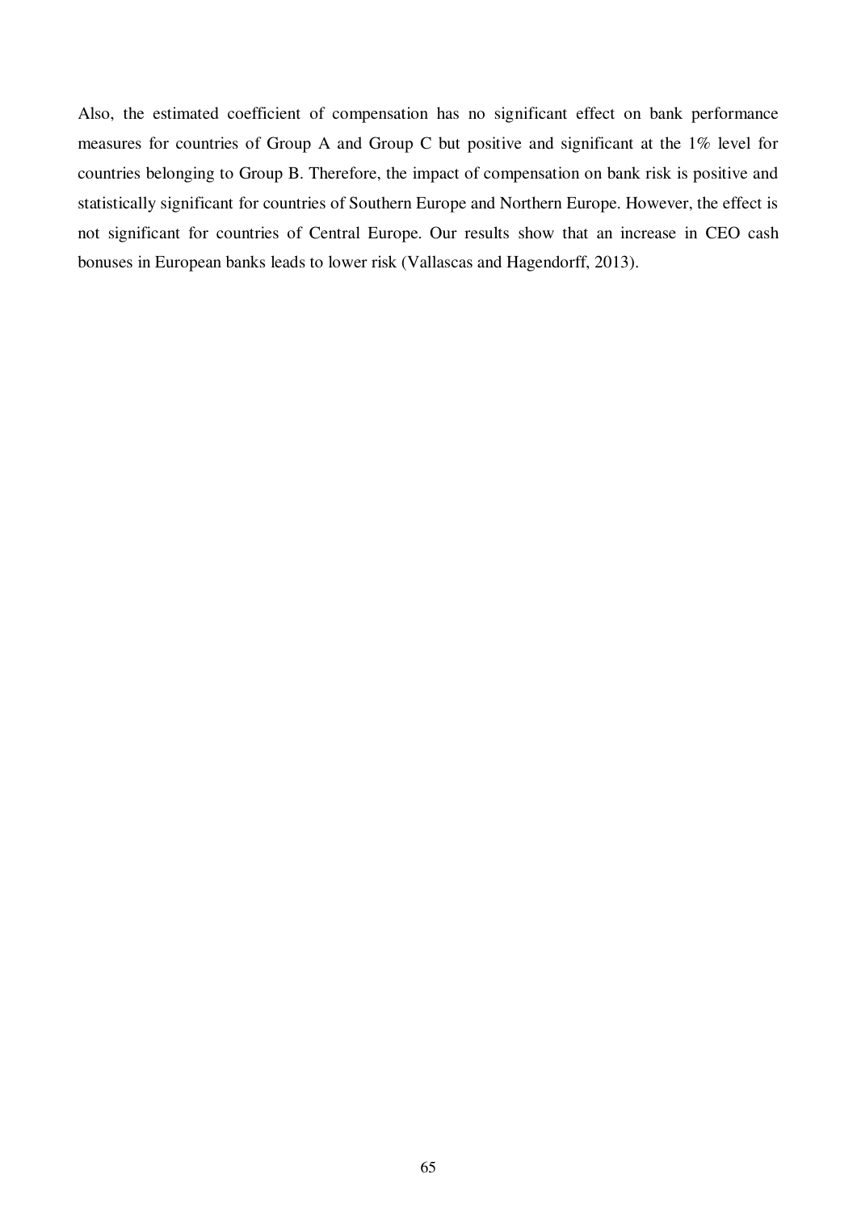Also, the estimated coefficient of compensation has no significant effect on bank performance measures for countries of Group A and Group C but positive and significant at the 1% level for countries belonging to Group B. Therefore, the impact of compensation on bank risk is positive and statistically significant for countries of Southern Europe and Northern Europe. However, the effect is not significant for countries of Central Europe. Our results show that an increase in CEO cash bonuses in European banks leads to lower risk (Vallascas and Hagendorff, 2013).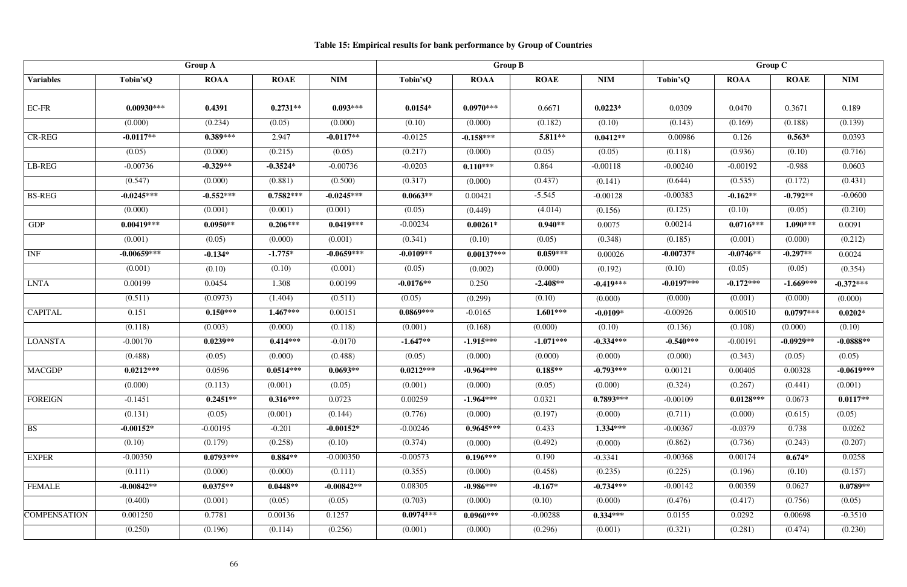**Table 15: Empirical results for bank performance by Group of Countries**

| | Group A | | | | Group B | | | | Group C | | | |
|---|---|---|---|---|---|---|---|---|---|---|---|---|
| **Variables** | **Tobin'sQ** | **ROAA** | **ROAE** | **NIM** | **Tobin'sQ** | **ROAA** | **ROAE** | **NIM** | **Tobin'sQ** | **ROAA** | **ROAE** | **NIM** |
| EC-FR | **0.00930*** ** | **0.4391** | **0.2731*** * | **0.093*** ** | **0.0154*** | **0.0970*** ** | 0.6671 | **0.0223*** | 0.0309 | 0.0470 | 0.3671 | 0.189 |
| | (0.000) | (0.234) | (0.05) | (0.000) | (0.10) | (0.000) | (0.182) | (0.10) | (0.143) | (0.169) | (0.188) | (0.139) |
| CR-REG | **-0.0117*** * | **0.389*** ** | 2.947 | **-0.0117*** * | -0.0125 | **-0.158*** ** | **5.811*** * | **0.0412*** * | 0.00986 | 0.126 | **0.563*** | 0.0393 |
| | (0.05) | (0.000) | (0.215) | (0.05) | (0.217) | (0.000) | (0.05) | (0.05) | (0.118) | (0.936) | (0.10) | (0.716) |
| LB-REG | -0.00736 | **-0.329*** * | **-0.3524*** | -0.00736 | -0.0203 | **0.110*** ** | 0.864 | -0.00118 | -0.00240 | -0.00192 | -0.988 | 0.0603 |
| | (0.547) | (0.000) | (0.881) | (0.500) | (0.317) | (0.000) | (0.437) | (0.141) | (0.644) | (0.535) | (0.172) | (0.431) |
| BS-REG | **-0.0245*** ** | **-0.552*** ** | **0.7582*** ** | **-0.0245*** ** | **0.0663*** * | 0.00421 | -5.545 | -0.00128 | -0.00383 | **-0.162*** * | **-0.792*** * | -0.0600 |
| | (0.000) | (0.001) | (0.001) | (0.001) | (0.05) | (0.449) | (4.014) | (0.156) | (0.125) | (0.10) | (0.05) | (0.210) |
| GDP | **0.00419*** ** | **0.0950*** * | **0.206*** ** | **0.0419*** ** | -0.00234 | **0.00261*** | **0.940*** * | 0.0075 | 0.00214 | **0.0716*** ** | **1.090*** ** | 0.0091 |
| | (0.001) | (0.05) | (0.000) | (0.001) | (0.341) | (0.10) | (0.05) | (0.348) | (0.185) | (0.001) | (0.000) | (0.212) |
| INF | **-0.00659*** ** | **-0.134*** | **-1.775*** | **-0.0659*** ** | **-0.0109*** * | **0.00137*** ** | **0.059*** ** | 0.00026 | **-0.00737*** | **-0.0746*** * | **-0.297*** * | 0.0024 |
| | (0.001) | (0.10) | (0.10) | (0.001) | (0.05) | (0.002) | (0.000) | (0.192) | (0.10) | (0.05) | (0.05) | (0.354) |
| LNTA | 0.00199 | 0.0454 | 1.308 | 0.00199 | **-0.0176*** * | 0.250 | **-2.408*** * | **-0.419*** ** | **-0.0197*** ** | **-0.172*** ** | **-1.669*** ** | **-0.372*** ** |
| | (0.511) | (0.0973) | (1.404) | (0.511) | (0.05) | (0.299) | (0.10) | (0.000) | (0.000) | (0.001) | (0.000) | (0.000) |
| CAPITAL | 0.151 | **0.150*** ** | **1.467*** ** | 0.00151 | **0.0869*** ** | -0.0165 | **1.601*** ** | **-0.0109*** | -0.00926 | 0.00510 | **0.0797*** ** | **0.0202*** |
| | (0.118) | (0.003) | (0.000) | (0.118) | (0.001) | (0.168) | (0.000) | (0.10) | (0.136) | (0.108) | (0.000) | (0.10) |
| LOANSTA | -0.00170 | **0.0239*** * | **0.414*** ** | -0.0170 | **-1.647*** * | **-1.915*** ** | **-1.071*** ** | **-0.334*** ** | **-0.540*** ** | -0.00191 | **-0.0929*** * | **-0.0888*** * |
| | (0.488) | (0.05) | (0.000) | (0.488) | (0.05) | (0.000) | (0.000) | (0.000) | (0.000) | (0.343) | (0.05) | (0.05) |
| MACGDP | **0.0212*** ** | 0.0596 | **0.0514*** ** | **0.0693*** * | **0.0212*** ** | **-0.964*** ** | **0.185*** * | **-0.793*** ** | 0.00121 | 0.00405 | 0.00328 | **-0.0619*** ** |
| | (0.000) | (0.113) | (0.001) | (0.05) | (0.001) | (0.000) | (0.05) | (0.000) | (0.324) | (0.267) | (0.441) | (0.001) |
| FOREIGN | -0.1451 | **0.2451*** * | **0.316*** ** | 0.0723 | 0.00259 | **-1.964*** ** | 0.0321 | **0.7893*** ** | -0.00109 | **0.0128*** ** | 0.0673 | **0.0117*** * |
| | (0.131) | (0.05) | (0.001) | (0.144) | (0.776) | (0.000) | (0.197) | (0.000) | (0.711) | (0.000) | (0.615) | (0.05) |
| BS | **-0.00152*** | -0.00195 | -0.201 | **-0.00152*** | -0.00246 | **0.9645*** ** | 0.433 | **1.334*** ** | -0.00367 | -0.0379 | 0.738 | 0.0262 |
| | (0.10) | (0.179) | (0.258) | (0.10) | (0.374) | (0.000) | (0.492) | (0.000) | (0.862) | (0.736) | (0.243) | (0.207) |
| EXPER | -0.00350 | **0.0793*** ** | **0.884*** * | -0.000350 | -0.00573 | **0.196*** ** | 0.190 | -0.3341 | -0.00368 | 0.00174 | **0.674*** | 0.0258 |
| | (0.111) | (0.000) | (0.000) | (0.111) | (0.355) | (0.000) | (0.458) | (0.235) | (0.225) | (0.196) | (0.10) | (0.157) |
| FEMALE | **-0.00842*** * | **0.0375*** * | **0.0448*** * | **-0.00842*** * | 0.08305 | **-0.986*** ** | **-0.167*** | **-0.734*** ** | -0.00142 | 0.00359 | 0.0627 | **0.0789*** * |
| | (0.400) | (0.001) | (0.05) | (0.05) | (0.703) | (0.000) | (0.10) | (0.000) | (0.476) | (0.417) | (0.756) | (0.05) |
| COMPENSATION | 0.001250 | 0.7781 | 0.00136 | 0.1257 | **0.0974*** ** | **0.0960*** ** | -0.00288 | **0.334*** ** | 0.0155 | 0.0292 | 0.00698 | -0.3510 |
| | (0.250) | (0.196) | (0.114) | (0.256) | (0.001) | (0.000) | (0.296) | (0.001) | (0.321) | (0.281) | (0.474) | (0.230) |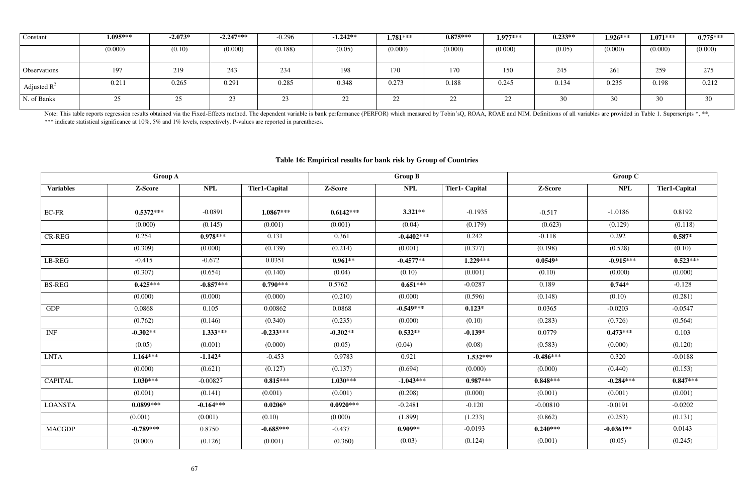| Constant | **1.095***\*** | **-2.073\*** | **-2.247\*\*\*** | -0.296 | **-1.242\*\*** | **1.781\*\*\*** | **0.875\*\*\*** | **1.977\*\*\*** | **0.233\*\*** | **1.926\*\*\*** | **1.071\*\*\*** | **0.775\*\*\*** |
|---|---|---|---|---|---|---|---|---|---|---|---|---|
| | (0.000) | (0.10) | (0.000) | (0.188) | (0.05) | (0.000) | (0.000) | (0.000) | (0.05) | (0.000) | (0.000) | (0.000) |
| Observations | 197 | 219 | 243 | 234 | 198 | 170 | 170 | 150 | 245 | 261 | 259 | 275 |
| Adjusted $R^2$ | 0.211 | 0.265 | 0.291 | 0.285 | 0.348 | 0.273 | 0.188 | 0.245 | 0.134 | 0.235 | 0.198 | 0.212 |
| N. of Banks | 25 | 25 | 23 | 23 | 22 | 22 | 22 | 22 | 30 | 30 | 30 | 30 |

Note: This table reports regression results obtained via the Fixed-Effects method. The dependent variable is bank performance (PERFOR) which measured by Tobin'sQ, ROAA, ROAE and NIM. Definitions of all variables are provided in Table 1. Superscripts *, **, *** indicate statistical significance at 10%, 5% and 1% levels, respectively. P-values are reported in parentheses.

**Table 16: Empirical results for bank risk by Group of Countries**

| | Group A | | | Group B | | | Group C | | |
|---|---|---|---|---|---|---|---|---|---|
| **Variables** | **Z-Score** | **NPL** | **Tier1-Capital** | **Z-Score** | **NPL** | **Tier1- Capital** | **Z-Score** | **NPL** | **Tier1-Capital** |
| EC-FR | **0.5372\*\*\*** | -0.0891 | **1.0867\*\*\*** | **0.6142\*\*\*** | **3.321\*\*** | -0.1935 | -0.517 | -1.0186 | 0.8192 |
| | (0.000) | (0.145) | (0.001) | (0.001) | (0.04) | (0.179) | (0.623) | (0.129) | (0.118) |
| CR-REG | 0.254 | **0.978\*\*\*** | 0.131 | 0.361 | **-0.4402\*\*\*** | 0.242 | -0.118 | 0.292 | **0.587\*** |
| | (0.309) | (0.000) | (0.139) | (0.214) | (0.001) | (0.377) | (0.198) | (0.528) | (0.10) |
| LB-REG | -0.415 | -0.672 | 0.0351 | **0.961\*\*** | **-0.4577\*\*** | **1.229\*\*\*** | **0.0549\*** | **-0.915\*\*\*** | **0.523\*\*\*** |
| | (0.307) | (0.654) | (0.140) | (0.04) | (0.10) | (0.001) | (0.10) | (0.000) | (0.000) |
| BS-REG | **0.425\*\*\*** | **-0.857\*\*\*** | **0.790\*\*\*** | 0.5762 | **0.651\*\*\*** | -0.0287 | 0.189 | **0.744\*** | -0.128 |
| | (0.000) | (0.000) | (0.000) | (0.210) | (0.000) | (0.596) | (0.148) | (0.10) | (0.281) |
| GDP | 0.0868 | 0.105 | 0.00862 | 0.0868 | **-0.549\*\*\*** | **0.123\*** | 0.0365 | -0.0203 | -0.0547 |
| | (0.762) | (0.146) | (0.340) | (0.235) | (0.000) | (0.10) | (0.283) | (0.726) | (0.564) |
| INF | **-0.302\*\*** | **1.333\*\*\*** | **-0.233\*\*\*** | **-0.302\*\*** | **0.532\*\*** | **-0.139\*** | 0.0779 | **0.473\*\*\*** | 0.103 |
| | (0.05) | (0.001) | (0.000) | (0.05) | (0.04) | (0.08) | (0.583) | (0.000) | (0.120) |
| LNTA | **1.164\*\*\*** | **-1.142\*** | -0.453 | 0.9783 | 0.921 | **1.532\*\*\*** | **-0.486\*\*\*** | 0.320 | -0.0188 |
| | (0.000) | (0.621) | (0.127) | (0.137) | (0.694) | (0.000) | (0.000) | (0.440) | (0.153) |
| CAPITAL | **1.030\*\*\*** | -0.00827 | **0.815\*\*\*** | **1.030\*\*\*** | -1.043\*\*\* | **0.987\*\*\*** | **0.848\*\*\*** | **-0.284\*\*\*** | **0.847\*\*\*** |
| | (0.001) | (0.141) | (0.001) | (0.001) | (0.208) | (0.000) | (0.001) | (0.001) | (0.001) |
| LOANSTA | **0.0899\*\*\*** | **-0.164\*\*\*** | **0.0206\*** | **0.0920\*\*\*** | -0.2481 | -0.120 | -0.00810 | -0.0191 | -0.0202 |
| | (0.001) | (0.001) | (0.10) | (0.000) | (1.899) | (1.233) | (0.862) | (0.253) | (0.131) |
| MACGDP | **-0.789\*\*\*** | 0.8750 | **-0.685\*\*\*** | -0.437 | **0.909\*\*** | -0.0193 | **0.240\*\*\*** | **-0.0361\*\*** | 0.0143 |
| | (0.000) | (0.126) | (0.001) | (0.360) | (0.03) | (0.124) | (0.001) | (0.05) | (0.245) |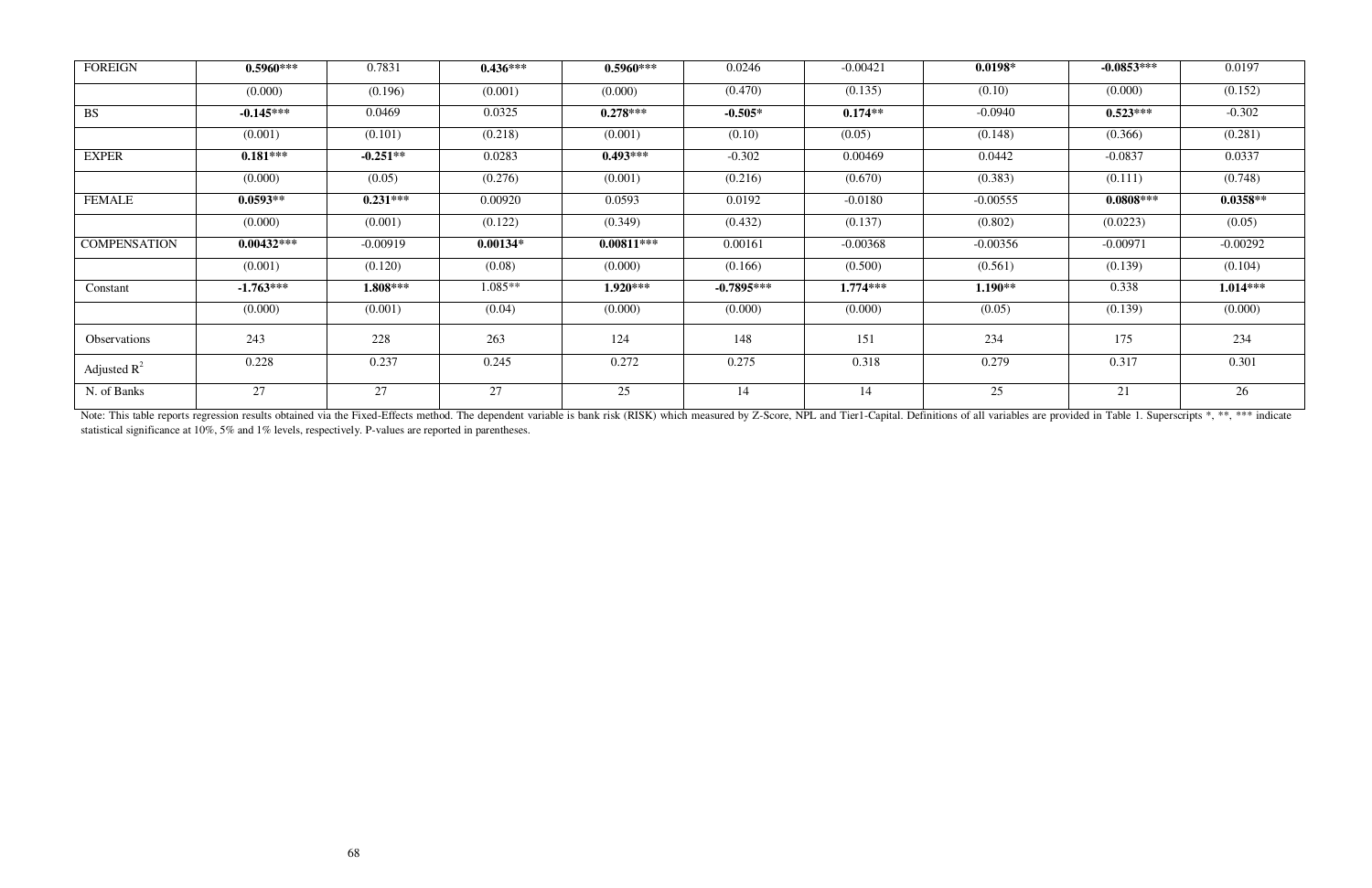| FOREIGN | **0.5960*** ** | 0.7831 | **0.436*** ** | **0.5960*** ** | 0.0246 | -0.00421 | **0.0198*** | **-0.0853*** ** | 0.0197 |
|---|---|---|---|---|---|---|---|---|---|
| | (0.000) | (0.196) | (0.001) | (0.000) | (0.470) | (0.135) | (0.10) | (0.000) | (0.152) |
| BS | **-0.145*** ** | 0.0469 | 0.0325 | **0.278*** ** | **-0.505*** | **0.174**** | -0.0940 | **0.523*** ** | -0.302 |
| | (0.001) | (0.101) | (0.218) | (0.001) | (0.10) | (0.05) | (0.148) | (0.366) | (0.281) |
| EXPER | **0.181*** ** | **-0.251**** | 0.0283 | **0.493*** ** | -0.302 | 0.00469 | 0.0442 | -0.0837 | 0.0337 |
| | (0.000) | (0.05) | (0.276) | (0.001) | (0.216) | (0.670) | (0.383) | (0.111) | (0.748) |
| FEMALE | **0.0593**** | **0.231*** ** | 0.00920 | 0.0593 | 0.0192 | -0.0180 | -0.00555 | **0.0808*** ** | **0.0358**** |
| | (0.000) | (0.001) | (0.122) | (0.349) | (0.432) | (0.137) | (0.802) | (0.0223) | (0.05) |
| COMPENSATION | **0.00432*** ** | -0.00919 | **0.00134*** | **0.00811*** ** | 0.00161 | -0.00368 | -0.00356 | -0.00971 | -0.00292 |
| | (0.001) | (0.120) | (0.08) | (0.000) | (0.166) | (0.500) | (0.561) | (0.139) | (0.104) |
| Constant | **-1.763*** ** | **1.808*** ** | 1.085** | **1.920*** ** | **-0.7895*** ** | **1.774*** ** | **1.190**** | 0.338 | **1.014*** ** |
| | (0.000) | (0.001) | (0.04) | (0.000) | (0.000) | (0.000) | (0.05) | (0.139) | (0.000) |
| Observations | 243 | 228 | 263 | 124 | 148 | 151 | 234 | 175 | 234 |
| Adjusted $R^2$ | 0.228 | 0.237 | 0.245 | 0.272 | 0.275 | 0.318 | 0.279 | 0.317 | 0.301 |
| N. of Banks | 27 | 27 | 27 | 25 | 14 | 14 | 25 | 21 | 26 |

Note: This table reports regression results obtained via the Fixed-Effects method. The dependent variable is bank risk (RISK) which measured by Z-Score, NPL and Tier1-Capital. Definitions of all variables are provided in Table 1. Superscripts *, **, *** indicate statistical significance at 10%, 5% and 1% levels, respectively. P-values are reported in parentheses.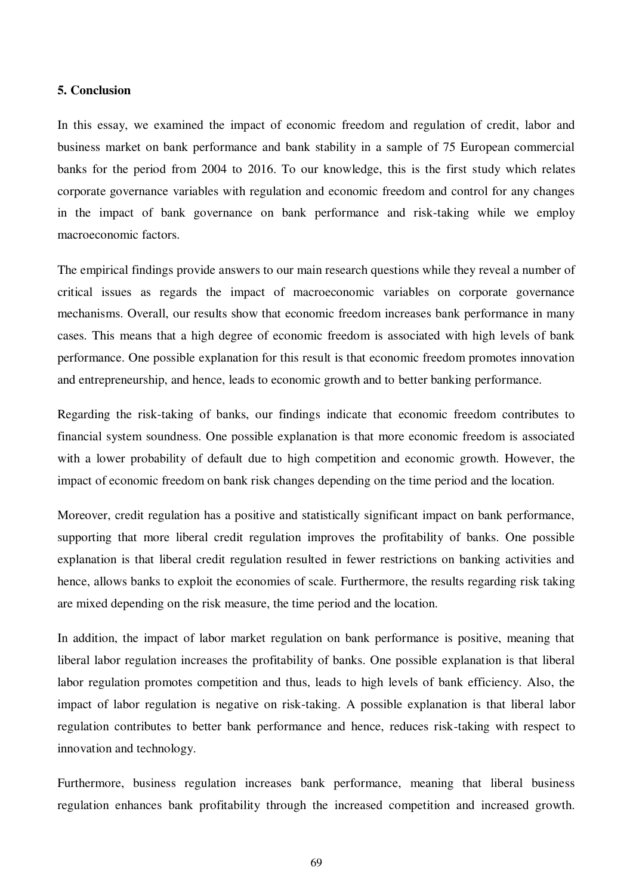## 5. Conclusion

In this essay, we examined the impact of economic freedom and regulation of credit, labor and business market on bank performance and bank stability in a sample of 75 European commercial banks for the period from 2004 to 2016. To our knowledge, this is the first study which relates corporate governance variables with regulation and economic freedom and control for any changes in the impact of bank governance on bank performance and risk-taking while we employ macroeconomic factors.

The empirical findings provide answers to our main research questions while they reveal a number of critical issues as regards the impact of macroeconomic variables on corporate governance mechanisms. Overall, our results show that economic freedom increases bank performance in many cases. This means that a high degree of economic freedom is associated with high levels of bank performance. One possible explanation for this result is that economic freedom promotes innovation and entrepreneurship, and hence, leads to economic growth and to better banking performance.

Regarding the risk-taking of banks, our findings indicate that economic freedom contributes to financial system soundness. One possible explanation is that more economic freedom is associated with a lower probability of default due to high competition and economic growth. However, the impact of economic freedom on bank risk changes depending on the time period and the location.

Moreover, credit regulation has a positive and statistically significant impact on bank performance, supporting that more liberal credit regulation improves the profitability of banks. One possible explanation is that liberal credit regulation resulted in fewer restrictions on banking activities and hence, allows banks to exploit the economies of scale. Furthermore, the results regarding risk taking are mixed depending on the risk measure, the time period and the location.

In addition, the impact of labor market regulation on bank performance is positive, meaning that liberal labor regulation increases the profitability of banks. One possible explanation is that liberal labor regulation promotes competition and thus, leads to high levels of bank efficiency. Also, the impact of labor regulation is negative on risk-taking. A possible explanation is that liberal labor regulation contributes to better bank performance and hence, reduces risk-taking with respect to innovation and technology.

Furthermore, business regulation increases bank performance, meaning that liberal business regulation enhances bank profitability through the increased competition and increased growth.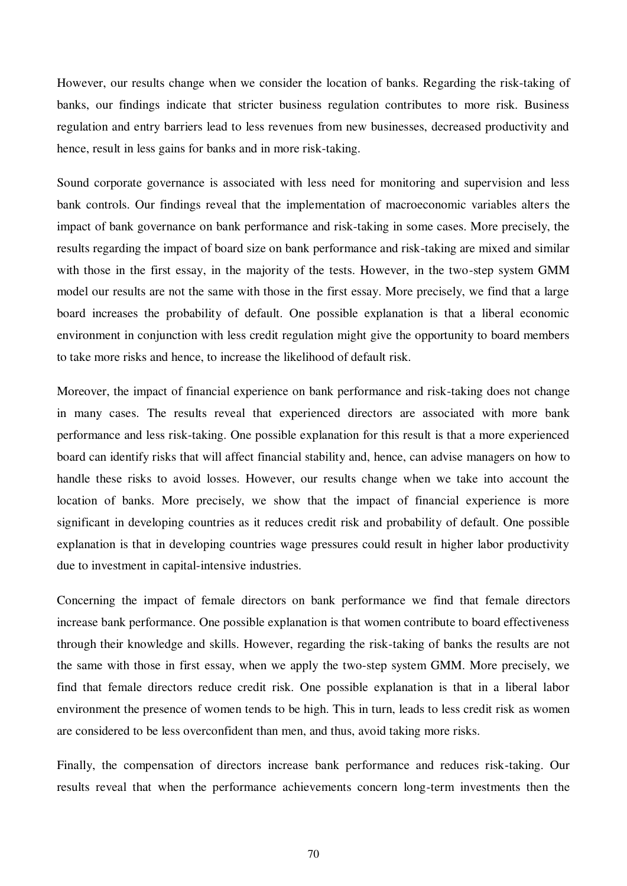However, our results change when we consider the location of banks. Regarding the risk-taking of banks, our findings indicate that stricter business regulation contributes to more risk. Business regulation and entry barriers lead to less revenues from new businesses, decreased productivity and hence, result in less gains for banks and in more risk-taking.

Sound corporate governance is associated with less need for monitoring and supervision and less bank controls. Our findings reveal that the implementation of macroeconomic variables alters the impact of bank governance on bank performance and risk-taking in some cases. More precisely, the results regarding the impact of board size on bank performance and risk-taking are mixed and similar with those in the first essay, in the majority of the tests. However, in the two-step system GMM model our results are not the same with those in the first essay. More precisely, we find that a large board increases the probability of default. One possible explanation is that a liberal economic environment in conjunction with less credit regulation might give the opportunity to board members to take more risks and hence, to increase the likelihood of default risk.

Moreover, the impact of financial experience on bank performance and risk-taking does not change in many cases. The results reveal that experienced directors are associated with more bank performance and less risk-taking. One possible explanation for this result is that a more experienced board can identify risks that will affect financial stability and, hence, can advise managers on how to handle these risks to avoid losses. However, our results change when we take into account the location of banks. More precisely, we show that the impact of financial experience is more significant in developing countries as it reduces credit risk and probability of default. One possible explanation is that in developing countries wage pressures could result in higher labor productivity due to investment in capital-intensive industries.

Concerning the impact of female directors on bank performance we find that female directors increase bank performance. One possible explanation is that women contribute to board effectiveness through their knowledge and skills. However, regarding the risk-taking of banks the results are not the same with those in first essay, when we apply the two-step system GMM. More precisely, we find that female directors reduce credit risk. One possible explanation is that in a liberal labor environment the presence of women tends to be high. This in turn, leads to less credit risk as women are considered to be less overconfident than men, and thus, avoid taking more risks.

Finally, the compensation of directors increase bank performance and reduces risk-taking. Our results reveal that when the performance achievements concern long-term investments then the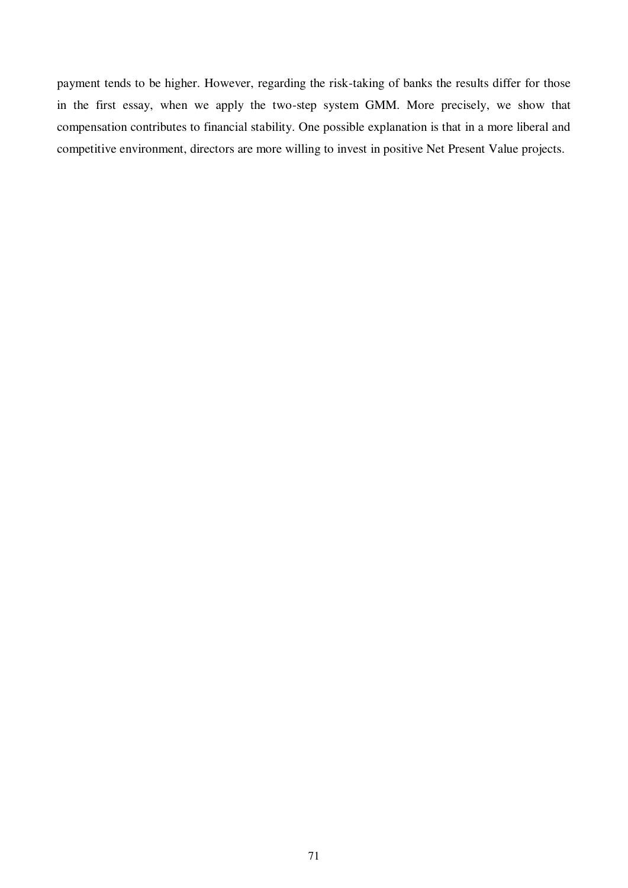payment tends to be higher. However, regarding the risk-taking of banks the results differ for those in the first essay, when we apply the two-step system GMM. More precisely, we show that compensation contributes to financial stability. One possible explanation is that in a more liberal and competitive environment, directors are more willing to invest in positive Net Present Value projects.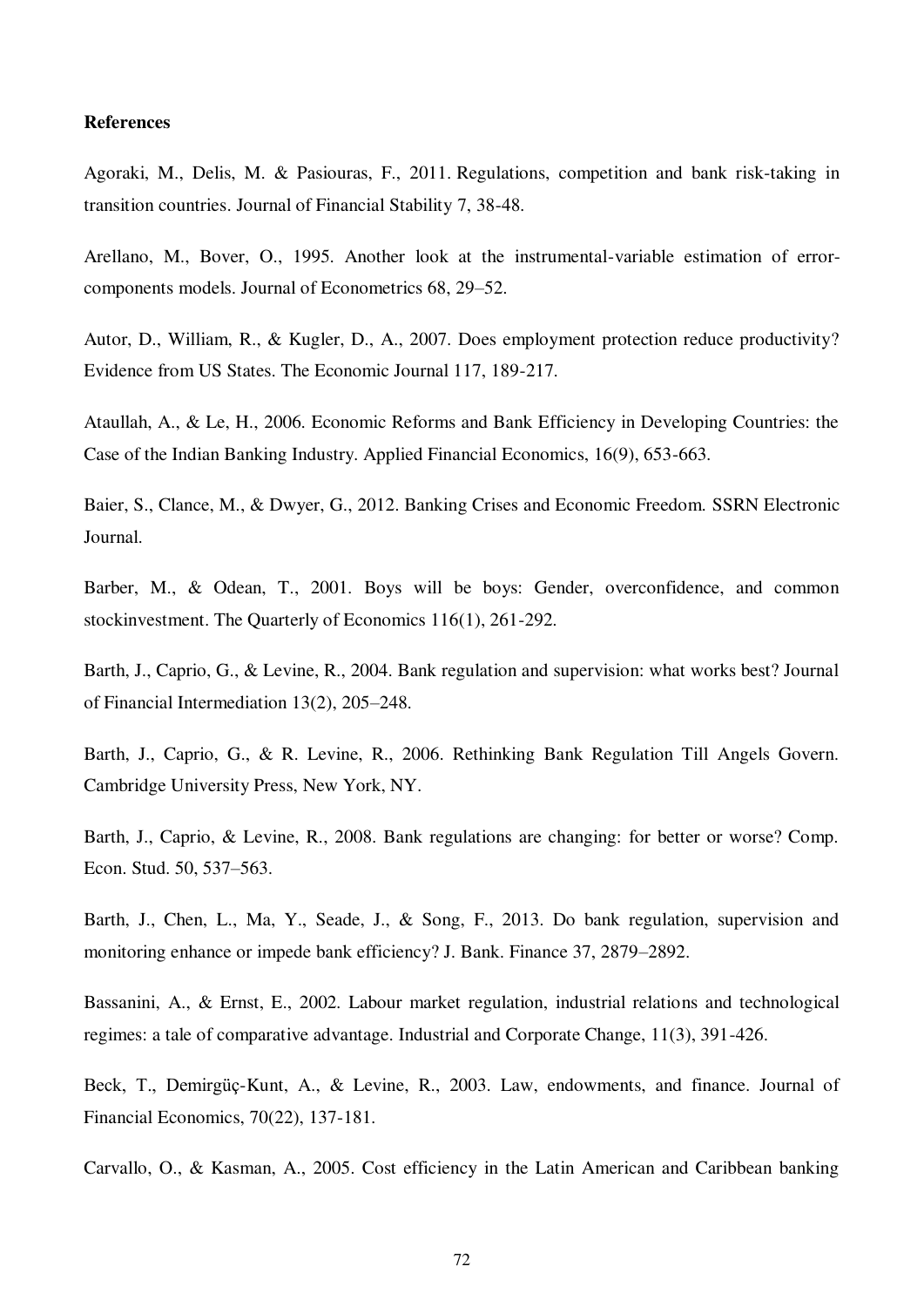**References**

Agoraki, M., Delis, M. & Pasiouras, F., 2011. Regulations, competition and bank risk-taking in transition countries. Journal of Financial Stability 7, 38-48.

Arellano, M., Bover, O., 1995. Another look at the instrumental-variable estimation of error-components models. Journal of Econometrics 68, 29–52.

Autor, D., William, R., & Kugler, D., A., 2007. Does employment protection reduce productivity? Evidence from US States. The Economic Journal 117, 189-217.

Ataullah, A., & Le, H., 2006. Economic Reforms and Bank Efficiency in Developing Countries: the Case of the Indian Banking Industry. Applied Financial Economics, 16(9), 653-663.

Baier, S., Clance, M., & Dwyer, G., 2012. Banking Crises and Economic Freedom. SSRN Electronic Journal.

Barber, M., & Odean, T., 2001. Boys will be boys: Gender, overconfidence, and common stockinvestment. The Quarterly of Economics 116(1), 261-292.

Barth, J., Caprio, G., & Levine, R., 2004. Bank regulation and supervision: what works best? Journal of Financial Intermediation 13(2), 205–248.

Barth, J., Caprio, G., & R. Levine, R., 2006. Rethinking Bank Regulation Till Angels Govern. Cambridge University Press, New York, NY.

Barth, J., Caprio, & Levine, R., 2008. Bank regulations are changing: for better or worse? Comp. Econ. Stud. 50, 537–563.

Barth, J., Chen, L., Ma, Y., Seade, J., & Song, F., 2013. Do bank regulation, supervision and monitoring enhance or impede bank efficiency? J. Bank. Finance 37, 2879–2892.

Bassanini, A., & Ernst, E., 2002. Labour market regulation, industrial relations and technological regimes: a tale of comparative advantage. Industrial and Corporate Change, 11(3), 391-426.

Beck, T., Demirgüç-Kunt, A., & Levine, R., 2003. Law, endowments, and finance. Journal of Financial Economics, 70(22), 137-181.

Carvallo, O., & Kasman, A., 2005. Cost efficiency in the Latin American and Caribbean banking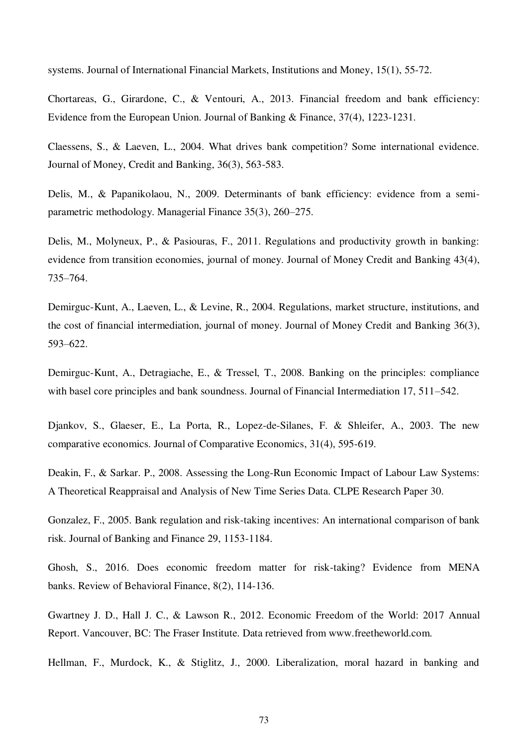systems. Journal of International Financial Markets, Institutions and Money, 15(1), 55-72.

Chortareas, G., Girardone, C., & Ventouri, A., 2013. Financial freedom and bank efficiency: Evidence from the European Union. Journal of Banking & Finance, 37(4), 1223-1231.

Claessens, S., & Laeven, L., 2004. What drives bank competition? Some international evidence. Journal of Money, Credit and Banking, 36(3), 563-583.

Delis, M., & Papanikolaou, N., 2009. Determinants of bank efficiency: evidence from a semi-parametric methodology. Managerial Finance 35(3), 260–275.

Delis, M., Molyneux, P., & Pasiouras, F., 2011. Regulations and productivity growth in banking: evidence from transition economies, journal of money. Journal of Money Credit and Banking 43(4), 735–764.

Demirguc-Kunt, A., Laeven, L., & Levine, R., 2004. Regulations, market structure, institutions, and the cost of financial intermediation, journal of money. Journal of Money Credit and Banking 36(3), 593–622.

Demirguc-Kunt, A., Detragiache, E., & Tressel, T., 2008. Banking on the principles: compliance with basel core principles and bank soundness. Journal of Financial Intermediation 17, 511–542.

Djankov, S., Glaeser, E., La Porta, R., Lopez-de-Silanes, F. & Shleifer, A., 2003. The new comparative economics. Journal of Comparative Economics, 31(4), 595-619.

Deakin, F., & Sarkar. P., 2008. Assessing the Long-Run Economic Impact of Labour Law Systems: A Theoretical Reappraisal and Analysis of New Time Series Data. CLPE Research Paper 30.

Gonzalez, F., 2005. Bank regulation and risk-taking incentives: An international comparison of bank risk. Journal of Banking and Finance 29, 1153-1184.

Ghosh, S., 2016. Does economic freedom matter for risk-taking? Evidence from MENA banks. Review of Behavioral Finance, 8(2), 114-136.

Gwartney J. D., Hall J. C., & Lawson R., 2012. Economic Freedom of the World: 2017 Annual Report. Vancouver, BC: The Fraser Institute. Data retrieved from www.freetheworld.com.

Hellman, F., Murdock, K., & Stiglitz, J., 2000. Liberalization, moral hazard in banking and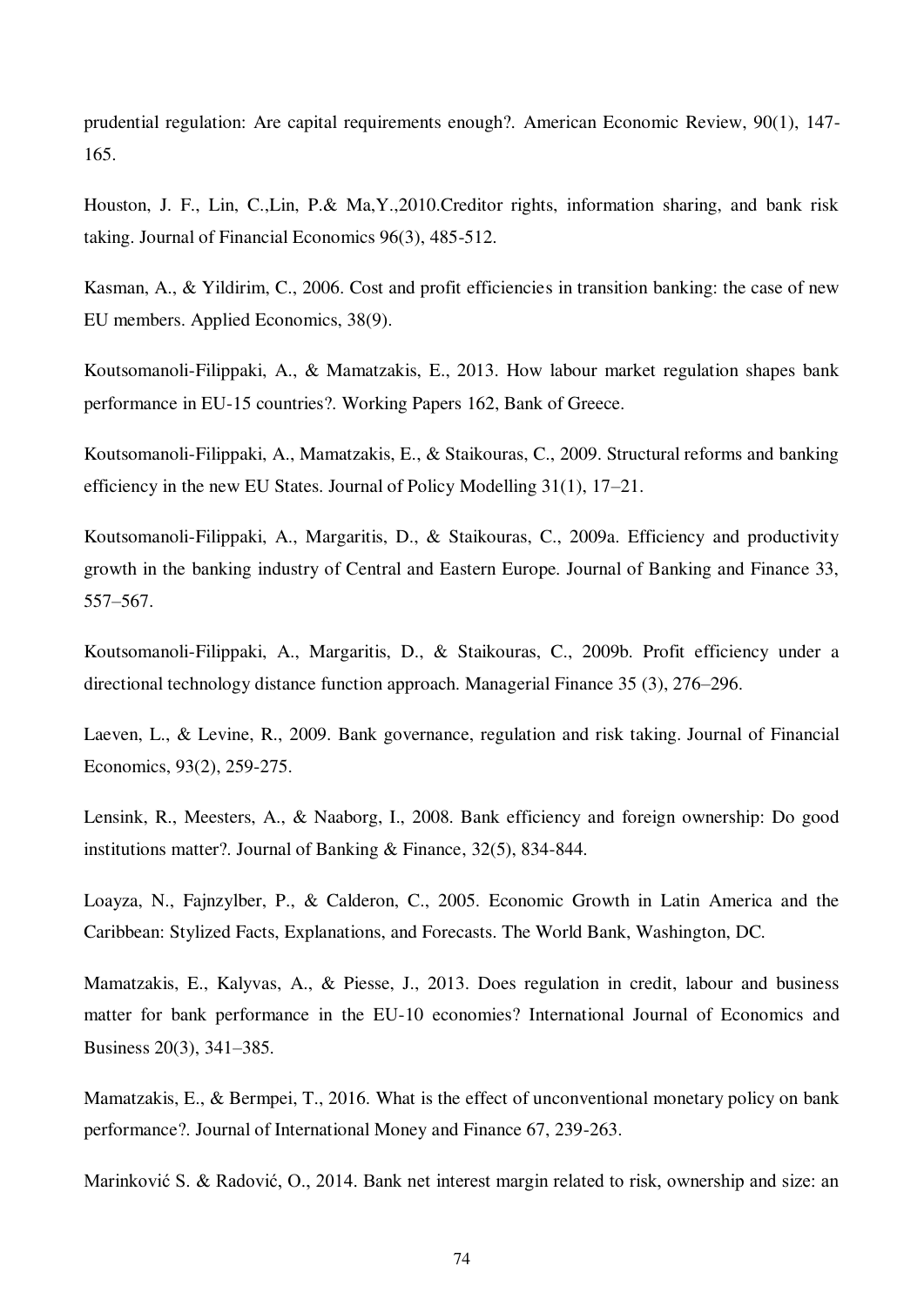prudential regulation: Are capital requirements enough?. American Economic Review, 90(1), 147-165.

Houston, J. F., Lin, C.,Lin, P.& Ma,Y.,2010.Creditor rights, information sharing, and bank risk taking. Journal of Financial Economics 96(3), 485-512.

Kasman, A., & Yildirim, C., 2006. Cost and profit efficiencies in transition banking: the case of new EU members. Applied Economics, 38(9).

Koutsomanoli-Filippaki, A., & Mamatzakis, E., 2013. How labour market regulation shapes bank performance in EU-15 countries?. Working Papers 162, Bank of Greece.

Koutsomanoli-Filippaki, A., Mamatzakis, E., & Staikouras, C., 2009. Structural reforms and banking efficiency in the new EU States. Journal of Policy Modelling 31(1), 17–21.

Koutsomanoli-Filippaki, A., Margaritis, D., & Staikouras, C., 2009a. Efficiency and productivity growth in the banking industry of Central and Eastern Europe. Journal of Banking and Finance 33, 557–567.

Koutsomanoli-Filippaki, A., Margaritis, D., & Staikouras, C., 2009b. Profit efficiency under a directional technology distance function approach. Managerial Finance 35 (3), 276–296.

Laeven, L., & Levine, R., 2009. Bank governance, regulation and risk taking. Journal of Financial Economics, 93(2), 259-275.

Lensink, R., Meesters, A., & Naaborg, I., 2008. Bank efficiency and foreign ownership: Do good institutions matter?. Journal of Banking & Finance, 32(5), 834-844.

Loayza, N., Fajnzylber, P., & Calderon, C., 2005. Economic Growth in Latin America and the Caribbean: Stylized Facts, Explanations, and Forecasts. The World Bank, Washington, DC.

Mamatzakis, E., Kalyvas, A., & Piesse, J., 2013. Does regulation in credit, labour and business matter for bank performance in the EU-10 economies? International Journal of Economics and Business 20(3), 341–385.

Mamatzakis, E., & Bermpei, T., 2016. What is the effect of unconventional monetary policy on bank performance?. Journal of International Money and Finance 67, 239-263.

Marinković S. & Radović, O., 2014. Bank net interest margin related to risk, ownership and size: an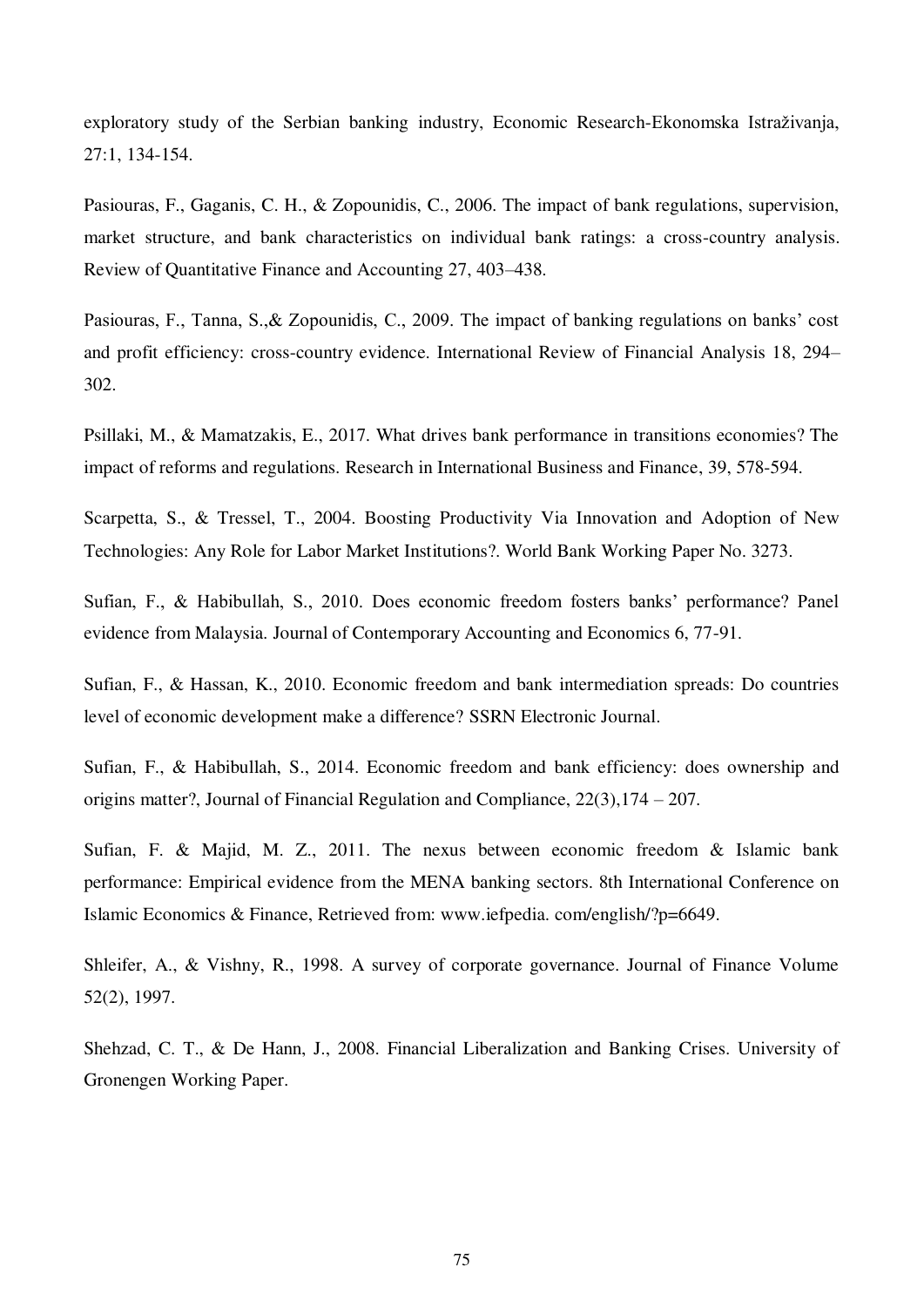exploratory study of the Serbian banking industry, Economic Research-Ekonomska Istraživanja, 27:1, 134-154.

Pasiouras, F., Gaganis, C. H., & Zopounidis, C., 2006. The impact of bank regulations, supervision, market structure, and bank characteristics on individual bank ratings: a cross-country analysis. Review of Quantitative Finance and Accounting 27, 403–438.

Pasiouras, F., Tanna, S.,& Zopounidis, C., 2009. The impact of banking regulations on banks' cost and profit efficiency: cross-country evidence. International Review of Financial Analysis 18, 294–302.

Psillaki, M., & Mamatzakis, E., 2017. What drives bank performance in transitions economies? The impact of reforms and regulations. Research in International Business and Finance, 39, 578-594.

Scarpetta, S., & Tressel, T., 2004. Boosting Productivity Via Innovation and Adoption of New Technologies: Any Role for Labor Market Institutions?. World Bank Working Paper No. 3273.

Sufian, F., & Habibullah, S., 2010. Does economic freedom fosters banks' performance? Panel evidence from Malaysia. Journal of Contemporary Accounting and Economics 6, 77-91.

Sufian, F., & Hassan, K., 2010. Economic freedom and bank intermediation spreads: Do countries level of economic development make a difference? SSRN Electronic Journal.

Sufian, F., & Habibullah, S., 2014. Economic freedom and bank efficiency: does ownership and origins matter?, Journal of Financial Regulation and Compliance, 22(3),174 – 207.

Sufian, F. & Majid, M. Z., 2011. The nexus between economic freedom & Islamic bank performance: Empirical evidence from the MENA banking sectors. 8th International Conference on Islamic Economics & Finance, Retrieved from: www.iefpedia. com/english/?p=6649.

Shleifer, A., & Vishny, R., 1998. A survey of corporate governance. Journal of Finance Volume 52(2), 1997.

Shehzad, C. T., & De Hann, J., 2008. Financial Liberalization and Banking Crises. University of Gronengen Working Paper.